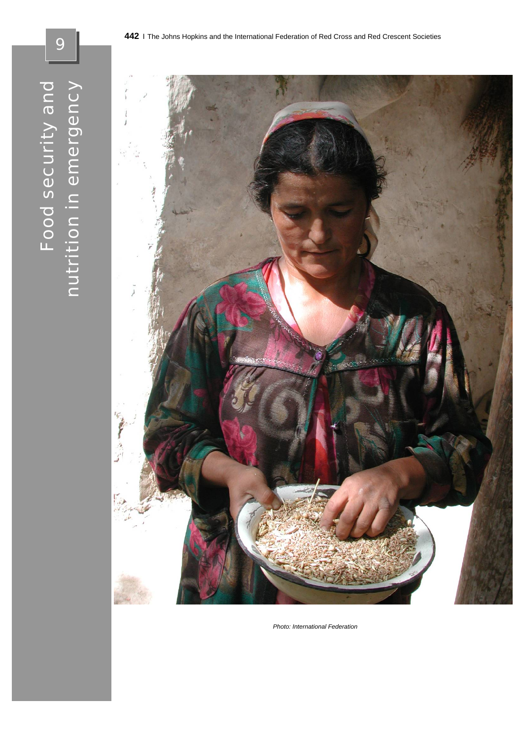# 9

# Food security and nutrition in emergency

*Photo: International Federation*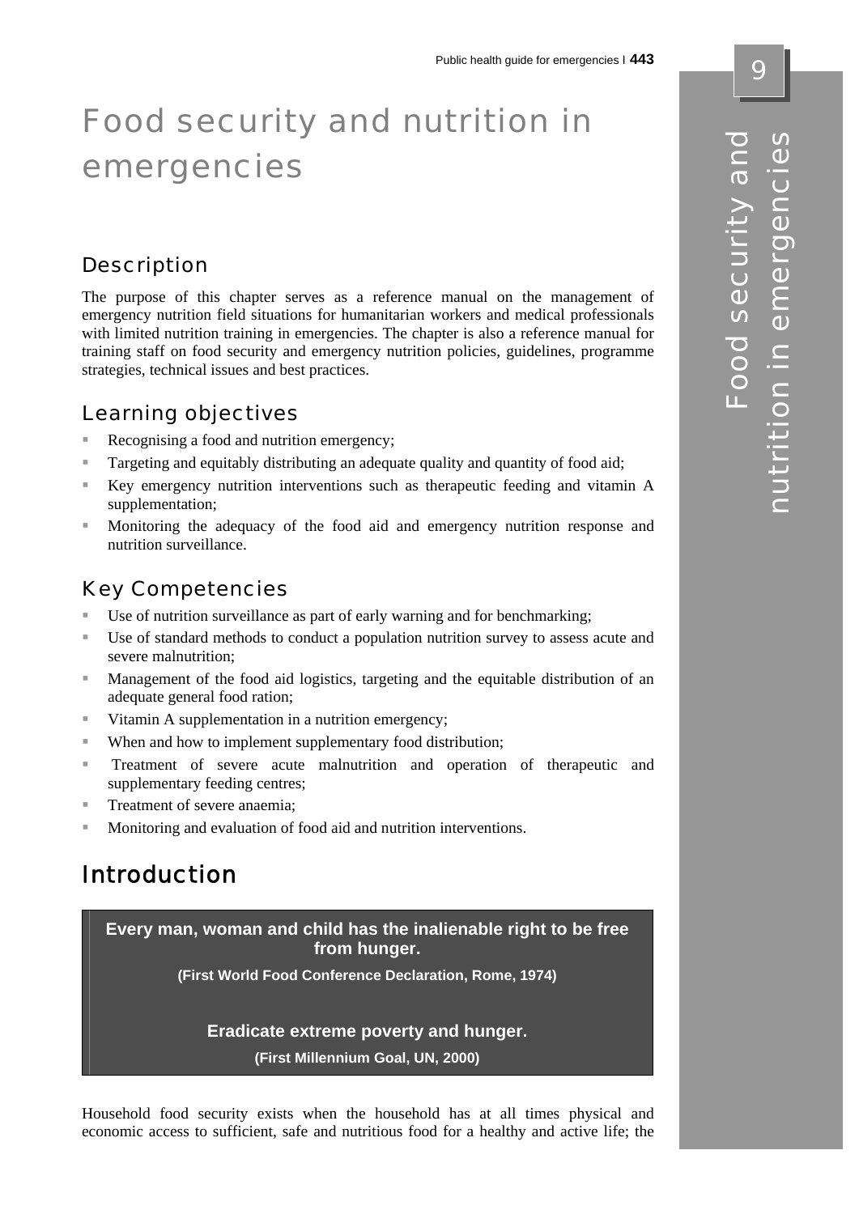# Food security and nutrition in emergencies

## Description

The purpose of this chapter serves as a reference manual on the management of emergency nutrition field situations for humanitarian workers and medical professionals with limited nutrition training in emergencies. The chapter is also a reference manual for training staff on food security and emergency nutrition policies, guidelines, programme strategies, technical issues and best practices.

## Learning objectives

- Recognising a food and nutrition emergency;
- Targeting and equitably distributing an adequate quality and quantity of food aid;
- Key emergency nutrition interventions such as therapeutic feeding and vitamin A supplementation;
- Monitoring the adequacy of the food aid and emergency nutrition response and nutrition surveillance.

## Key Competencies

- Use of nutrition surveillance as part of early warning and for benchmarking;
- Use of standard methods to conduct a population nutrition survey to assess acute and severe malnutrition;
- Management of the food aid logistics, targeting and the equitable distribution of an adequate general food ration;
- Vitamin A supplementation in a nutrition emergency;
- When and how to implement supplementary food distribution;
- Treatment of severe acute malnutrition and operation of therapeutic and supplementary feeding centres;
- Treatment of severe anaemia;
- Monitoring and evaluation of food aid and nutrition interventions.

## Introduction

> **Every man, woman and child has the inalienable right to be free from hunger.**
>
> **(First World Food Conference Declaration, Rome, 1974)**
>
> **Eradicate extreme poverty and hunger.**
>
> **(First Millennium Goal, UN, 2000)**

Household food security exists when the household has at all times physical and economic access to sufficient, safe and nutritious food for a healthy and active life; the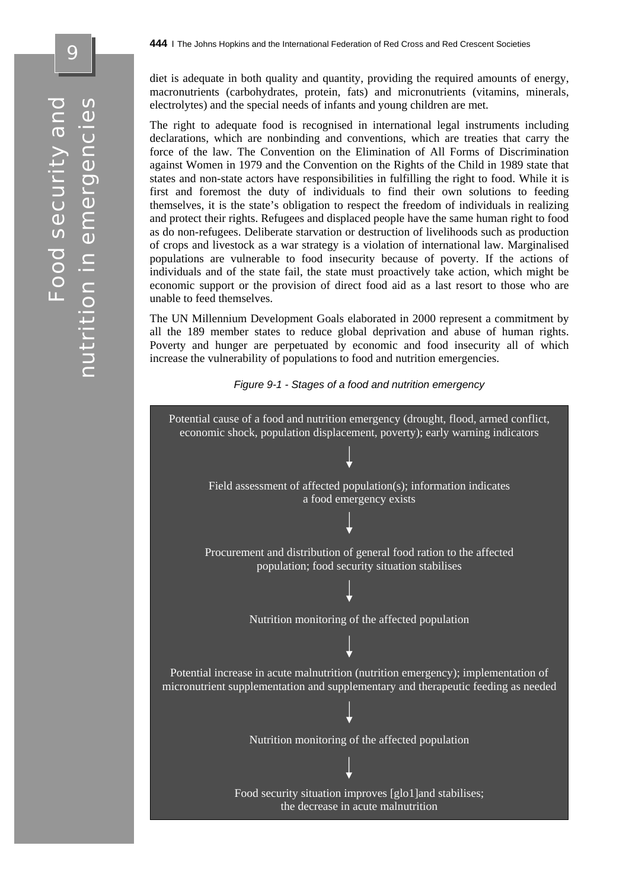diet is adequate in both quality and quantity, providing the required amounts of energy, macronutrients (carbohydrates, protein, fats) and micronutrients (vitamins, minerals, electrolytes) and the special needs of infants and young children are met.

The right to adequate food is recognised in international legal instruments including declarations, which are nonbinding and conventions, which are treaties that carry the force of the law. The Convention on the Elimination of All Forms of Discrimination against Women in 1979 and the Convention on the Rights of the Child in 1989 state that states and non-state actors have responsibilities in fulfilling the right to food. While it is first and foremost the duty of individuals to find their own solutions to feeding themselves, it is the state's obligation to respect the freedom of individuals in realizing and protect their rights. Refugees and displaced people have the same human right to food as do non-refugees. Deliberate starvation or destruction of livelihoods such as production of crops and livestock as a war strategy is a violation of international law. Marginalised populations are vulnerable to food insecurity because of poverty. If the actions of individuals and of the state fail, the state must proactively take action, which might be economic support or the provision of direct food aid as a last resort to those who are unable to feed themselves.

The UN Millennium Development Goals elaborated in 2000 represent a commitment by all the 189 member states to reduce global deprivation and abuse of human rights. Poverty and hunger are perpetuated by economic and food insecurity all of which increase the vulnerability of populations to food and nutrition emergencies.

*Figure 9-1 - Stages of a food and nutrition emergency*

Potential cause of a food and nutrition emergency (drought, flood, armed conflict, economic shock, population displacement, poverty); early warning indicators

↓

Field assessment of affected population(s); information indicates a food emergency exists

↓

Procurement and distribution of general food ration to the affected population; food security situation stabilises

↓

Nutrition monitoring of the affected population

↓

Potential increase in acute malnutrition (nutrition emergency); implementation of micronutrient supplementation and supplementary and therapeutic feeding as needed

↓

Nutrition monitoring of the affected population

↓

Food security situation improves [glo1]and stabilises; the decrease in acute malnutrition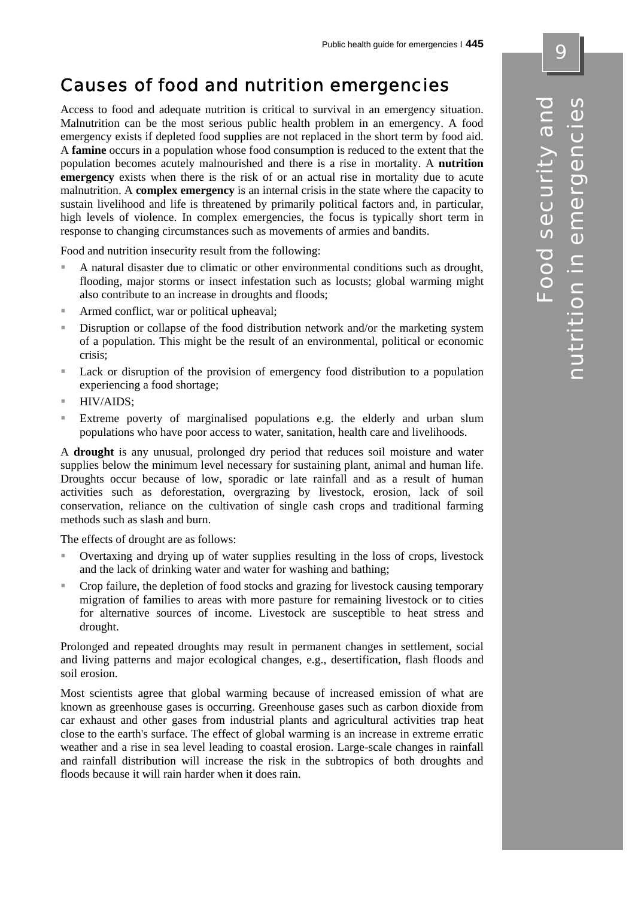# Causes of food and nutrition emergencies

Access to food and adequate nutrition is critical to survival in an emergency situation. Malnutrition can be the most serious public health problem in an emergency. A food emergency exists if depleted food supplies are not replaced in the short term by food aid. A **famine** occurs in a population whose food consumption is reduced to the extent that the population becomes acutely malnourished and there is a rise in mortality. A **nutrition emergency** exists when there is the risk of or an actual rise in mortality due to acute malnutrition. A **complex emergency** is an internal crisis in the state where the capacity to sustain livelihood and life is threatened by primarily political factors and, in particular, high levels of violence. In complex emergencies, the focus is typically short term in response to changing circumstances such as movements of armies and bandits.

Food and nutrition insecurity result from the following:

- A natural disaster due to climatic or other environmental conditions such as drought, flooding, major storms or insect infestation such as locusts; global warming might also contribute to an increase in droughts and floods;
- Armed conflict, war or political upheaval;
- Disruption or collapse of the food distribution network and/or the marketing system of a population. This might be the result of an environmental, political or economic crisis;
- Lack or disruption of the provision of emergency food distribution to a population experiencing a food shortage;
- HIV/AIDS;
- Extreme poverty of marginalised populations e.g. the elderly and urban slum populations who have poor access to water, sanitation, health care and livelihoods.

A **drought** is any unusual, prolonged dry period that reduces soil moisture and water supplies below the minimum level necessary for sustaining plant, animal and human life. Droughts occur because of low, sporadic or late rainfall and as a result of human activities such as deforestation, overgrazing by livestock, erosion, lack of soil conservation, reliance on the cultivation of single cash crops and traditional farming methods such as slash and burn.

The effects of drought are as follows:

- Overtaxing and drying up of water supplies resulting in the loss of crops, livestock and the lack of drinking water and water for washing and bathing;
- Crop failure, the depletion of food stocks and grazing for livestock causing temporary migration of families to areas with more pasture for remaining livestock or to cities for alternative sources of income. Livestock are susceptible to heat stress and drought.

Prolonged and repeated droughts may result in permanent changes in settlement, social and living patterns and major ecological changes, e.g., desertification, flash floods and soil erosion.

Most scientists agree that global warming because of increased emission of what are known as greenhouse gases is occurring. Greenhouse gases such as carbon dioxide from car exhaust and other gases from industrial plants and agricultural activities trap heat close to the earth's surface. The effect of global warming is an increase in extreme erratic weather and a rise in sea level leading to coastal erosion. Large-scale changes in rainfall and rainfall distribution will increase the risk in the subtropics of both droughts and floods because it will rain harder when it does rain.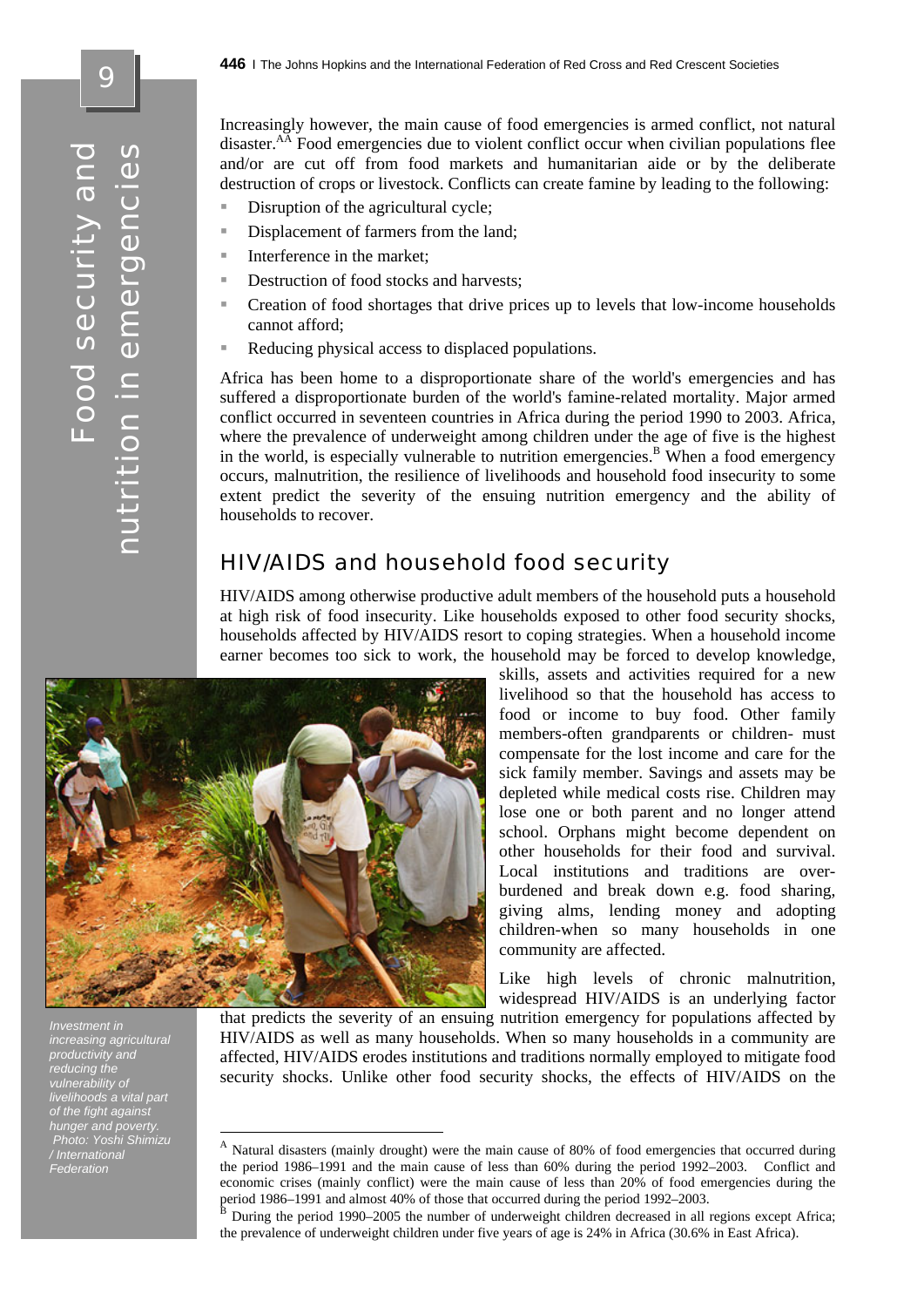Increasingly however, the main cause of food emergencies is armed conflict, not natural disaster.[AA] Food emergencies due to violent conflict occur when civilian populations flee and/or are cut off from food markets and humanitarian aide or by the deliberate destruction of crops or livestock. Conflicts can create famine by leading to the following:

- Disruption of the agricultural cycle;
- Displacement of farmers from the land;
- Interference in the market;
- Destruction of food stocks and harvests;
- Creation of food shortages that drive prices up to levels that low-income households cannot afford;
- Reducing physical access to displaced populations.

Africa has been home to a disproportionate share of the world's emergencies and has suffered a disproportionate burden of the world's famine-related mortality. Major armed conflict occurred in seventeen countries in Africa during the period 1990 to 2003. Africa, where the prevalence of underweight among children under the age of five is the highest in the world, is especially vulnerable to nutrition emergencies.[B] When a food emergency occurs, malnutrition, the resilience of livelihoods and household food insecurity to some extent predict the severity of the ensuing nutrition emergency and the ability of households to recover.

## HIV/AIDS and household food security

HIV/AIDS among otherwise productive adult members of the household puts a household at high risk of food insecurity. Like households exposed to other food security shocks, households affected by HIV/AIDS resort to coping strategies. When a household income earner becomes too sick to work, the household may be forced to develop knowledge, skills, assets and activities required for a new livelihood so that the household has access to food or income to buy food. Other family members-often grandparents or children- must compensate for the lost income and care for the sick family member. Savings and assets may be depleted while medical costs rise. Children may lose one or both parent and no longer attend school. Orphans might become dependent on other households for their food and survival. Local institutions and traditions are over-burdened and break down e.g. food sharing, giving alms, lending money and adopting children-when so many households in one community are affected.

*Investment in increasing agricultural productivity and reducing the vulnerability of livelihoods a vital part of the fight against hunger and poverty. Photo: Yoshi Shimizu / International Federation*

Like high levels of chronic malnutrition, widespread HIV/AIDS is an underlying factor that predicts the severity of an ensuing nutrition emergency for populations affected by HIV/AIDS as well as many households. When so many households in a community are affected, HIV/AIDS erodes institutions and traditions normally employed to mitigate food security shocks. Unlike other food security shocks, the effects of HIV/AIDS on the

---

[A] Natural disasters (mainly drought) were the main cause of 80% of food emergencies that occurred during the period 1986–1991 and the main cause of less than 60% during the period 1992–2003. Conflict and economic crises (mainly conflict) were the main cause of less than 20% of food emergencies during the period 1986–1991 and almost 40% of those that occurred during the period 1992–2003.

[B] During the period 1990–2005 the number of underweight children decreased in all regions except Africa; the prevalence of underweight children under five years of age is 24% in Africa (30.6% in East Africa).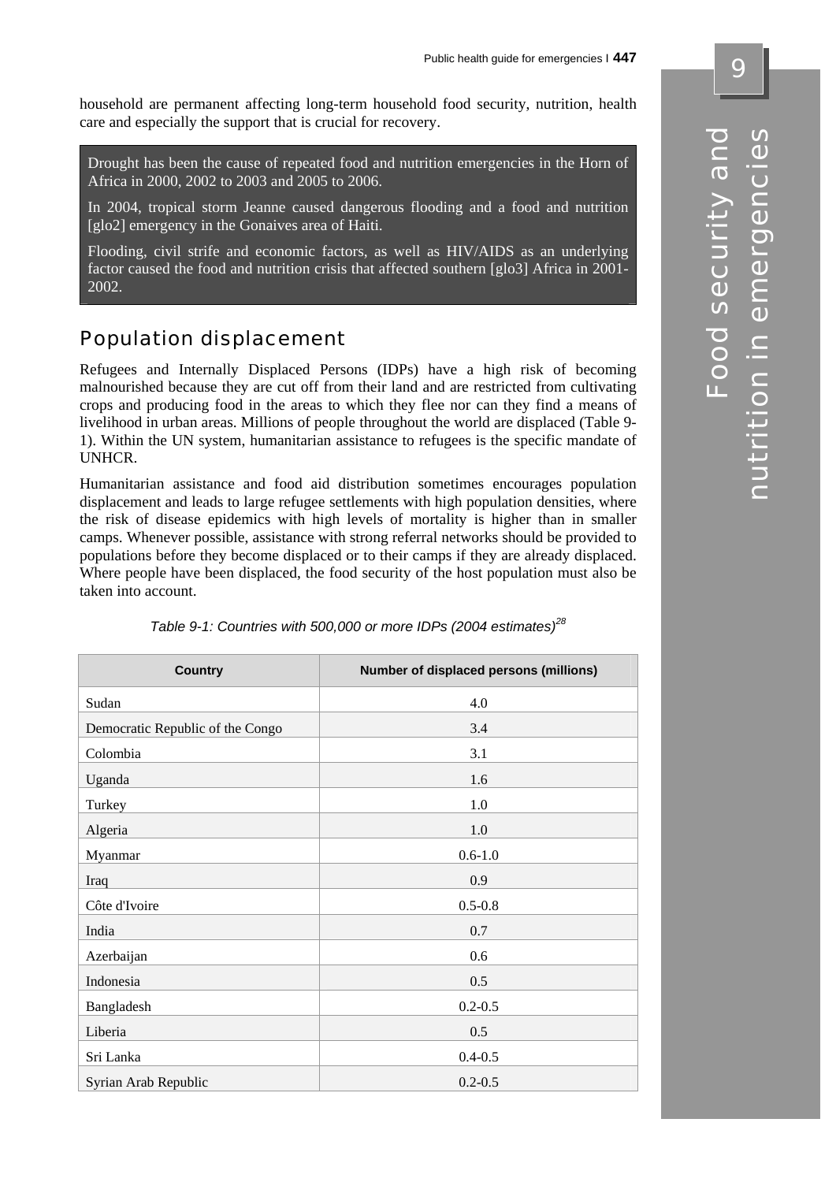household are permanent affecting long-term household food security, nutrition, health care and especially the support that is crucial for recovery.

> Drought has been the cause of repeated food and nutrition emergencies in the Horn of Africa in 2000, 2002 to 2003 and 2005 to 2006.
>
> In 2004, tropical storm Jeanne caused dangerous flooding and a food and nutrition [glo2] emergency in the Gonaives area of Haiti.
>
> Flooding, civil strife and economic factors, as well as HIV/AIDS as an underlying factor caused the food and nutrition crisis that affected southern [glo3] Africa in 2001-2002.

## Population displacement

Refugees and Internally Displaced Persons (IDPs) have a high risk of becoming malnourished because they are cut off from their land and are restricted from cultivating crops and producing food in the areas to which they flee nor can they find a means of livelihood in urban areas. Millions of people throughout the world are displaced (Table 9-1). Within the UN system, humanitarian assistance to refugees is the specific mandate of UNHCR.

Humanitarian assistance and food aid distribution sometimes encourages population displacement and leads to large refugee settlements with high population densities, where the risk of disease epidemics with high levels of mortality is higher than in smaller camps. Whenever possible, assistance with strong referral networks should be provided to populations before they become displaced or to their camps if they are already displaced. Where people have been displaced, the food security of the host population must also be taken into account.

*Table 9-1: Countries with 500,000 or more IDPs (2004 estimates)*[28]

| Country | Number of displaced persons (millions) |
|---|---|
| Sudan | 4.0 |
| Democratic Republic of the Congo | 3.4 |
| Colombia | 3.1 |
| Uganda | 1.6 |
| Turkey | 1.0 |
| Algeria | 1.0 |
| Myanmar | 0.6-1.0 |
| Iraq | 0.9 |
| Côte d'Ivoire | 0.5-0.8 |
| India | 0.7 |
| Azerbaijan | 0.6 |
| Indonesia | 0.5 |
| Bangladesh | 0.2-0.5 |
| Liberia | 0.5 |
| Sri Lanka | 0.4-0.5 |
| Syrian Arab Republic | 0.2-0.5 |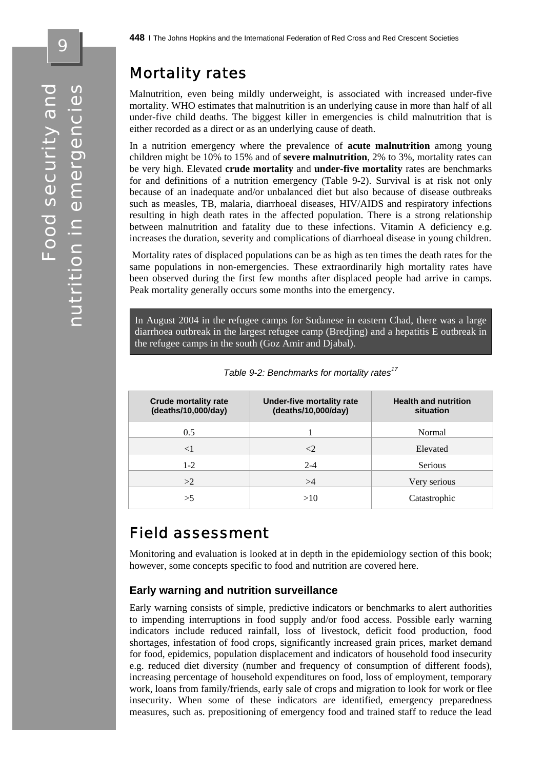## Mortality rates

Malnutrition, even being mildly underweight, is associated with increased under-five mortality. WHO estimates that malnutrition is an underlying cause in more than half of all under-five child deaths. The biggest killer in emergencies is child malnutrition that is either recorded as a direct or as an underlying cause of death.

In a nutrition emergency where the prevalence of **acute malnutrition** among young children might be 10% to 15% and of **severe malnutrition**, 2% to 3%, mortality rates can be very high. Elevated **crude mortality** and **under-five mortality** rates are benchmarks for and definitions of a nutrition emergency (Table 9-2). Survival is at risk not only because of an inadequate and/or unbalanced diet but also because of disease outbreaks such as measles, TB, malaria, diarrhoeal diseases, HIV/AIDS and respiratory infections resulting in high death rates in the affected population. There is a strong relationship between malnutrition and fatality due to these infections. Vitamin A deficiency e.g. increases the duration, severity and complications of diarrhoeal disease in young children.

Mortality rates of displaced populations can be as high as ten times the death rates for the same populations in non-emergencies. These extraordinarily high mortality rates have been observed during the first few months after displaced people had arrive in camps. Peak mortality generally occurs some months into the emergency.

In August 2004 in the refugee camps for Sudanese in eastern Chad, there was a large diarrhoea outbreak in the largest refugee camp (Bredjing) and a hepatitis E outbreak in the refugee camps in the south (Goz Amir and Djabal).

*Table 9-2: Benchmarks for mortality rates[17]*

| Crude mortality rate (deaths/10,000/day) | Under-five mortality rate (deaths/10,000/day) | Health and nutrition situation |
|---|---|---|
| 0.5 | 1 | Normal |
| <1 | <2 | Elevated |
| 1-2 | 2-4 | Serious |
| >2 | >4 | Very serious |
| >5 | >10 | Catastrophic |

## Field assessment

Monitoring and evaluation is looked at in depth in the epidemiology section of this book; however, some concepts specific to food and nutrition are covered here.

### Early warning and nutrition surveillance

Early warning consists of simple, predictive indicators or benchmarks to alert authorities to impending interruptions in food supply and/or food access. Possible early warning indicators include reduced rainfall, loss of livestock, deficit food production, food shortages, infestation of food crops, significantly increased grain prices, market demand for food, epidemics, population displacement and indicators of household food insecurity e.g. reduced diet diversity (number and frequency of consumption of different foods), increasing percentage of household expenditures on food, loss of employment, temporary work, loans from family/friends, early sale of crops and migration to look for work or flee insecurity. When some of these indicators are identified, emergency preparedness measures, such as. prepositioning of emergency food and trained staff to reduce the lead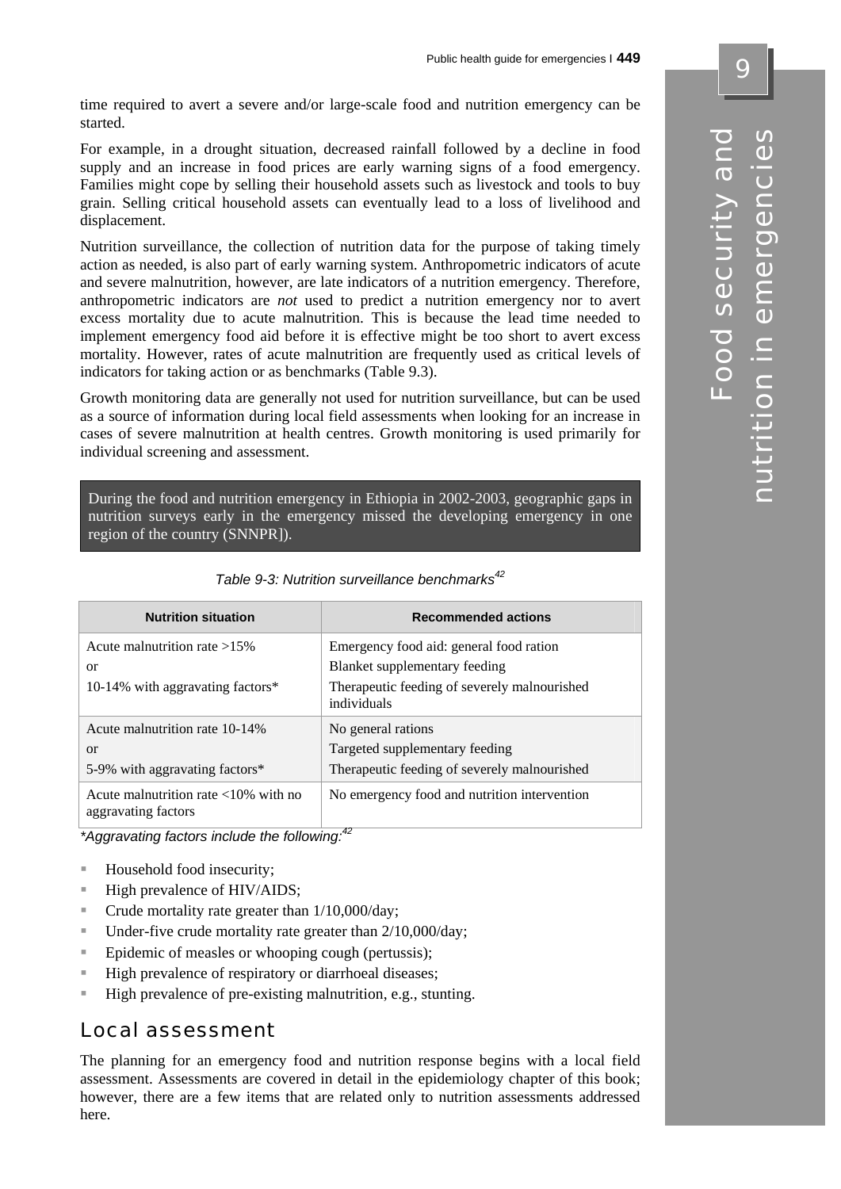time required to avert a severe and/or large-scale food and nutrition emergency can be started.

For example, in a drought situation, decreased rainfall followed by a decline in food supply and an increase in food prices are early warning signs of a food emergency. Families might cope by selling their household assets such as livestock and tools to buy grain. Selling critical household assets can eventually lead to a loss of livelihood and displacement.

Nutrition surveillance, the collection of nutrition data for the purpose of taking timely action as needed, is also part of early warning system. Anthropometric indicators of acute and severe malnutrition, however, are late indicators of a nutrition emergency. Therefore, anthropometric indicators are *not* used to predict a nutrition emergency nor to avert excess mortality due to acute malnutrition. This is because the lead time needed to implement emergency food aid before it is effective might be too short to avert excess mortality. However, rates of acute malnutrition are frequently used as critical levels of indicators for taking action or as benchmarks (Table 9.3).

Growth monitoring data are generally not used for nutrition surveillance, but can be used as a source of information during local field assessments when looking for an increase in cases of severe malnutrition at health centres. Growth monitoring is used primarily for individual screening and assessment.

During the food and nutrition emergency in Ethiopia in 2002-2003, geographic gaps in nutrition surveys early in the emergency missed the developing emergency in one region of the country (SNNPR]).

*Table 9-3: Nutrition surveillance benchmarks*[42]

| Nutrition situation | Recommended actions |
|---|---|
| Acute malnutrition rate >15%<br>or<br>10-14% with aggravating factors* | Emergency food aid: general food ration<br>Blanket supplementary feeding<br>Therapeutic feeding of severely malnourished individuals |
| Acute malnutrition rate 10-14%<br>or<br>5-9% with aggravating factors* | No general rations<br>Targeted supplementary feeding<br>Therapeutic feeding of severely malnourished |
| Acute malnutrition rate <10% with no aggravating factors | No emergency food and nutrition intervention |

**Aggravating factors include the following:*[42]

- Household food insecurity;
- High prevalence of HIV/AIDS;
- Crude mortality rate greater than 1/10,000/day;
- Under-five crude mortality rate greater than 2/10,000/day;
- Epidemic of measles or whooping cough (pertussis);
- High prevalence of respiratory or diarrhoeal diseases;
- High prevalence of pre-existing malnutrition, e.g., stunting.

## Local assessment

The planning for an emergency food and nutrition response begins with a local field assessment. Assessments are covered in detail in the epidemiology chapter of this book; however, there are a few items that are related only to nutrition assessments addressed here.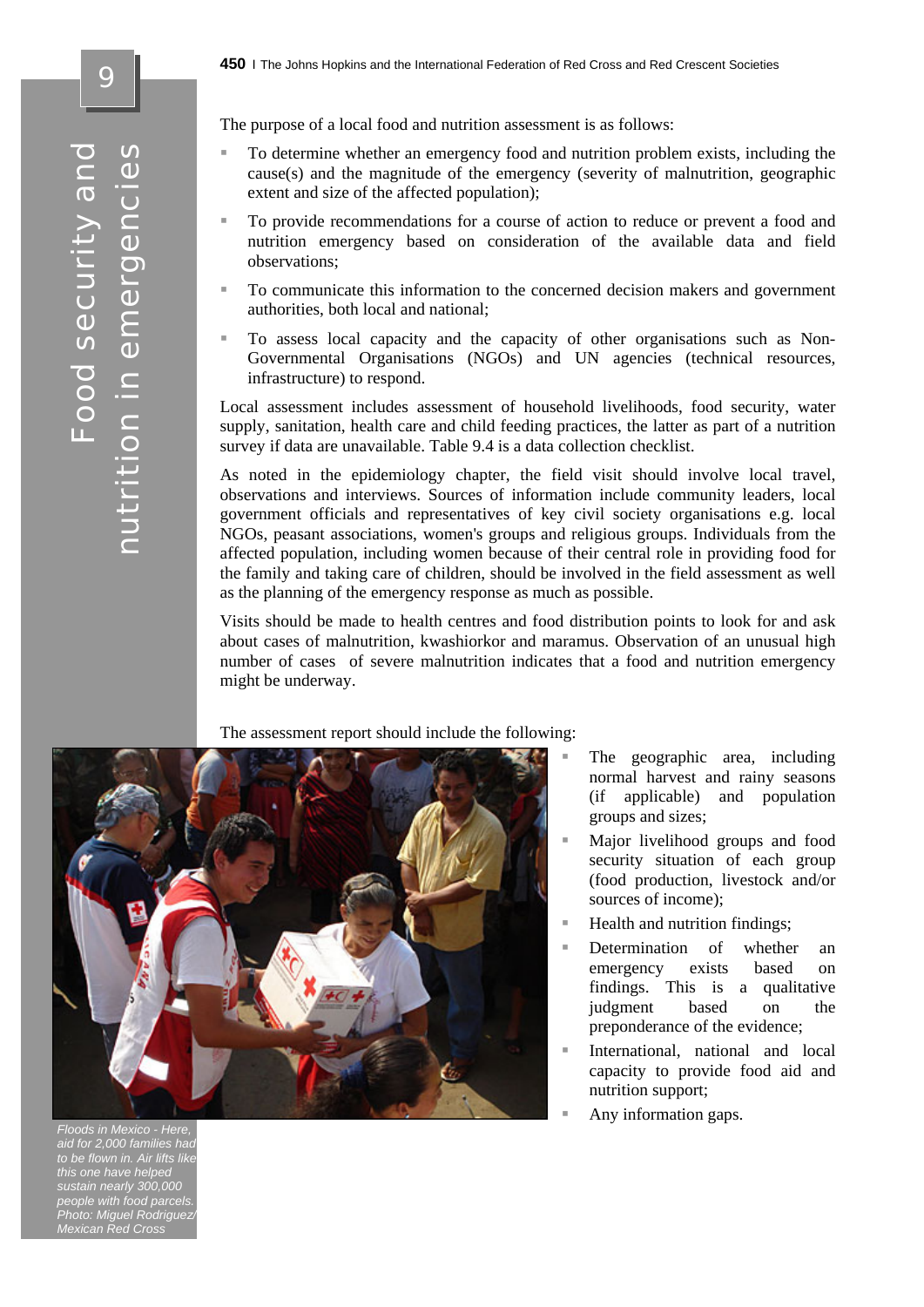The purpose of a local food and nutrition assessment is as follows:

- To determine whether an emergency food and nutrition problem exists, including the cause(s) and the magnitude of the emergency (severity of malnutrition, geographic extent and size of the affected population);
- To provide recommendations for a course of action to reduce or prevent a food and nutrition emergency based on consideration of the available data and field observations;
- To communicate this information to the concerned decision makers and government authorities, both local and national;
- To assess local capacity and the capacity of other organisations such as Non-Governmental Organisations (NGOs) and UN agencies (technical resources, infrastructure) to respond.

Local assessment includes assessment of household livelihoods, food security, water supply, sanitation, health care and child feeding practices, the latter as part of a nutrition survey if data are unavailable. Table 9.4 is a data collection checklist.

As noted in the epidemiology chapter, the field visit should involve local travel, observations and interviews. Sources of information include community leaders, local government officials and representatives of key civil society organisations e.g. local NGOs, peasant associations, women's groups and religious groups. Individuals from the affected population, including women because of their central role in providing food for the family and taking care of children, should be involved in the field assessment as well as the planning of the emergency response as much as possible.

Visits should be made to health centres and food distribution points to look for and ask about cases of malnutrition, kwashiorkor and maramus. Observation of an unusual high number of cases of severe malnutrition indicates that a food and nutrition emergency might be underway.

The assessment report should include the following:

- The geographic area, including normal harvest and rainy seasons (if applicable) and population groups and sizes;
- Major livelihood groups and food security situation of each group (food production, livestock and/or sources of income);
- Health and nutrition findings;
- Determination of whether an emergency exists based on findings. This is a qualitative judgment based on the preponderance of the evidence;
- International, national and local capacity to provide food aid and nutrition support;
- Any information gaps.

*Floods in Mexico - Here, aid for 2,000 families had to be flown in. Air lifts like this one have helped sustain nearly 300,000 people with food parcels. Photo: Miguel Rodriguez/ Mexican Red Cross*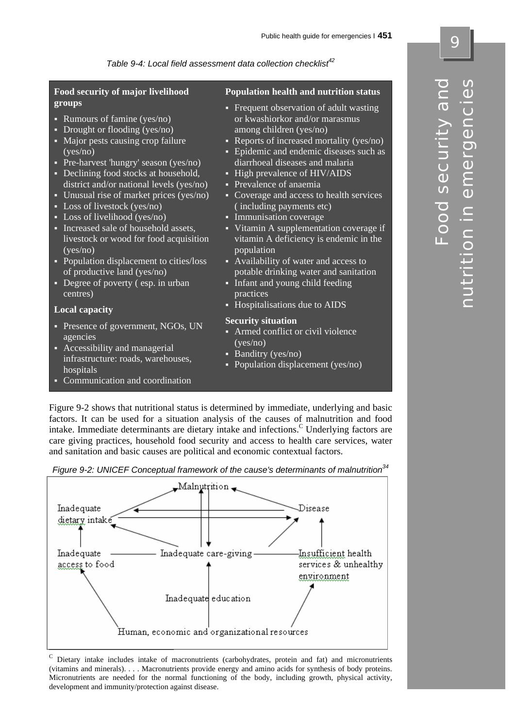*Table 9-4: Local field assessment data collection checklist[42]*

**Food security of major livelihood groups**

- Rumours of famine (yes/no)
- Drought or flooding (yes/no)
- Major pests causing crop failure (yes/no)
- Pre-harvest 'hungry' season (yes/no)
- Declining food stocks at household, district and/or national levels (yes/no)
- Unusual rise of market prices (yes/no)
- Loss of livestock (yes/no)
- Loss of livelihood (yes/no)
- Increased sale of household assets, livestock or wood for food acquisition (yes/no)
- Population displacement to cities/loss of productive land (yes/no)
- Degree of poverty ( esp. in urban centres)

**Local capacity**

- Presence of government, NGOs, UN agencies
- Accessibility and managerial infrastructure: roads, warehouses, hospitals
- Communication and coordination

**Population health and nutrition status**

- Frequent observation of adult wasting or kwashiorkor and/or marasmus among children (yes/no)
- Reports of increased mortality (yes/no)
- Epidemic and endemic diseases such as diarrhoeal diseases and malaria
- High prevalence of HIV/AIDS
- Prevalence of anaemia
- Coverage and access to health services ( including payments etc)
- Immunisation coverage
- Vitamin A supplementation coverage if vitamin A deficiency is endemic in the population
- Availability of water and access to potable drinking water and sanitation
- Infant and young child feeding practices
- Hospitalisations due to AIDS

**Security situation**

- Armed conflict or civil violence (yes/no)
- Banditry (yes/no)
- Population displacement (yes/no)

Figure 9-2 shows that nutritional status is determined by immediate, underlying and basic factors. It can be used for a situation analysis of the causes of malnutrition and food intake. Immediate determinants are dietary intake and infections.[C] Underlying factors are care giving practices, household food security and access to health care services, water and sanitation and basic causes are political and economic contextual factors.

*Figure 9-2: UNICEF Conceptual framework of the cause's determinants of malnutrition[34]*

Malnutrition

Inadequate dietary intake — Disease

Inadequate access to food — Inadequate care-giving — Insufficient health services & unhealthy environment

Inadequate education

Human, economic and organizational resources

[C] Dietary intake includes intake of macronutrients (carbohydrates, protein and fat) and micronutrients (vitamins and minerals). . . . Macronutrients provide energy and amino acids for synthesis of body proteins. Micronutrients are needed for the normal functioning of the body, including growth, physical activity, development and immunity/protection against disease.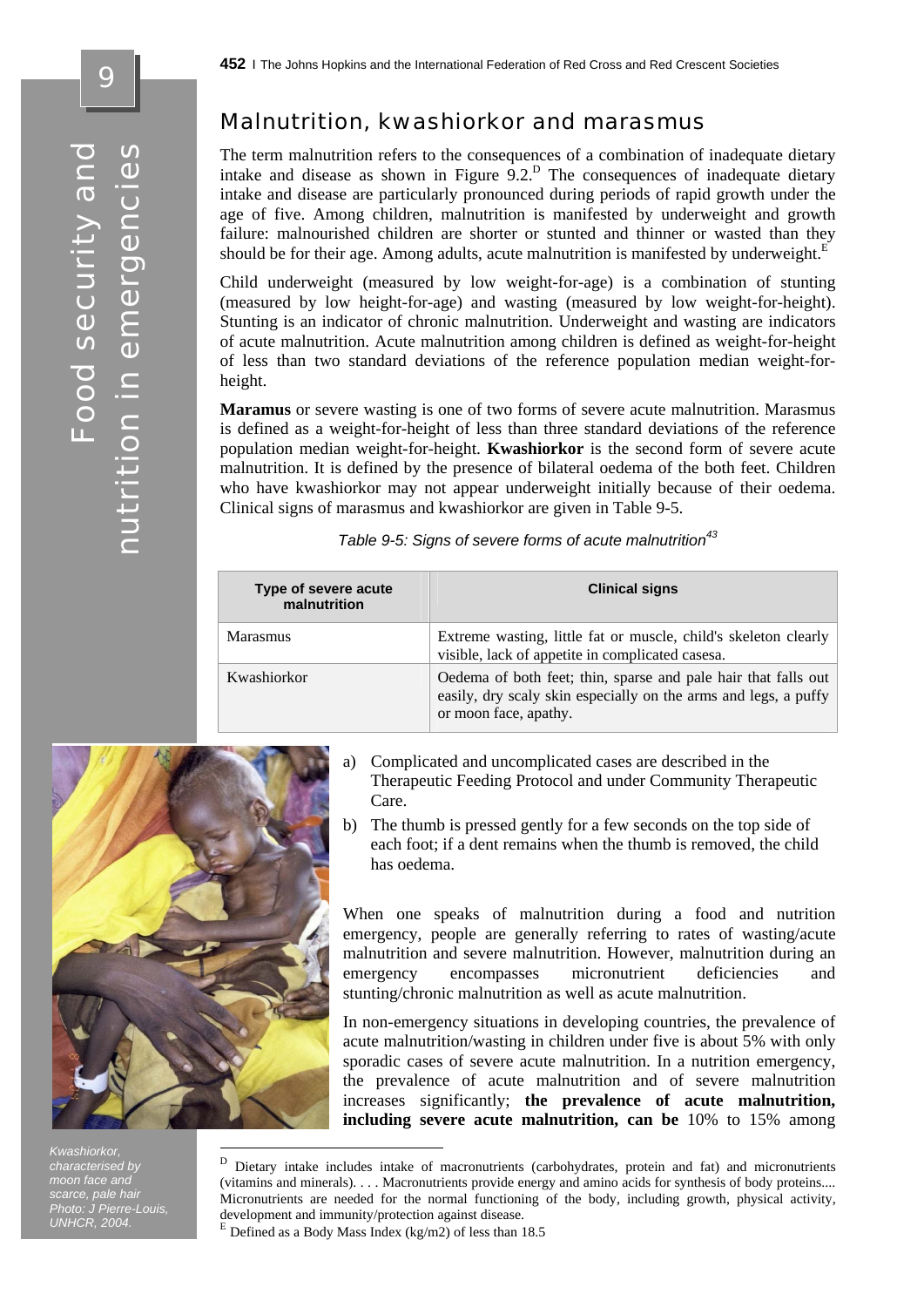## Malnutrition, kwashiorkor and marasmus

The term malnutrition refers to the consequences of a combination of inadequate dietary intake and disease as shown in Figure 9.2.[D] The consequences of inadequate dietary intake and disease are particularly pronounced during periods of rapid growth under the age of five. Among children, malnutrition is manifested by underweight and growth failure: malnourished children are shorter or stunted and thinner or wasted than they should be for their age. Among adults, acute malnutrition is manifested by underweight.[E]

Child underweight (measured by low weight-for-age) is a combination of stunting (measured by low height-for-age) and wasting (measured by low weight-for-height). Stunting is an indicator of chronic malnutrition. Underweight and wasting are indicators of acute malnutrition. Acute malnutrition among children is defined as weight-for-height of less than two standard deviations of the reference population median weight-for-height.

**Maramus** or severe wasting is one of two forms of severe acute malnutrition. Marasmus is defined as a weight-for-height of less than three standard deviations of the reference population median weight-for-height. **Kwashiorkor** is the second form of severe acute malnutrition. It is defined by the presence of bilateral oedema of the both feet. Children who have kwashiorkor may not appear underweight initially because of their oedema. Clinical signs of marasmus and kwashiorkor are given in Table 9-5.

*Table 9-5: Signs of severe forms of acute malnutrition[43]*

| Type of severe acute malnutrition | Clinical signs |
|---|---|
| Marasmus | Extreme wasting, little fat or muscle, child's skeleton clearly visible, lack of appetite in complicated casesa. |
| Kwashiorkor | Oedema of both feet; thin, sparse and pale hair that falls out easily, dry scaly skin especially on the arms and legs, a puffy or moon face, apathy. |

a) Complicated and uncomplicated cases are described in the Therapeutic Feeding Protocol and under Community Therapeutic Care.

b) The thumb is pressed gently for a few seconds on the top side of each foot; if a dent remains when the thumb is removed, the child has oedema.

*Kwashiorkor, characterised by moon face and scarce, pale hair Photo: J Pierre-Louis, UNHCR, 2004.*

When one speaks of malnutrition during a food and nutrition emergency, people are generally referring to rates of wasting/acute malnutrition and severe malnutrition. However, malnutrition during an emergency encompasses micronutrient deficiencies and stunting/chronic malnutrition as well as acute malnutrition.

In non-emergency situations in developing countries, the prevalence of acute malnutrition/wasting in children under five is about 5% with only sporadic cases of severe acute malnutrition. In a nutrition emergency, the prevalence of acute malnutrition and of severe malnutrition increases significantly; **the prevalence of acute malnutrition, including severe acute malnutrition, can be** 10% to 15% among

---

[D] Dietary intake includes intake of macronutrients (carbohydrates, protein and fat) and micronutrients (vitamins and minerals). . . . Macronutrients provide energy and amino acids for synthesis of body proteins.... Micronutrients are needed for the normal functioning of the body, including growth, physical activity, development and immunity/protection against disease.

[E] Defined as a Body Mass Index (kg/m2) of less than 18.5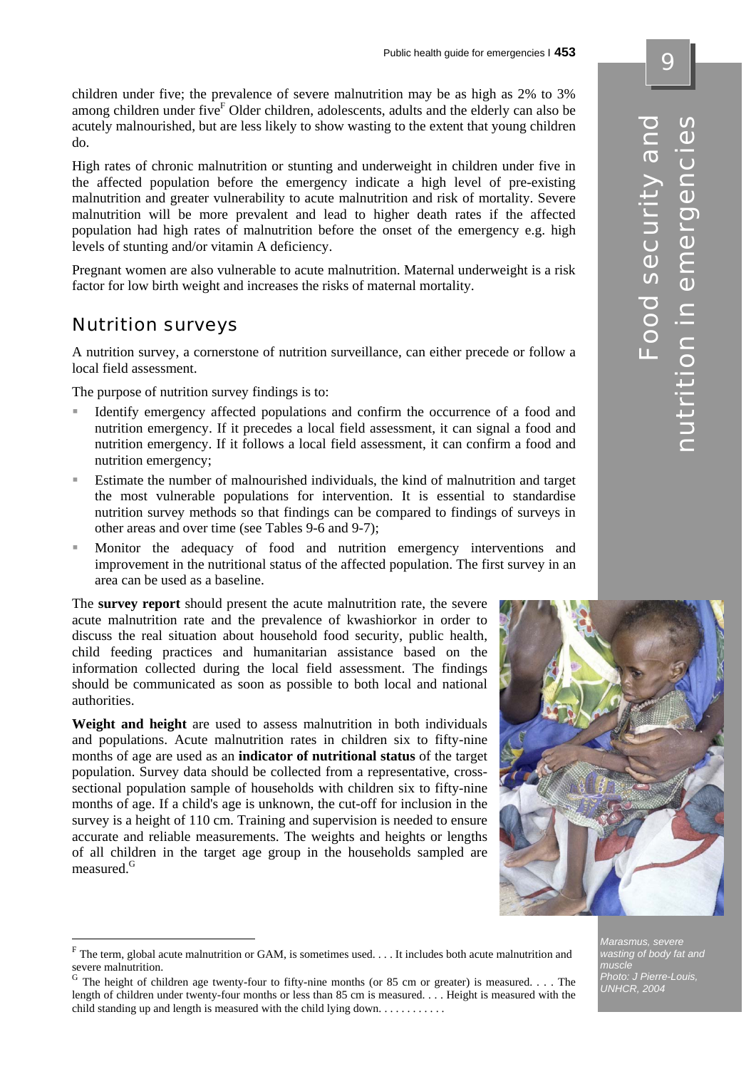children under five; the prevalence of severe malnutrition may be as high as 2% to 3% among children under five[F] Older children, adolescents, adults and the elderly can also be acutely malnourished, but are less likely to show wasting to the extent that young children do.

High rates of chronic malnutrition or stunting and underweight in children under five in the affected population before the emergency indicate a high level of pre-existing malnutrition and greater vulnerability to acute malnutrition and risk of mortality. Severe malnutrition will be more prevalent and lead to higher death rates if the affected population had high rates of malnutrition before the onset of the emergency e.g. high levels of stunting and/or vitamin A deficiency.

Pregnant women are also vulnerable to acute malnutrition. Maternal underweight is a risk factor for low birth weight and increases the risks of maternal mortality.

## Nutrition surveys

A nutrition survey, a cornerstone of nutrition surveillance, can either precede or follow a local field assessment.

The purpose of nutrition survey findings is to:

- Identify emergency affected populations and confirm the occurrence of a food and nutrition emergency. If it precedes a local field assessment, it can signal a food and nutrition emergency. If it follows a local field assessment, it can confirm a food and nutrition emergency;
- Estimate the number of malnourished individuals, the kind of malnutrition and target the most vulnerable populations for intervention. It is essential to standardise nutrition survey methods so that findings can be compared to findings of surveys in other areas and over time (see Tables 9-6 and 9-7);
- Monitor the adequacy of food and nutrition emergency interventions and improvement in the nutritional status of the affected population. The first survey in an area can be used as a baseline.

The **survey report** should present the acute malnutrition rate, the severe acute malnutrition rate and the prevalence of kwashiorkor in order to discuss the real situation about household food security, public health, child feeding practices and humanitarian assistance based on the information collected during the local field assessment. The findings should be communicated as soon as possible to both local and national authorities.

**Weight and height** are used to assess malnutrition in both individuals and populations. Acute malnutrition rates in children six to fifty-nine months of age are used as an **indicator of nutritional status** of the target population. Survey data should be collected from a representative, cross-sectional population sample of households with children six to fifty-nine months of age. If a child's age is unknown, the cut-off for inclusion in the survey is a height of 110 cm. Training and supervision is needed to ensure accurate and reliable measurements. The weights and heights or lengths of all children in the target age group in the households sampled are measured.[G]

*Marasmus, severe wasting of body fat and muscle*
*Photo: J Pierre-Louis, UNHCR, 2004*

---

[F] The term, global acute malnutrition or GAM, is sometimes used. . . . It includes both acute malnutrition and severe malnutrition.

[G] The height of children age twenty-four to fifty-nine months (or 85 cm or greater) is measured. . . . The length of children under twenty-four months or less than 85 cm is measured. . . . Height is measured with the child standing up and length is measured with the child lying down. . . . . . . . . . .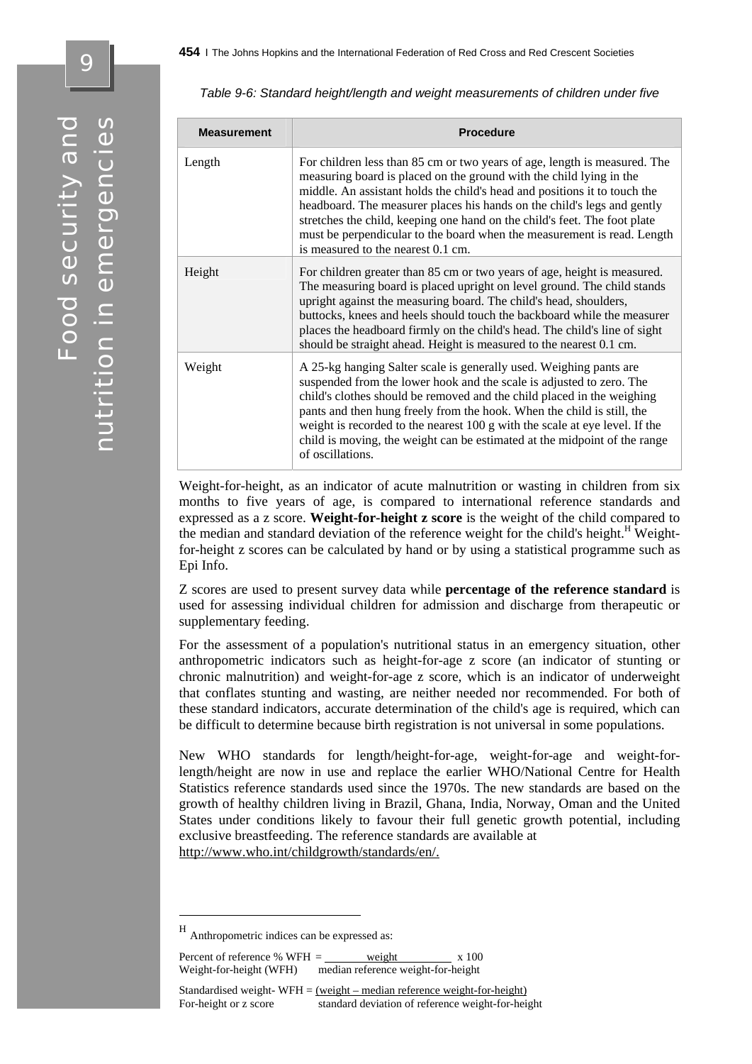*Table 9-6: Standard height/length and weight measurements of children under five*

| Measurement | Procedure |
|---|---|
| Length | For children less than 85 cm or two years of age, length is measured. The measuring board is placed on the ground with the child lying in the middle. An assistant holds the child's head and positions it to touch the headboard. The measurer places his hands on the child's legs and gently stretches the child, keeping one hand on the child's feet. The foot plate must be perpendicular to the board when the measurement is read. Length is measured to the nearest 0.1 cm. |
| Height | For children greater than 85 cm or two years of age, height is measured. The measuring board is placed upright on level ground. The child stands upright against the measuring board. The child's head, shoulders, buttocks, knees and heels should touch the backboard while the measurer places the headboard firmly on the child's head. The child's line of sight should be straight ahead. Height is measured to the nearest 0.1 cm. |
| Weight | A 25-kg hanging Salter scale is generally used. Weighing pants are suspended from the lower hook and the scale is adjusted to zero. The child's clothes should be removed and the child placed in the weighing pants and then hung freely from the hook. When the child is still, the weight is recorded to the nearest 100 g with the scale at eye level. If the child is moving, the weight can be estimated at the midpoint of the range of oscillations. |

Weight-for-height, as an indicator of acute malnutrition or wasting in children from six months to five years of age, is compared to international reference standards and expressed as a z score. **Weight-for-height z score** is the weight of the child compared to the median and standard deviation of the reference weight for the child's height.[H] Weight-for-height z scores can be calculated by hand or by using a statistical programme such as Epi Info.

Z scores are used to present survey data while **percentage of the reference standard** is used for assessing individual children for admission and discharge from therapeutic or supplementary feeding.

For the assessment of a population's nutritional status in an emergency situation, other anthropometric indicators such as height-for-age z score (an indicator of stunting or chronic malnutrition) and weight-for-age z score, which is an indicator of underweight that conflates stunting and wasting, are neither needed nor recommended. For both of these standard indicators, accurate determination of the child's age is required, which can be difficult to determine because birth registration is not universal in some populations.

New WHO standards for length/height-for-age, weight-for-age and weight-for-length/height are now in use and replace the earlier WHO/National Centre for Health Statistics reference standards used since the 1970s. The new standards are based on the growth of healthy children living in Brazil, Ghana, India, Norway, Oman and the United States under conditions likely to favour their full genetic growth potential, including exclusive breastfeeding. The reference standards are available at http://www.who.int/childgrowth/standards/en/.

---

[H] Anthropometric indices can be expressed as:

Percent of reference % WFH (Weight-for-height (WFH)) = $\frac{\text{weight}}{\text{median reference weight-for-height}} \times 100$

Standardised weight-for-height or z score WFH = $\frac{\text{weight} - \text{median reference weight-for-height}}{\text{standard deviation of reference weight-for-height}}$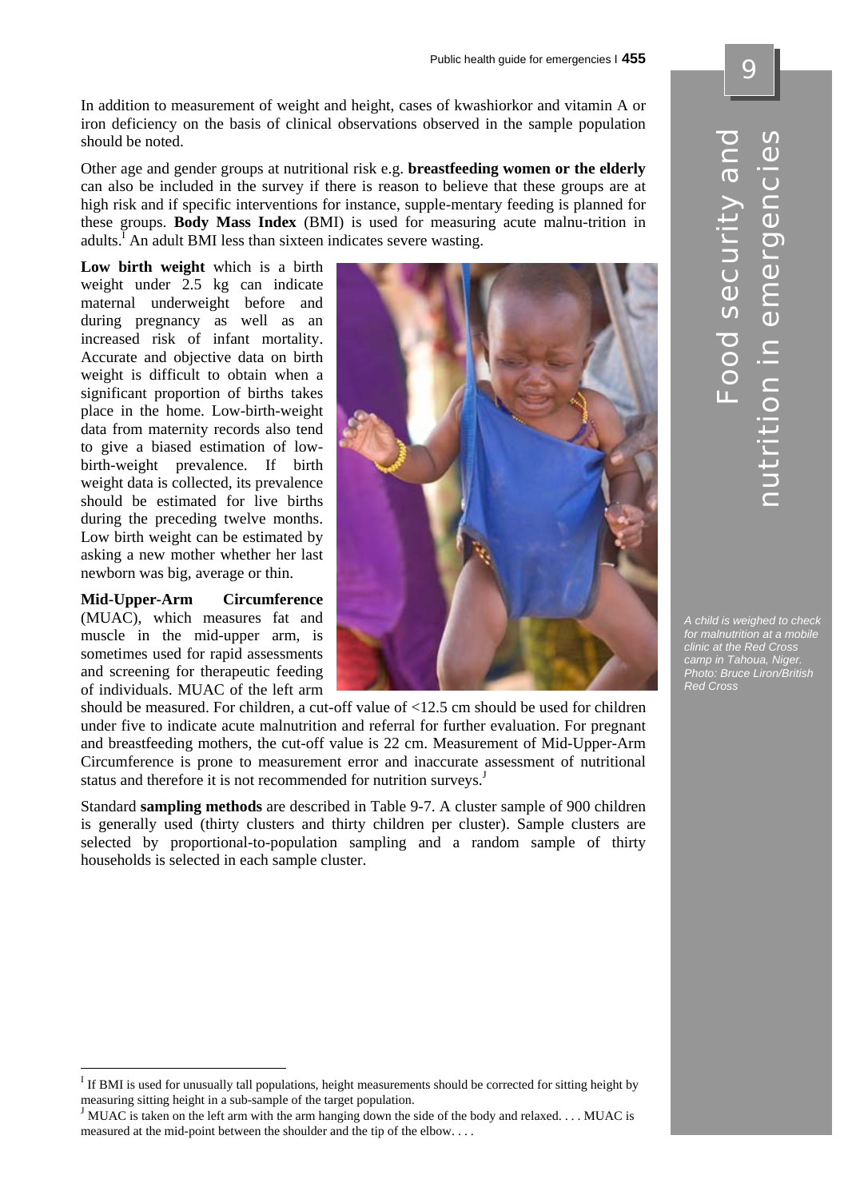In addition to measurement of weight and height, cases of kwashiorkor and vitamin A or iron deficiency on the basis of clinical observations observed in the sample population should be noted.

Other age and gender groups at nutritional risk e.g. **breastfeeding women or the elderly** can also be included in the survey if there is reason to believe that these groups are at high risk and if specific interventions for instance, supple-mentary feeding is planned for these groups. **Body Mass Index** (BMI) is used for measuring acute malnu-trition in adults.[I] An adult BMI less than sixteen indicates severe wasting.

**Low birth weight** which is a birth weight under 2.5 kg can indicate maternal underweight before and during pregnancy as well as an increased risk of infant mortality. Accurate and objective data on birth weight is difficult to obtain when a significant proportion of births takes place in the home. Low-birth-weight data from maternity records also tend to give a biased estimation of low-birth-weight prevalence. If birth weight data is collected, its prevalence should be estimated for live births during the preceding twelve months. Low birth weight can be estimated by asking a new mother whether her last newborn was big, average or thin.

*A child is weighed to check for malnutrition at a mobile clinic at the Red Cross camp in Tahoua, Niger. Photo: Bruce Liron/British Red Cross*

**Mid-Upper-Arm Circumference** (MUAC), which measures fat and muscle in the mid-upper arm, is sometimes used for rapid assessments and screening for therapeutic feeding of individuals. MUAC of the left arm should be measured. For children, a cut-off value of <12.5 cm should be used for children under five to indicate acute malnutrition and referral for further evaluation. For pregnant and breastfeeding mothers, the cut-off value is 22 cm. Measurement of Mid-Upper-Arm Circumference is prone to measurement error and inaccurate assessment of nutritional status and therefore it is not recommended for nutrition surveys.[J]

Standard **sampling methods** are described in Table 9-7. A cluster sample of 900 children is generally used (thirty clusters and thirty children per cluster). Sample clusters are selected by proportional-to-population sampling and a random sample of thirty households is selected in each sample cluster.

---

[I] If BMI is used for unusually tall populations, height measurements should be corrected for sitting height by measuring sitting height in a sub-sample of the target population.

[J] MUAC is taken on the left arm with the arm hanging down the side of the body and relaxed. . . . MUAC is measured at the mid-point between the shoulder and the tip of the elbow. . . .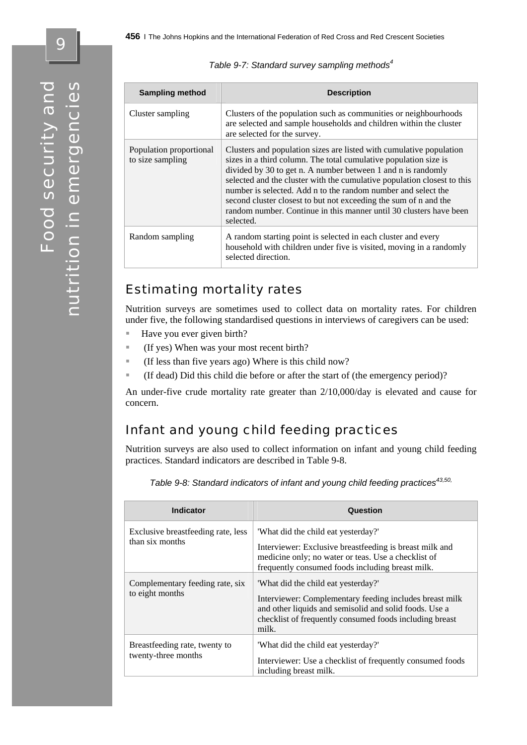*Table 9-7: Standard survey sampling methods*[4]

| Sampling method | Description |
|---|---|
| Cluster sampling | Clusters of the population such as communities or neighbourhoods are selected and sample households and children within the cluster are selected for the survey. |
| Population proportional to size sampling | Clusters and population sizes are listed with cumulative population sizes in a third column. The total cumulative population size is divided by 30 to get n. A number between 1 and n is randomly selected and the cluster with the cumulative population closest to this number is selected. Add n to the random number and select the second cluster closest to but not exceeding the sum of n and the random number. Continue in this manner until 30 clusters have been selected. |
| Random sampling | A random starting point is selected in each cluster and every household with children under five is visited, moving in a randomly selected direction. |

## Estimating mortality rates

Nutrition surveys are sometimes used to collect data on mortality rates. For children under five, the following standardised questions in interviews of caregivers can be used:

- Have you ever given birth?
- (If yes) When was your most recent birth?
- (If less than five years ago) Where is this child now?
- (If dead) Did this child die before or after the start of (the emergency period)?

An under-five crude mortality rate greater than 2/10,000/day is elevated and cause for concern.

## Infant and young child feeding practices

Nutrition surveys are also used to collect information on infant and young child feeding practices. Standard indicators are described in Table 9-8.

*Table 9-8: Standard indicators of infant and young child feeding practices*[43,50]

| Indicator | Question |
|---|---|
| Exclusive breastfeeding rate, less than six months | 'What did the child eat yesterday?' Interviewer: Exclusive breastfeeding is breast milk and medicine only; no water or teas. Use a checklist of frequently consumed foods including breast milk. |
| Complementary feeding rate, six to eight months | 'What did the child eat yesterday?' Interviewer: Complementary feeding includes breast milk and other liquids and semisolid and solid foods. Use a checklist of frequently consumed foods including breast milk. |
| Breastfeeding rate, twenty to twenty-three months | 'What did the child eat yesterday?' Interviewer: Use a checklist of frequently consumed foods including breast milk. |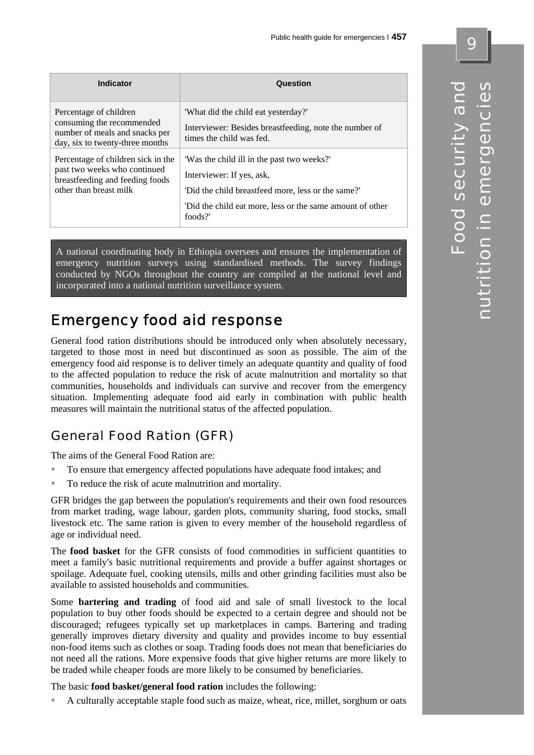| Indicator | Question |
|---|---|
| Percentage of children consuming the recommended number of meals and snacks per day, six to twenty-three months | 'What did the child eat yesterday?'<br><br>Interviewer: Besides breastfeeding, note the number of times the child was fed. |
| Percentage of children sick in the past two weeks who continued breastfeeding and feeding foods other than breast milk | 'Was the child ill in the past two weeks?'<br><br>Interviewer: If yes, ask,<br><br>'Did the child breastfeed more, less or the same?'<br><br>'Did the child eat more, less or the same amount of other foods?' |

A national coordinating body in Ethiopia oversees and ensures the implementation of emergency nutrition surveys using standardised methods. The survey findings conducted by NGOs throughout the country are compiled at the national level and incorporated into a national nutrition surveillance system.

## Emergency food aid response

General food ration distributions should be introduced only when absolutely necessary, targeted to those most in need but discontinued as soon as possible. The aim of the emergency food aid response is to deliver timely an adequate quantity and quality of food to the affected population to reduce the risk of acute malnutrition and mortality so that communities, households and individuals can survive and recover from the emergency situation. Implementing adequate food aid early in combination with public health measures will maintain the nutritional status of the affected population.

### General Food Ration (GFR)

The aims of the General Food Ration are:

- To ensure that emergency affected populations have adequate food intakes; and
- To reduce the risk of acute malnutrition and mortality.

GFR bridges the gap between the population's requirements and their own food resources from market trading, wage labour, garden plots, community sharing, food stocks, small livestock etc. The same ration is given to every member of the household regardless of age or individual need.

The **food basket** for the GFR consists of food commodities in sufficient quantities to meet a family's basic nutritional requirements and provide a buffer against shortages or spoilage. Adequate fuel, cooking utensils, mills and other grinding facilities must also be available to assisted households and communities.

Some **bartering and trading** of food aid and sale of small livestock to the local population to buy other foods should be expected to a certain degree and should not be discouraged; refugees typically set up marketplaces in camps. Bartering and trading generally improves dietary diversity and quality and provides income to buy essential non-food items such as clothes or soap. Trading foods does not mean that beneficiaries do not need all the rations. More expensive foods that give higher returns are more likely to be traded while cheaper foods are more likely to be consumed by beneficiaries.

The basic **food basket/general food ration** includes the following:

- A culturally acceptable staple food such as maize, wheat, rice, millet, sorghum or oats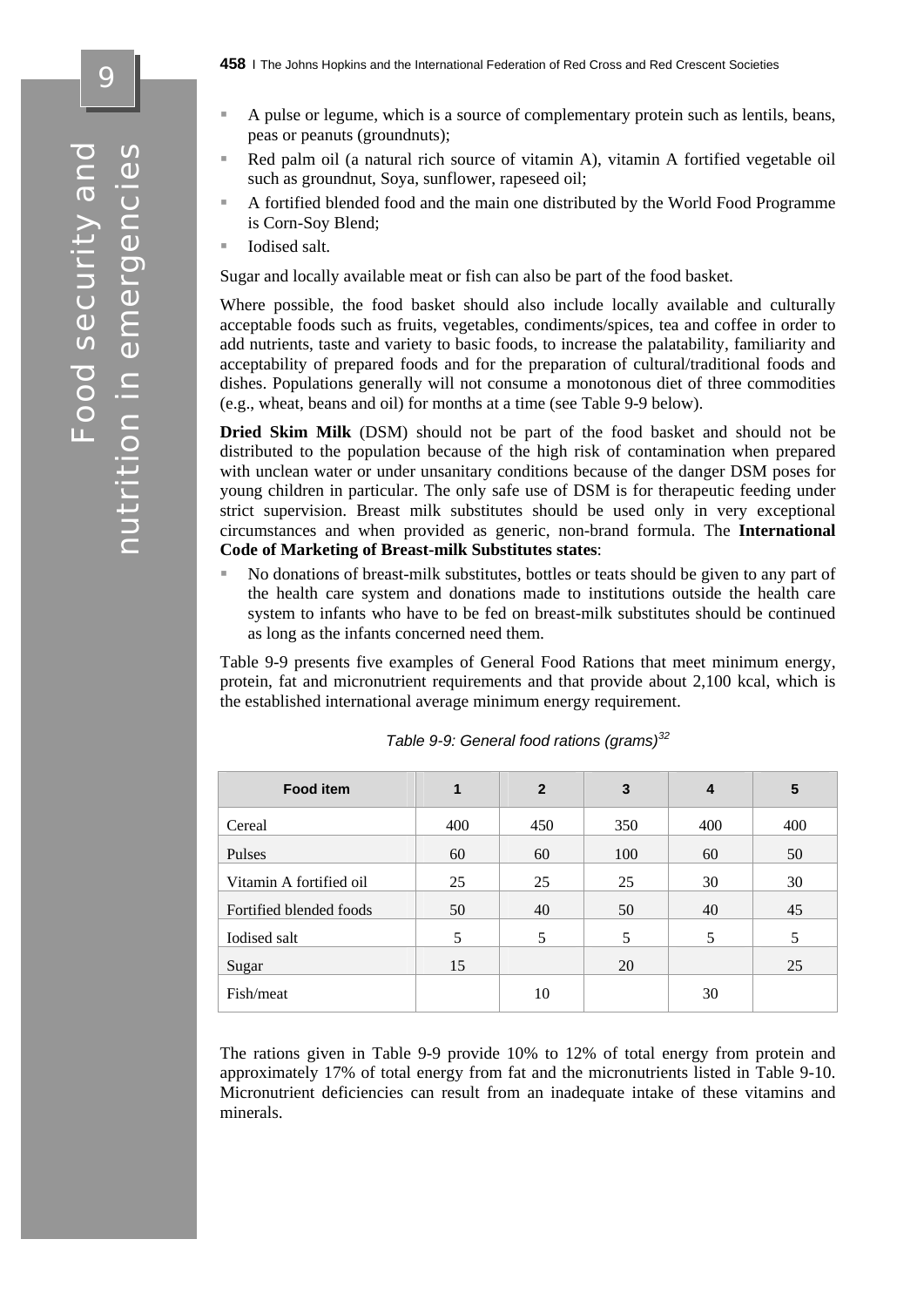- A pulse or legume, which is a source of complementary protein such as lentils, beans, peas or peanuts (groundnuts);
- Red palm oil (a natural rich source of vitamin A), vitamin A fortified vegetable oil such as groundnut, Soya, sunflower, rapeseed oil;
- A fortified blended food and the main one distributed by the World Food Programme is Corn-Soy Blend;
- Iodised salt.

Sugar and locally available meat or fish can also be part of the food basket.

Where possible, the food basket should also include locally available and culturally acceptable foods such as fruits, vegetables, condiments/spices, tea and coffee in order to add nutrients, taste and variety to basic foods, to increase the palatability, familiarity and acceptability of prepared foods and for the preparation of cultural/traditional foods and dishes. Populations generally will not consume a monotonous diet of three commodities (e.g., wheat, beans and oil) for months at a time (see Table 9-9 below).

**Dried Skim Milk** (DSM) should not be part of the food basket and should not be distributed to the population because of the high risk of contamination when prepared with unclean water or under unsanitary conditions because of the danger DSM poses for young children in particular. The only safe use of DSM is for therapeutic feeding under strict supervision. Breast milk substitutes should be used only in very exceptional circumstances and when provided as generic, non-brand formula. The **International Code of Marketing of Breast-milk Substitutes states**:

- No donations of breast-milk substitutes, bottles or teats should be given to any part of the health care system and donations made to institutions outside the health care system to infants who have to be fed on breast-milk substitutes should be continued as long as the infants concerned need them.

Table 9-9 presents five examples of General Food Rations that meet minimum energy, protein, fat and micronutrient requirements and that provide about 2,100 kcal, which is the established international average minimum energy requirement.

*Table 9-9: General food rations (grams)*[32]

| Food item | 1 | 2 | 3 | 4 | 5 |
|---|---|---|---|---|---|
| Cereal | 400 | 450 | 350 | 400 | 400 |
| Pulses | 60 | 60 | 100 | 60 | 50 |
| Vitamin A fortified oil | 25 | 25 | 25 | 30 | 30 |
| Fortified blended foods | 50 | 40 | 50 | 40 | 45 |
| Iodised salt | 5 | 5 | 5 | 5 | 5 |
| Sugar | 15 | | 20 | | 25 |
| Fish/meat | | 10 | | 30 | |

The rations given in Table 9-9 provide 10% to 12% of total energy from protein and approximately 17% of total energy from fat and the micronutrients listed in Table 9-10. Micronutrient deficiencies can result from an inadequate intake of these vitamins and minerals.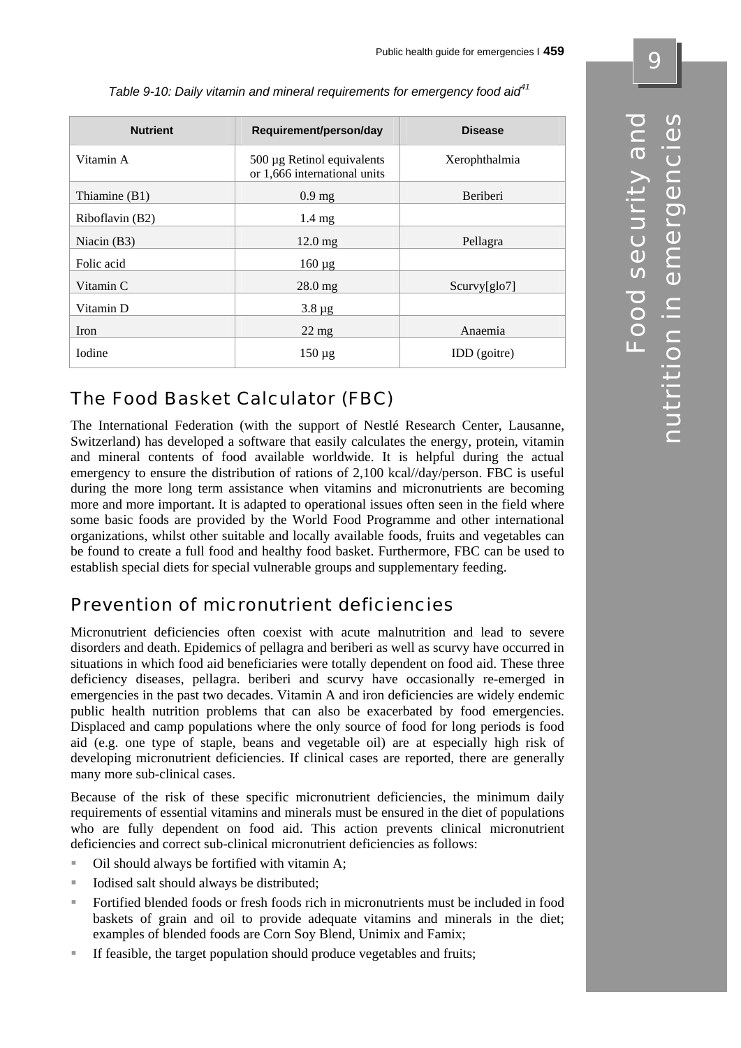*Table 9-10: Daily vitamin and mineral requirements for emergency food aid[41]*

| Nutrient | Requirement/person/day | Disease |
|---|---|---|
| Vitamin A | 500 µg Retinol equivalents or 1,666 international units | Xerophthalmia |
| Thiamine (B1) | 0.9 mg | Beriberi |
| Riboflavin (B2) | 1.4 mg | |
| Niacin (B3) | 12.0 mg | Pellagra |
| Folic acid | 160 µg | |
| Vitamin C | 28.0 mg | Scurvy[glo7] |
| Vitamin D | 3.8 µg | |
| Iron | 22 mg | Anaemia |
| Iodine | 150 µg | IDD (goitre) |

## The Food Basket Calculator (FBC)

The International Federation (with the support of Nestlé Research Center, Lausanne, Switzerland) has developed a software that easily calculates the energy, protein, vitamin and mineral contents of food available worldwide. It is helpful during the actual emergency to ensure the distribution of rations of 2,100 kcal//day/person. FBC is useful during the more long term assistance when vitamins and micronutrients are becoming more and more important. It is adapted to operational issues often seen in the field where some basic foods are provided by the World Food Programme and other international organizations, whilst other suitable and locally available foods, fruits and vegetables can be found to create a full food and healthy food basket. Furthermore, FBC can be used to establish special diets for special vulnerable groups and supplementary feeding.

## Prevention of micronutrient deficiencies

Micronutrient deficiencies often coexist with acute malnutrition and lead to severe disorders and death. Epidemics of pellagra and beriberi as well as scurvy have occurred in situations in which food aid beneficiaries were totally dependent on food aid. These three deficiency diseases, pellagra. beriberi and scurvy have occasionally re-emerged in emergencies in the past two decades. Vitamin A and iron deficiencies are widely endemic public health nutrition problems that can also be exacerbated by food emergencies. Displaced and camp populations where the only source of food for long periods is food aid (e.g. one type of staple, beans and vegetable oil) are at especially high risk of developing micronutrient deficiencies. If clinical cases are reported, there are generally many more sub-clinical cases.

Because of the risk of these specific micronutrient deficiencies, the minimum daily requirements of essential vitamins and minerals must be ensured in the diet of populations who are fully dependent on food aid. This action prevents clinical micronutrient deficiencies and correct sub-clinical micronutrient deficiencies as follows:

- Oil should always be fortified with vitamin A;
- Iodised salt should always be distributed;
- Fortified blended foods or fresh foods rich in micronutrients must be included in food baskets of grain and oil to provide adequate vitamins and minerals in the diet; examples of blended foods are Corn Soy Blend, Unimix and Famix;
- If feasible, the target population should produce vegetables and fruits;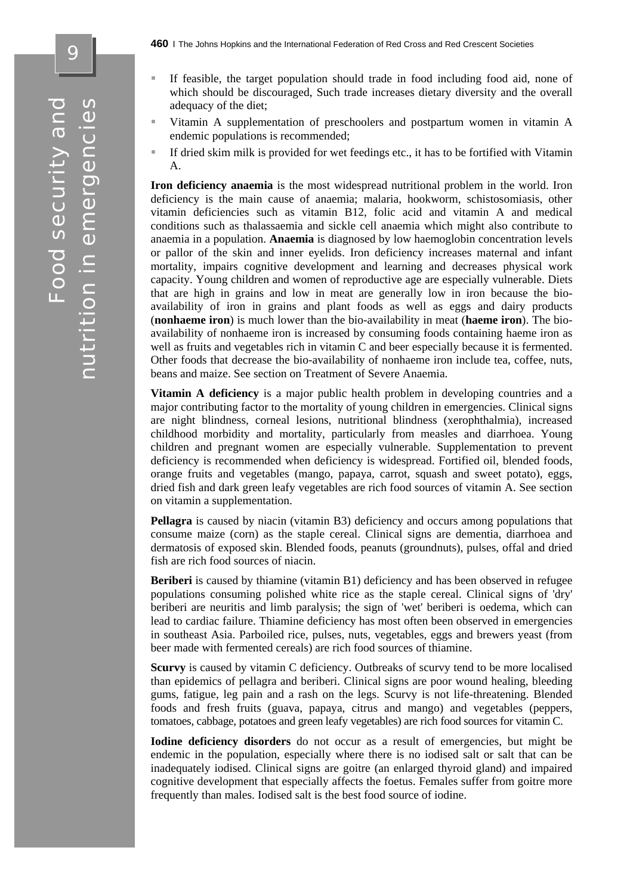- If feasible, the target population should trade in food including food aid, none of which should be discouraged, Such trade increases dietary diversity and the overall adequacy of the diet;
- Vitamin A supplementation of preschoolers and postpartum women in vitamin A endemic populations is recommended;
- If dried skim milk is provided for wet feedings etc., it has to be fortified with Vitamin A.

**Iron deficiency anaemia** is the most widespread nutritional problem in the world. Iron deficiency is the main cause of anaemia; malaria, hookworm, schistosomiasis, other vitamin deficiencies such as vitamin B12, folic acid and vitamin A and medical conditions such as thalassaemia and sickle cell anaemia which might also contribute to anaemia in a population. **Anaemia** is diagnosed by low haemoglobin concentration levels or pallor of the skin and inner eyelids. Iron deficiency increases maternal and infant mortality, impairs cognitive development and learning and decreases physical work capacity. Young children and women of reproductive age are especially vulnerable. Diets that are high in grains and low in meat are generally low in iron because the bio-availability of iron in grains and plant foods as well as eggs and dairy products (**nonhaeme iron**) is much lower than the bio-availability in meat (**haeme iron**). The bio-availability of nonhaeme iron is increased by consuming foods containing haeme iron as well as fruits and vegetables rich in vitamin C and beer especially because it is fermented. Other foods that decrease the bio-availability of nonhaeme iron include tea, coffee, nuts, beans and maize. See section on Treatment of Severe Anaemia.

**Vitamin A deficiency** is a major public health problem in developing countries and a major contributing factor to the mortality of young children in emergencies. Clinical signs are night blindness, corneal lesions, nutritional blindness (xerophthalmia), increased childhood morbidity and mortality, particularly from measles and diarrhoea. Young children and pregnant women are especially vulnerable. Supplementation to prevent deficiency is recommended when deficiency is widespread. Fortified oil, blended foods, orange fruits and vegetables (mango, papaya, carrot, squash and sweet potato), eggs, dried fish and dark green leafy vegetables are rich food sources of vitamin A. See section on vitamin a supplementation.

**Pellagra** is caused by niacin (vitamin B3) deficiency and occurs among populations that consume maize (corn) as the staple cereal. Clinical signs are dementia, diarrhoea and dermatosis of exposed skin. Blended foods, peanuts (groundnuts), pulses, offal and dried fish are rich food sources of niacin.

**Beriberi** is caused by thiamine (vitamin B1) deficiency and has been observed in refugee populations consuming polished white rice as the staple cereal. Clinical signs of 'dry' beriberi are neuritis and limb paralysis; the sign of 'wet' beriberi is oedema, which can lead to cardiac failure. Thiamine deficiency has most often been observed in emergencies in southeast Asia. Parboiled rice, pulses, nuts, vegetables, eggs and brewers yeast (from beer made with fermented cereals) are rich food sources of thiamine.

**Scurvy** is caused by vitamin C deficiency. Outbreaks of scurvy tend to be more localised than epidemics of pellagra and beriberi. Clinical signs are poor wound healing, bleeding gums, fatigue, leg pain and a rash on the legs. Scurvy is not life-threatening. Blended foods and fresh fruits (guava, papaya, citrus and mango) and vegetables (peppers, tomatoes, cabbage, potatoes and green leafy vegetables) are rich food sources for vitamin C.

**Iodine deficiency disorders** do not occur as a result of emergencies, but might be endemic in the population, especially where there is no iodised salt or salt that can be inadequately iodised. Clinical signs are goitre (an enlarged thyroid gland) and impaired cognitive development that especially affects the foetus. Females suffer from goitre more frequently than males. Iodised salt is the best food source of iodine.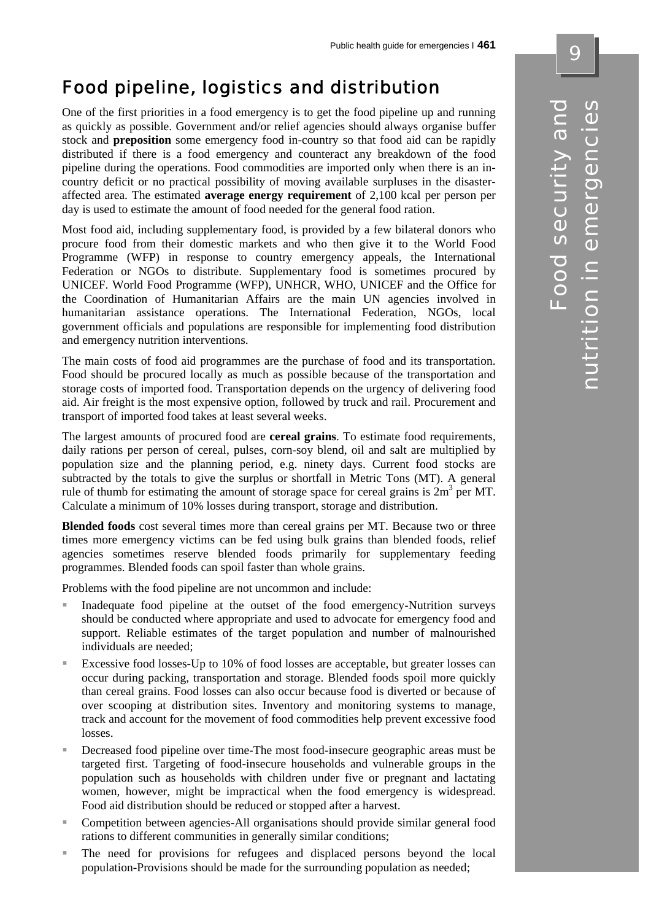## Food pipeline, logistics and distribution

One of the first priorities in a food emergency is to get the food pipeline up and running as quickly as possible. Government and/or relief agencies should always organise buffer stock and **preposition** some emergency food in-country so that food aid can be rapidly distributed if there is a food emergency and counteract any breakdown of the food pipeline during the operations. Food commodities are imported only when there is an in-country deficit or no practical possibility of moving available surpluses in the disaster-affected area. The estimated **average energy requirement** of 2,100 kcal per person per day is used to estimate the amount of food needed for the general food ration.

Most food aid, including supplementary food, is provided by a few bilateral donors who procure food from their domestic markets and who then give it to the World Food Programme (WFP) in response to country emergency appeals, the International Federation or NGOs to distribute. Supplementary food is sometimes procured by UNICEF. World Food Programme (WFP), UNHCR, WHO, UNICEF and the Office for the Coordination of Humanitarian Affairs are the main UN agencies involved in humanitarian assistance operations. The International Federation, NGOs, local government officials and populations are responsible for implementing food distribution and emergency nutrition interventions.

The main costs of food aid programmes are the purchase of food and its transportation. Food should be procured locally as much as possible because of the transportation and storage costs of imported food. Transportation depends on the urgency of delivering food aid. Air freight is the most expensive option, followed by truck and rail. Procurement and transport of imported food takes at least several weeks.

The largest amounts of procured food are **cereal grains**. To estimate food requirements, daily rations per person of cereal, pulses, corn-soy blend, oil and salt are multiplied by population size and the planning period, e.g. ninety days. Current food stocks are subtracted by the totals to give the surplus or shortfall in Metric Tons (MT). A general rule of thumb for estimating the amount of storage space for cereal grains is $2m^3$ per MT. Calculate a minimum of 10% losses during transport, storage and distribution.

**Blended foods** cost several times more than cereal grains per MT. Because two or three times more emergency victims can be fed using bulk grains than blended foods, relief agencies sometimes reserve blended foods primarily for supplementary feeding programmes. Blended foods can spoil faster than whole grains.

Problems with the food pipeline are not uncommon and include:

- Inadequate food pipeline at the outset of the food emergency-Nutrition surveys should be conducted where appropriate and used to advocate for emergency food and support. Reliable estimates of the target population and number of malnourished individuals are needed;
- Excessive food losses-Up to 10% of food losses are acceptable, but greater losses can occur during packing, transportation and storage. Blended foods spoil more quickly than cereal grains. Food losses can also occur because food is diverted or because of over scooping at distribution sites. Inventory and monitoring systems to manage, track and account for the movement of food commodities help prevent excessive food losses.
- Decreased food pipeline over time-The most food-insecure geographic areas must be targeted first. Targeting of food-insecure households and vulnerable groups in the population such as households with children under five or pregnant and lactating women, however, might be impractical when the food emergency is widespread. Food aid distribution should be reduced or stopped after a harvest.
- Competition between agencies-All organisations should provide similar general food rations to different communities in generally similar conditions;
- The need for provisions for refugees and displaced persons beyond the local population-Provisions should be made for the surrounding population as needed;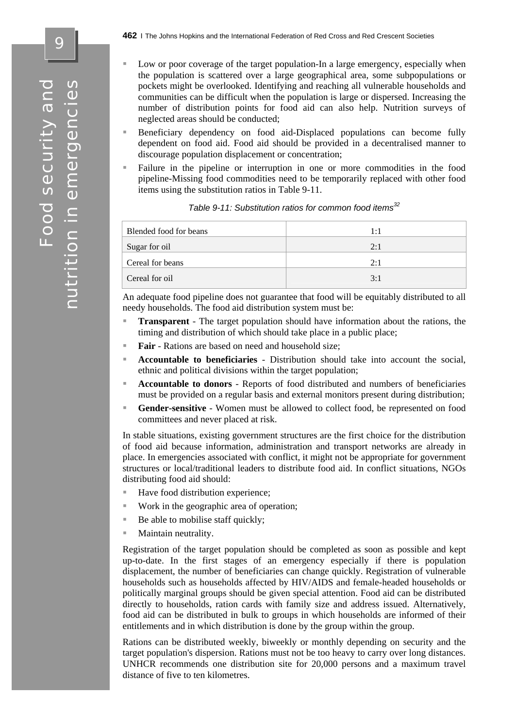- Low or poor coverage of the target population-In a large emergency, especially when the population is scattered over a large geographical area, some subpopulations or pockets might be overlooked. Identifying and reaching all vulnerable households and communities can be difficult when the population is large or dispersed. Increasing the number of distribution points for food aid can also help. Nutrition surveys of neglected areas should be conducted;
- Beneficiary dependency on food aid-Displaced populations can become fully dependent on food aid. Food aid should be provided in a decentralised manner to discourage population displacement or concentration;
- Failure in the pipeline or interruption in one or more commodities in the food pipeline-Missing food commodities need to be temporarily replaced with other food items using the substitution ratios in Table 9-11.

*Table 9-11: Substitution ratios for common food items*[32]

| | |
|---|---|
| Blended food for beans | 1:1 |
| Sugar for oil | 2:1 |
| Cereal for beans | 2:1 |
| Cereal for oil | 3:1 |

An adequate food pipeline does not guarantee that food will be equitably distributed to all needy households. The food aid distribution system must be:

- **Transparent** - The target population should have information about the rations, the timing and distribution of which should take place in a public place;
- **Fair** - Rations are based on need and household size;
- **Accountable to beneficiaries** - Distribution should take into account the social, ethnic and political divisions within the target population;
- **Accountable to donors** - Reports of food distributed and numbers of beneficiaries must be provided on a regular basis and external monitors present during distribution;
- **Gender-sensitive** - Women must be allowed to collect food, be represented on food committees and never placed at risk.

In stable situations, existing government structures are the first choice for the distribution of food aid because information, administration and transport networks are already in place. In emergencies associated with conflict, it might not be appropriate for government structures or local/traditional leaders to distribute food aid. In conflict situations, NGOs distributing food aid should:

- Have food distribution experience;
- Work in the geographic area of operation;
- Be able to mobilise staff quickly;
- Maintain neutrality.

Registration of the target population should be completed as soon as possible and kept up-to-date. In the first stages of an emergency especially if there is population displacement, the number of beneficiaries can change quickly. Registration of vulnerable households such as households affected by HIV/AIDS and female-headed households or politically marginal groups should be given special attention. Food aid can be distributed directly to households, ration cards with family size and address issued. Alternatively, food aid can be distributed in bulk to groups in which households are informed of their entitlements and in which distribution is done by the group within the group.

Rations can be distributed weekly, biweekly or monthly depending on security and the target population's dispersion. Rations must not be too heavy to carry over long distances. UNHCR recommends one distribution site for 20,000 persons and a maximum travel distance of five to ten kilometres.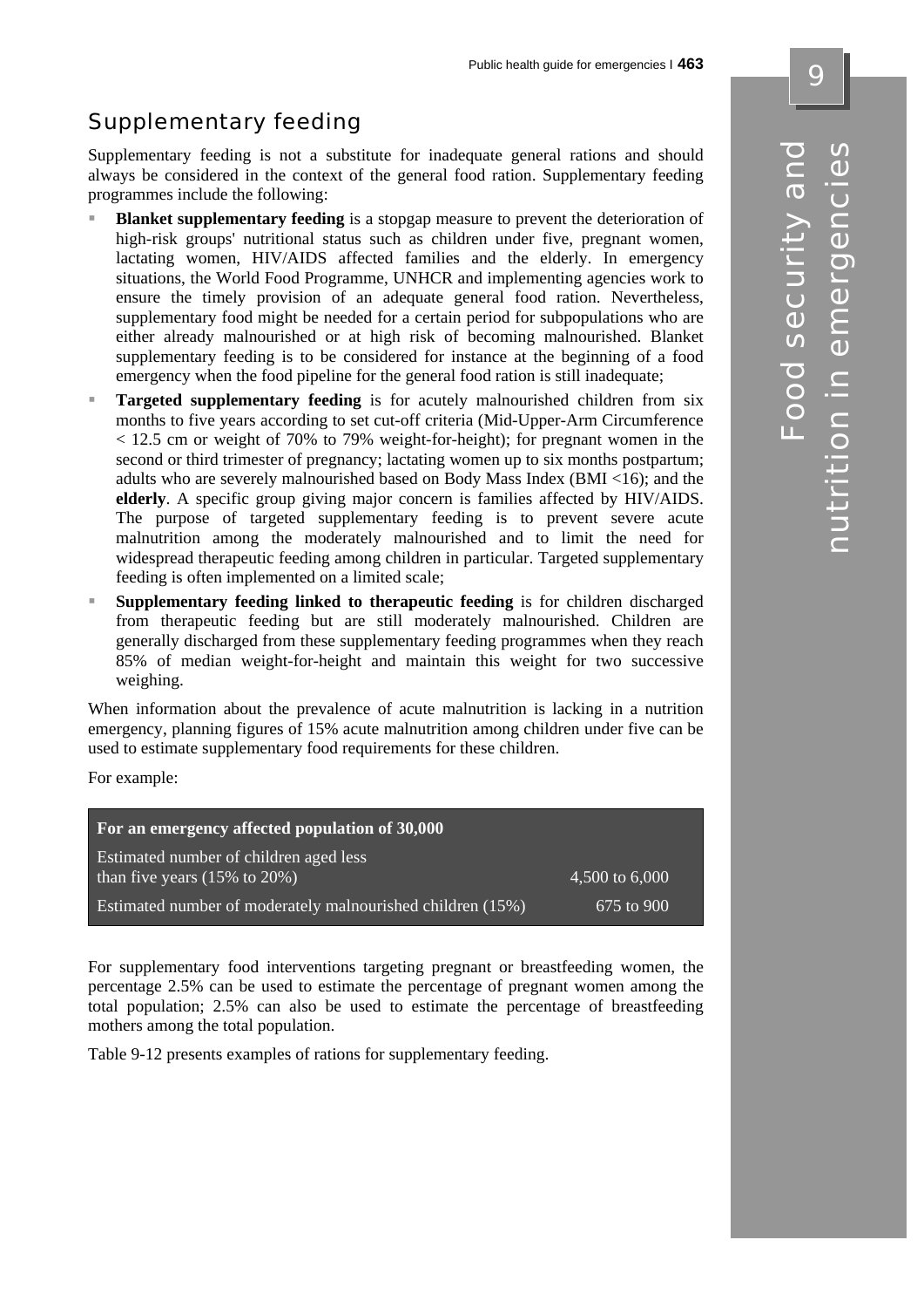## Supplementary feeding

Supplementary feeding is not a substitute for inadequate general rations and should always be considered in the context of the general food ration. Supplementary feeding programmes include the following:

- **Blanket supplementary feeding** is a stopgap measure to prevent the deterioration of high-risk groups' nutritional status such as children under five, pregnant women, lactating women, HIV/AIDS affected families and the elderly. In emergency situations, the World Food Programme, UNHCR and implementing agencies work to ensure the timely provision of an adequate general food ration. Nevertheless, supplementary food might be needed for a certain period for subpopulations who are either already malnourished or at high risk of becoming malnourished. Blanket supplementary feeding is to be considered for instance at the beginning of a food emergency when the food pipeline for the general food ration is still inadequate;
- **Targeted supplementary feeding** is for acutely malnourished children from six months to five years according to set cut-off criteria (Mid-Upper-Arm Circumference < 12.5 cm or weight of 70% to 79% weight-for-height); for pregnant women in the second or third trimester of pregnancy; lactating women up to six months postpartum; adults who are severely malnourished based on Body Mass Index (BMI <16); and the **elderly**. A specific group giving major concern is families affected by HIV/AIDS. The purpose of targeted supplementary feeding is to prevent severe acute malnutrition among the moderately malnourished and to limit the need for widespread therapeutic feeding among children in particular. Targeted supplementary feeding is often implemented on a limited scale;
- **Supplementary feeding linked to therapeutic feeding** is for children discharged from therapeutic feeding but are still moderately malnourished. Children are generally discharged from these supplementary feeding programmes when they reach 85% of median weight-for-height and maintain this weight for two successive weighing.

When information about the prevalence of acute malnutrition is lacking in a nutrition emergency, planning figures of 15% acute malnutrition among children under five can be used to estimate supplementary food requirements for these children.

For example:

| For an emergency affected population of 30,000 | |
|---|---|
| Estimated number of children aged less than five years (15% to 20%) | 4,500 to 6,000 |
| Estimated number of moderately malnourished children (15%) | 675 to 900 |

For supplementary food interventions targeting pregnant or breastfeeding women, the percentage 2.5% can be used to estimate the percentage of pregnant women among the total population; 2.5% can also be used to estimate the percentage of breastfeeding mothers among the total population.

Table 9-12 presents examples of rations for supplementary feeding.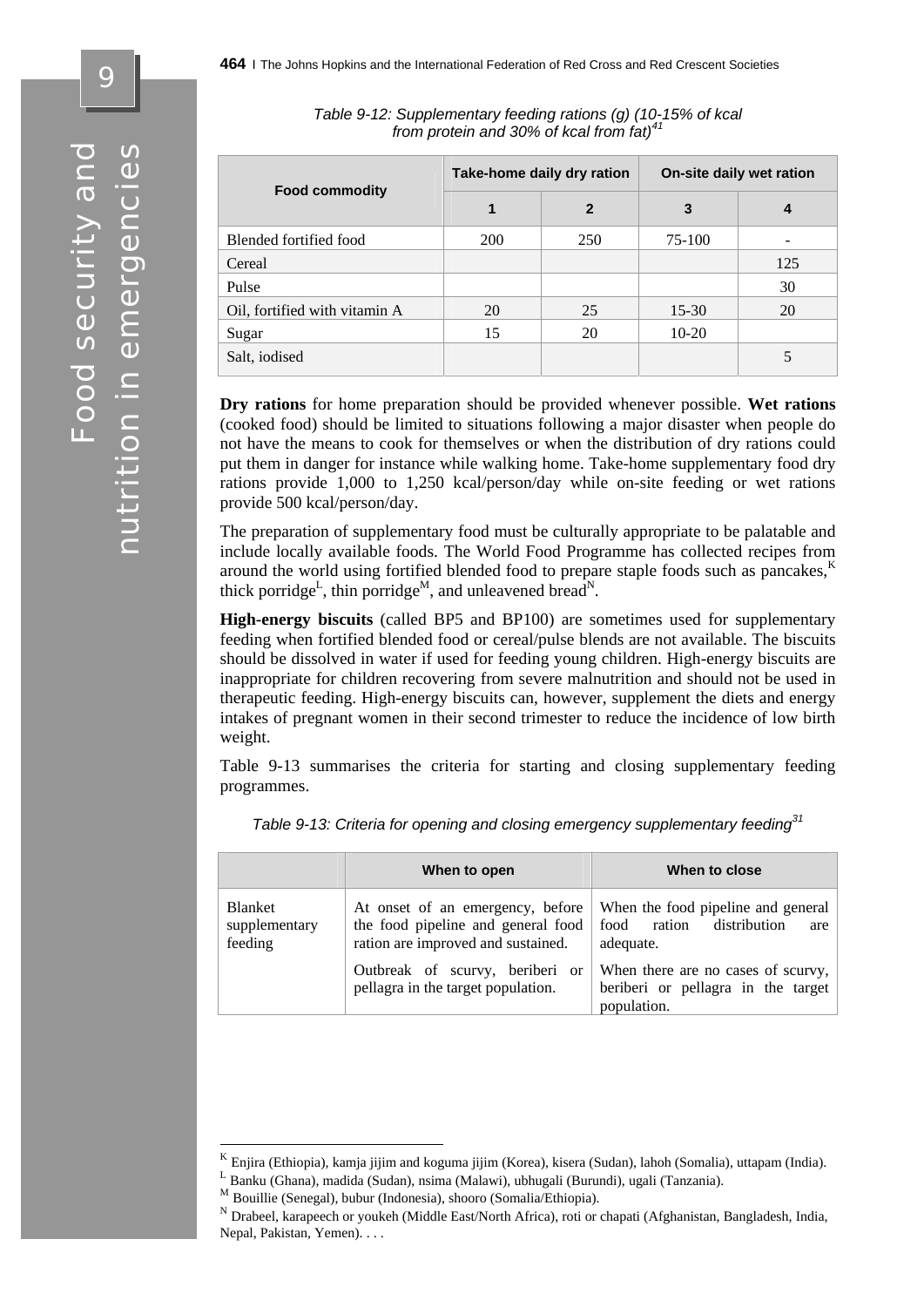*Table 9-12: Supplementary feeding rations (g) (10-15% of kcal from protein and 30% of kcal from fat)[41]*

| Food commodity | Take-home daily dry ration | | On-site daily wet ration | |
|---|---|---|---|---|
| | 1 | 2 | 3 | 4 |
| Blended fortified food | 200 | 250 | 75-100 | - |
| Cereal | | | | 125 |
| Pulse | | | | 30 |
| Oil, fortified with vitamin A | 20 | 25 | 15-30 | 20 |
| Sugar | 15 | 20 | 10-20 | |
| Salt, iodised | | | | 5 |

**Dry rations** for home preparation should be provided whenever possible. **Wet rations** (cooked food) should be limited to situations following a major disaster when people do not have the means to cook for themselves or when the distribution of dry rations could put them in danger for instance while walking home. Take-home supplementary food dry rations provide 1,000 to 1,250 kcal/person/day while on-site feeding or wet rations provide 500 kcal/person/day.

The preparation of supplementary food must be culturally appropriate to be palatable and include locally available foods. The World Food Programme has collected recipes from around the world using fortified blended food to prepare staple foods such as pancakes,[K] thick porridge[L], thin porridge[M], and unleavened bread[N].

**High-energy biscuits** (called BP5 and BP100) are sometimes used for supplementary feeding when fortified blended food or cereal/pulse blends are not available. The biscuits should be dissolved in water if used for feeding young children. High-energy biscuits are inappropriate for children recovering from severe malnutrition and should not be used in therapeutic feeding. High-energy biscuits can, however, supplement the diets and energy intakes of pregnant women in their second trimester to reduce the incidence of low birth weight.

Table 9-13 summarises the criteria for starting and closing supplementary feeding programmes.

*Table 9-13: Criteria for opening and closing emergency supplementary feeding[31]*

| | When to open | When to close |
|---|---|---|
| Blanket supplementary feeding | At onset of an emergency, before the food pipeline and general food ration are improved and sustained. | When the food pipeline and general food ration distribution are adequate. |
| | Outbreak of scurvy, beriberi or pellagra in the target population. | When there are no cases of scurvy, beriberi or pellagra in the target population. |

---

[K] Enjira (Ethiopia), kamja jijim and koguma jijim (Korea), kisera (Sudan), lahoh (Somalia), uttapam (India).

[L] Banku (Ghana), madida (Sudan), nsima (Malawi), ubhugali (Burundi), ugali (Tanzania).

[M] Bouillie (Senegal), bubur (Indonesia), shooro (Somalia/Ethiopia).

[N] Drabeel, karapeech or youkeh (Middle East/North Africa), roti or chapati (Afghanistan, Bangladesh, India, Nepal, Pakistan, Yemen). . . .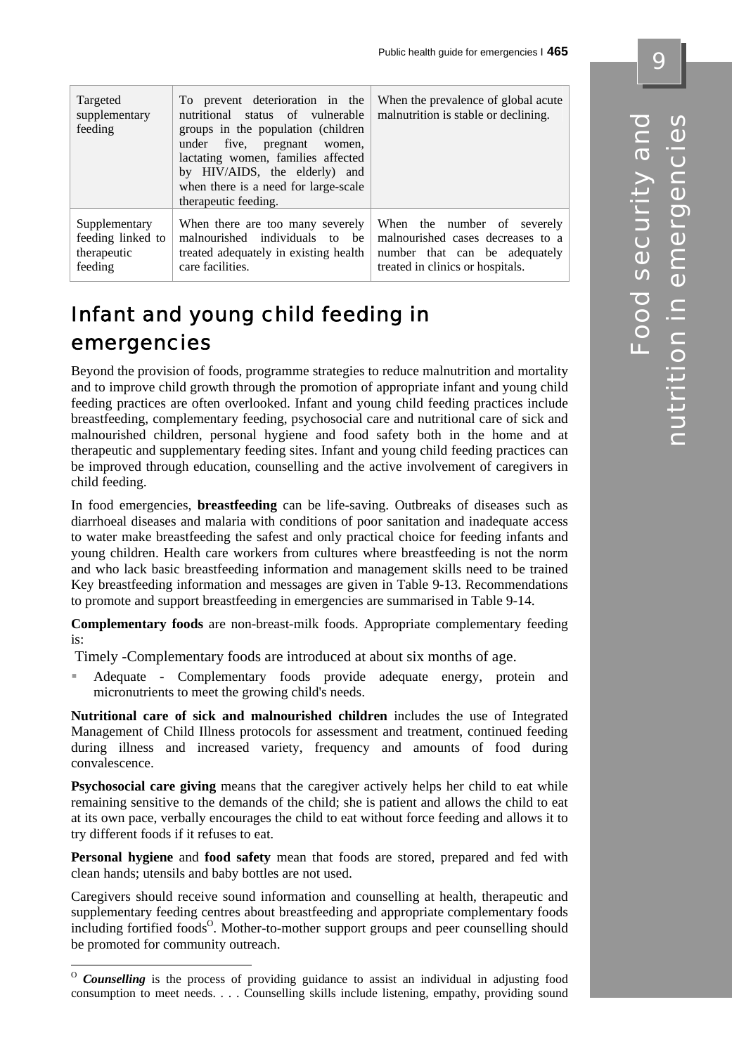| Targeted supplementary feeding | To prevent deterioration in the nutritional status of vulnerable groups in the population (children under five, pregnant women, lactating women, families affected by HIV/AIDS, the elderly) and when there is a need for large-scale therapeutic feeding. | When the prevalence of global acute malnutrition is stable or declining. |
|---|---|---|
| Supplementary feeding linked to therapeutic feeding | When there are too many severely malnourished individuals to be treated adequately in existing health care facilities. | When the number of severely malnourished cases decreases to a number that can be adequately treated in clinics or hospitals. |

## Infant and young child feeding in emergencies

Beyond the provision of foods, programme strategies to reduce malnutrition and mortality and to improve child growth through the promotion of appropriate infant and young child feeding practices are often overlooked. Infant and young child feeding practices include breastfeeding, complementary feeding, psychosocial care and nutritional care of sick and malnourished children, personal hygiene and food safety both in the home and at therapeutic and supplementary feeding sites. Infant and young child feeding practices can be improved through education, counselling and the active involvement of caregivers in child feeding.

In food emergencies, **breastfeeding** can be life-saving. Outbreaks of diseases such as diarrhoeal diseases and malaria with conditions of poor sanitation and inadequate access to water make breastfeeding the safest and only practical choice for feeding infants and young children. Health care workers from cultures where breastfeeding is not the norm and who lack basic breastfeeding information and management skills need to be trained Key breastfeeding information and messages are given in Table 9-13. Recommendations to promote and support breastfeeding in emergencies are summarised in Table 9-14.

**Complementary foods** are non-breast-milk foods. Appropriate complementary feeding is:

Timely -Complementary foods are introduced at about six months of age.

- Adequate - Complementary foods provide adequate energy, protein and micronutrients to meet the growing child's needs.

**Nutritional care of sick and malnourished children** includes the use of Integrated Management of Child Illness protocols for assessment and treatment, continued feeding during illness and increased variety, frequency and amounts of food during convalescence.

**Psychosocial care giving** means that the caregiver actively helps her child to eat while remaining sensitive to the demands of the child; she is patient and allows the child to eat at its own pace, verbally encourages the child to eat without force feeding and allows it to try different foods if it refuses to eat.

**Personal hygiene** and **food safety** mean that foods are stored, prepared and fed with clean hands; utensils and baby bottles are not used.

Caregivers should receive sound information and counselling at health, therapeutic and supplementary feeding centres about breastfeeding and appropriate complementary foods including fortified foods[O]. Mother-to-mother support groups and peer counselling should be promoted for community outreach.

---

[O] ***Counselling*** is the process of providing guidance to assist an individual in adjusting food consumption to meet needs. . . . Counselling skills include listening, empathy, providing sound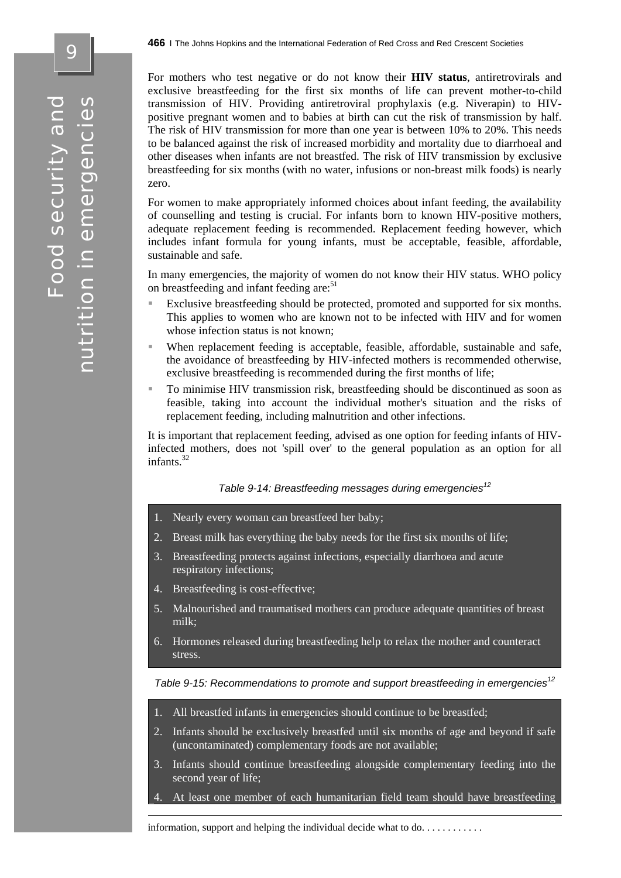For mothers who test negative or do not know their **HIV status**, antiretrovirals and exclusive breastfeeding for the first six months of life can prevent mother-to-child transmission of HIV. Providing antiretroviral prophylaxis (e.g. Niverapin) to HIV-positive pregnant women and to babies at birth can cut the risk of transmission by half. The risk of HIV transmission for more than one year is between 10% to 20%. This needs to be balanced against the risk of increased morbidity and mortality due to diarrhoeal and other diseases when infants are not breastfed. The risk of HIV transmission by exclusive breastfeeding for six months (with no water, infusions or non-breast milk foods) is nearly zero.

For women to make appropriately informed choices about infant feeding, the availability of counselling and testing is crucial. For infants born to known HIV-positive mothers, adequate replacement feeding is recommended. Replacement feeding however, which includes infant formula for young infants, must be acceptable, feasible, affordable, sustainable and safe.

In many emergencies, the majority of women do not know their HIV status. WHO policy on breastfeeding and infant feeding are:[51]

- Exclusive breastfeeding should be protected, promoted and supported for six months. This applies to women who are known not to be infected with HIV and for women whose infection status is not known;
- When replacement feeding is acceptable, feasible, affordable, sustainable and safe, the avoidance of breastfeeding by HIV-infected mothers is recommended otherwise, exclusive breastfeeding is recommended during the first months of life;
- To minimise HIV transmission risk, breastfeeding should be discontinued as soon as feasible, taking into account the individual mother's situation and the risks of replacement feeding, including malnutrition and other infections.

It is important that replacement feeding, advised as one option for feeding infants of HIV-infected mothers, does not 'spill over' to the general population as an option for all infants.[32]

*Table 9-14: Breastfeeding messages during emergencies[12]*

1. Nearly every woman can breastfeed her baby;
2. Breast milk has everything the baby needs for the first six months of life;
3. Breastfeeding protects against infections, especially diarrhoea and acute respiratory infections;
4. Breastfeeding is cost-effective;
5. Malnourished and traumatised mothers can produce adequate quantities of breast milk;
6. Hormones released during breastfeeding help to relax the mother and counteract stress.

*Table 9-15: Recommendations to promote and support breastfeeding in emergencies[12]*

1. All breastfed infants in emergencies should continue to be breastfed;
2. Infants should be exclusively breastfed until six months of age and beyond if safe (uncontaminated) complementary foods are not available;
3. Infants should continue breastfeeding alongside complementary feeding into the second year of life;
4. At least one member of each humanitarian field team should have breastfeeding

information, support and helping the individual decide what to do. . . . . . . . . . .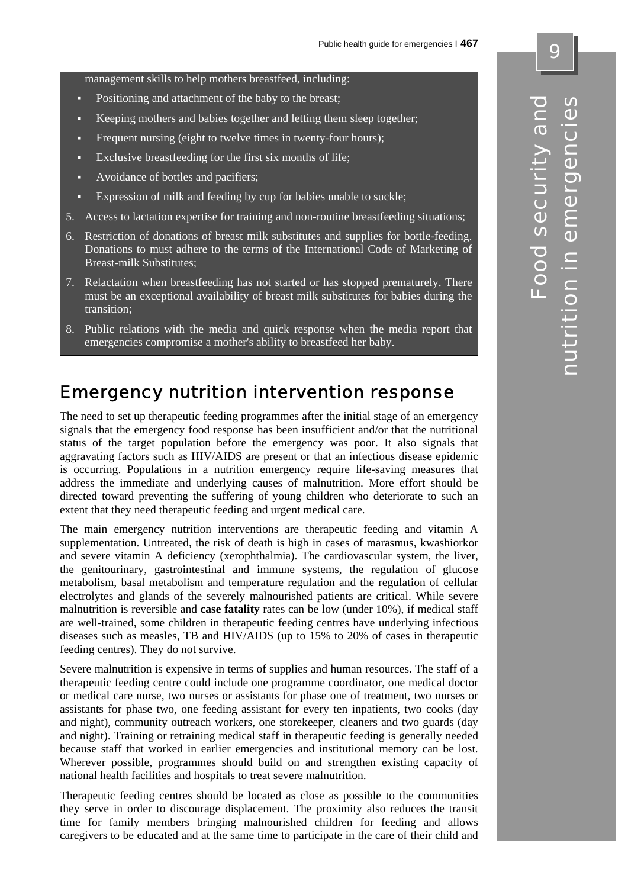management skills to help mothers breastfeed, including:

- Positioning and attachment of the baby to the breast;
- Keeping mothers and babies together and letting them sleep together;
- Frequent nursing (eight to twelve times in twenty-four hours);
- Exclusive breastfeeding for the first six months of life;
- Avoidance of bottles and pacifiers;
- Expression of milk and feeding by cup for babies unable to suckle;

5. Access to lactation expertise for training and non-routine breastfeeding situations;
6. Restriction of donations of breast milk substitutes and supplies for bottle-feeding. Donations to must adhere to the terms of the International Code of Marketing of Breast-milk Substitutes;
7. Relactation when breastfeeding has not started or has stopped prematurely. There must be an exceptional availability of breast milk substitutes for babies during the transition;
8. Public relations with the media and quick response when the media report that emergencies compromise a mother's ability to breastfeed her baby.

## Emergency nutrition intervention response

The need to set up therapeutic feeding programmes after the initial stage of an emergency signals that the emergency food response has been insufficient and/or that the nutritional status of the target population before the emergency was poor. It also signals that aggravating factors such as HIV/AIDS are present or that an infectious disease epidemic is occurring. Populations in a nutrition emergency require life-saving measures that address the immediate and underlying causes of malnutrition. More effort should be directed toward preventing the suffering of young children who deteriorate to such an extent that they need therapeutic feeding and urgent medical care.

The main emergency nutrition interventions are therapeutic feeding and vitamin A supplementation. Untreated, the risk of death is high in cases of marasmus, kwashiorkor and severe vitamin A deficiency (xerophthalmia). The cardiovascular system, the liver, the genitourinary, gastrointestinal and immune systems, the regulation of glucose metabolism, basal metabolism and temperature regulation and the regulation of cellular electrolytes and glands of the severely malnourished patients are critical. While severe malnutrition is reversible and **case fatality** rates can be low (under 10%), if medical staff are well-trained, some children in therapeutic feeding centres have underlying infectious diseases such as measles, TB and HIV/AIDS (up to 15% to 20% of cases in therapeutic feeding centres). They do not survive.

Severe malnutrition is expensive in terms of supplies and human resources. The staff of a therapeutic feeding centre could include one programme coordinator, one medical doctor or medical care nurse, two nurses or assistants for phase one of treatment, two nurses or assistants for phase two, one feeding assistant for every ten inpatients, two cooks (day and night), community outreach workers, one storekeeper, cleaners and two guards (day and night). Training or retraining medical staff in therapeutic feeding is generally needed because staff that worked in earlier emergencies and institutional memory can be lost. Wherever possible, programmes should build on and strengthen existing capacity of national health facilities and hospitals to treat severe malnutrition.

Therapeutic feeding centres should be located as close as possible to the communities they serve in order to discourage displacement. The proximity also reduces the transit time for family members bringing malnourished children for feeding and allows caregivers to be educated and at the same time to participate in the care of their child and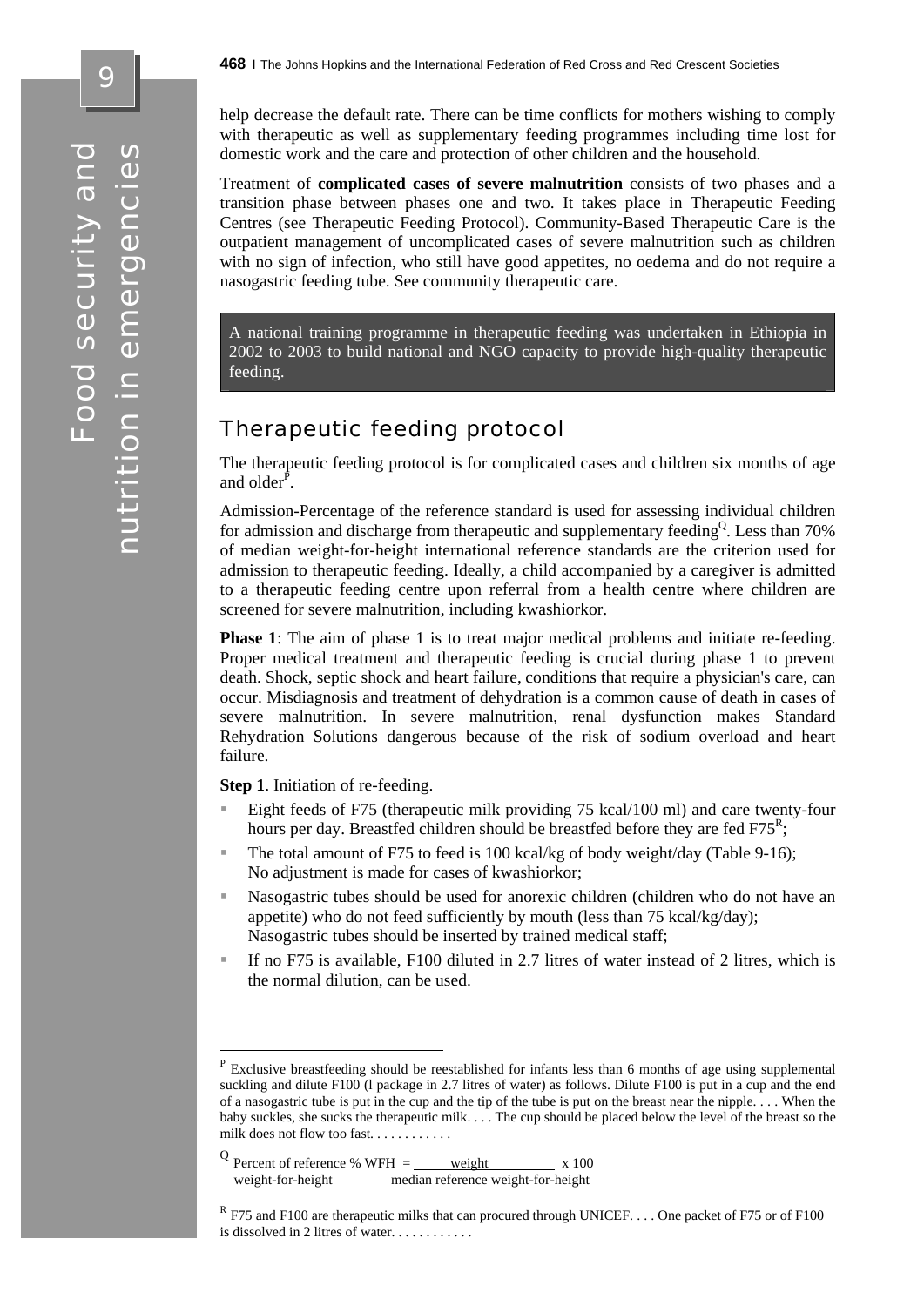help decrease the default rate. There can be time conflicts for mothers wishing to comply with therapeutic as well as supplementary feeding programmes including time lost for domestic work and the care and protection of other children and the household.

Treatment of **complicated cases of severe malnutrition** consists of two phases and a transition phase between phases one and two. It takes place in Therapeutic Feeding Centres (see Therapeutic Feeding Protocol). Community-Based Therapeutic Care is the outpatient management of uncomplicated cases of severe malnutrition such as children with no sign of infection, who still have good appetites, no oedema and do not require a nasogastric feeding tube. See community therapeutic care.

> A national training programme in therapeutic feeding was undertaken in Ethiopia in 2002 to 2003 to build national and NGO capacity to provide high-quality therapeutic feeding.

## Therapeutic feeding protocol

The therapeutic feeding protocol is for complicated cases and children six months of age and older[P].

Admission-Percentage of the reference standard is used for assessing individual children for admission and discharge from therapeutic and supplementary feeding[Q]. Less than 70% of median weight-for-height international reference standards are the criterion used for admission to therapeutic feeding. Ideally, a child accompanied by a caregiver is admitted to a therapeutic feeding centre upon referral from a health centre where children are screened for severe malnutrition, including kwashiorkor.

**Phase 1**: The aim of phase 1 is to treat major medical problems and initiate re-feeding. Proper medical treatment and therapeutic feeding is crucial during phase 1 to prevent death. Shock, septic shock and heart failure, conditions that require a physician's care, can occur. Misdiagnosis and treatment of dehydration is a common cause of death in cases of severe malnutrition. In severe malnutrition, renal dysfunction makes Standard Rehydration Solutions dangerous because of the risk of sodium overload and heart failure.

**Step 1**. Initiation of re-feeding.

- Eight feeds of F75 (therapeutic milk providing 75 kcal/100 ml) and care twenty-four hours per day. Breastfed children should be breastfed before they are fed F75[R];
- The total amount of F75 to feed is 100 kcal/kg of body weight/day (Table 9-16); No adjustment is made for cases of kwashiorkor;
- Nasogastric tubes should be used for anorexic children (children who do not have an appetite) who do not feed sufficiently by mouth (less than 75 kcal/kg/day); Nasogastric tubes should be inserted by trained medical staff;
- If no F75 is available, F100 diluted in 2.7 litres of water instead of 2 litres, which is the normal dilution, can be used.

---

[P] Exclusive breastfeeding should be reestablished for infants less than 6 months of age using supplemental suckling and dilute F100 (l package in 2.7 litres of water) as follows. Dilute F100 is put in a cup and the end of a nasogastric tube is put in the cup and the tip of the tube is put on the breast near the nipple. . . . When the baby suckles, she sucks the therapeutic milk. . . . The cup should be placed below the level of the breast so the milk does not flow too fast. . . . . . . . . . . .

[Q] Percent of reference % WFH weight-for-height $= \dfrac{\text{weight}}{\text{median reference weight-for-height}} \times 100$

[R] F75 and F100 are therapeutic milks that can procured through UNICEF. . . . One packet of F75 or of F100 is dissolved in 2 litres of water. . . . . . . . . . . .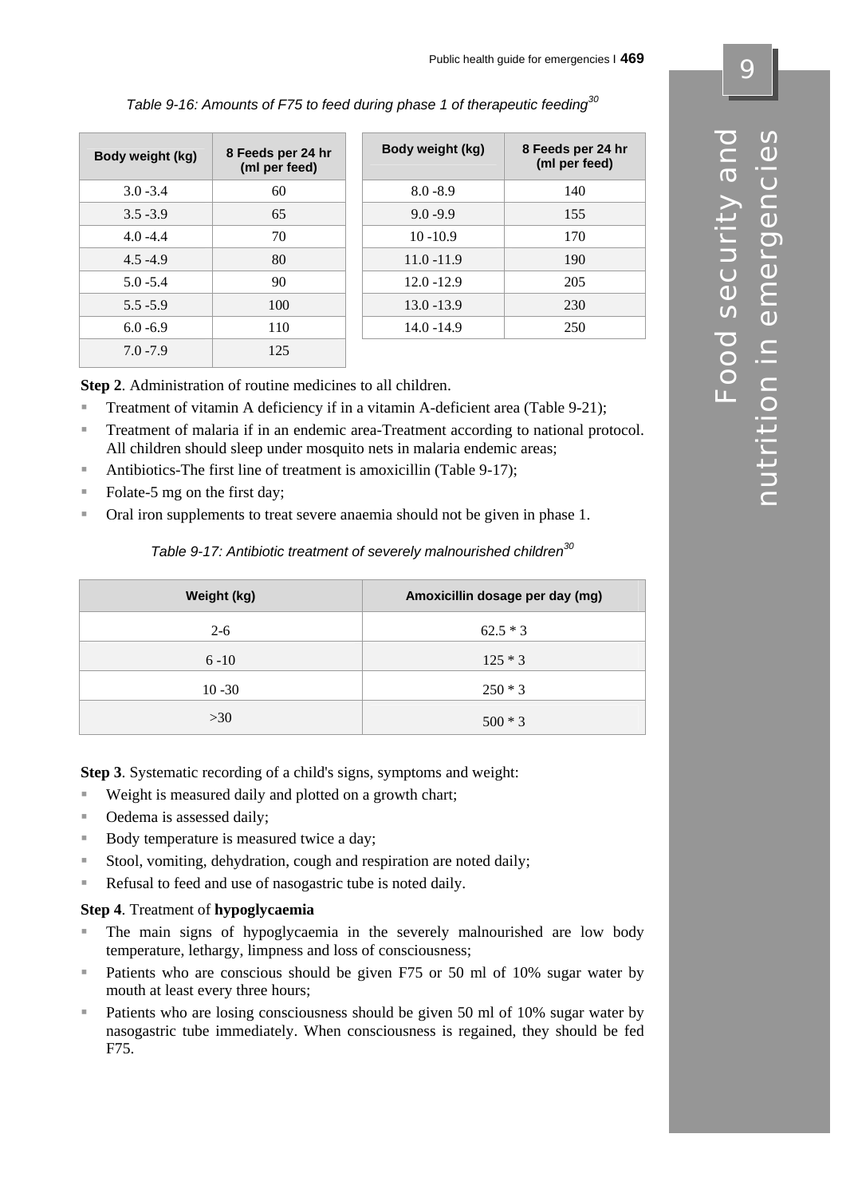*Table 9-16: Amounts of F75 to feed during phase 1 of therapeutic feeding[30]*

| Body weight (kg) | 8 Feeds per 24 hr (ml per feed) | Body weight (kg) | 8 Feeds per 24 hr (ml per feed) |
|---|---|---|---|
| 3.0 -3.4 | 60 | 8.0 -8.9 | 140 |
| 3.5 -3.9 | 65 | 9.0 -9.9 | 155 |
| 4.0 -4.4 | 70 | 10 -10.9 | 170 |
| 4.5 -4.9 | 80 | 11.0 -11.9 | 190 |
| 5.0 -5.4 | 90 | 12.0 -12.9 | 205 |
| 5.5 -5.9 | 100 | 13.0 -13.9 | 230 |
| 6.0 -6.9 | 110 | 14.0 -14.9 | 250 |
| 7.0 -7.9 | 125 | | |

**Step 2**. Administration of routine medicines to all children.

- Treatment of vitamin A deficiency if in a vitamin A-deficient area (Table 9-21);
- Treatment of malaria if in an endemic area-Treatment according to national protocol. All children should sleep under mosquito nets in malaria endemic areas;
- Antibiotics-The first line of treatment is amoxicillin (Table 9-17);
- Folate-5 mg on the first day;
- Oral iron supplements to treat severe anaemia should not be given in phase 1.

*Table 9-17: Antibiotic treatment of severely malnourished children[30]*

| Weight (kg) | Amoxicillin dosage per day (mg) |
|---|---|
| 2-6 | 62.5 * 3 |
| 6 -10 | 125 * 3 |
| 10 -30 | 250 * 3 |
| >30 | 500 * 3 |

**Step 3**. Systematic recording of a child's signs, symptoms and weight:

- Weight is measured daily and plotted on a growth chart;
- Oedema is assessed daily;
- Body temperature is measured twice a day;
- Stool, vomiting, dehydration, cough and respiration are noted daily;
- Refusal to feed and use of nasogastric tube is noted daily.

**Step 4**. Treatment of **hypoglycaemia**

- The main signs of hypoglycaemia in the severely malnourished are low body temperature, lethargy, limpness and loss of consciousness;
- Patients who are conscious should be given F75 or 50 ml of 10% sugar water by mouth at least every three hours;
- Patients who are losing consciousness should be given 50 ml of 10% sugar water by nasogastric tube immediately. When consciousness is regained, they should be fed F75.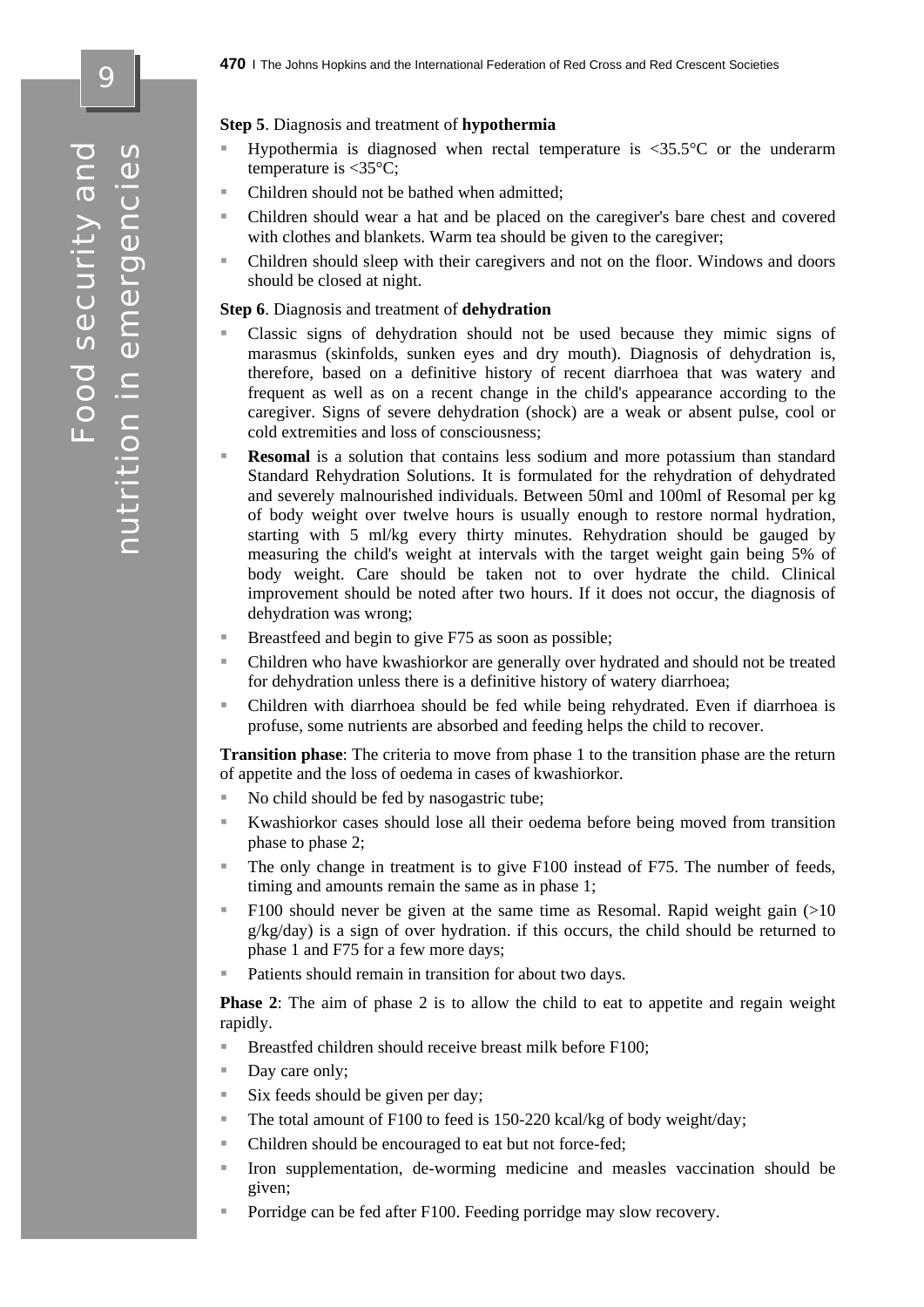**Step 5**. Diagnosis and treatment of **hypothermia**

- Hypothermia is diagnosed when rectal temperature is <35.5°C or the underarm temperature is <35°C;
- Children should not be bathed when admitted;
- Children should wear a hat and be placed on the caregiver's bare chest and covered with clothes and blankets. Warm tea should be given to the caregiver;
- Children should sleep with their caregivers and not on the floor. Windows and doors should be closed at night.

**Step 6**. Diagnosis and treatment of **dehydration**

- Classic signs of dehydration should not be used because they mimic signs of marasmus (skinfolds, sunken eyes and dry mouth). Diagnosis of dehydration is, therefore, based on a definitive history of recent diarrhoea that was watery and frequent as well as on a recent change in the child's appearance according to the caregiver. Signs of severe dehydration (shock) are a weak or absent pulse, cool or cold extremities and loss of consciousness;
- **Resomal** is a solution that contains less sodium and more potassium than standard Standard Rehydration Solutions. It is formulated for the rehydration of dehydrated and severely malnourished individuals. Between 50ml and 100ml of Resomal per kg of body weight over twelve hours is usually enough to restore normal hydration, starting with 5 ml/kg every thirty minutes. Rehydration should be gauged by measuring the child's weight at intervals with the target weight gain being 5% of body weight. Care should be taken not to over hydrate the child. Clinical improvement should be noted after two hours. If it does not occur, the diagnosis of dehydration was wrong;
- Breastfeed and begin to give F75 as soon as possible;
- Children who have kwashiorkor are generally over hydrated and should not be treated for dehydration unless there is a definitive history of watery diarrhoea;
- Children with diarrhoea should be fed while being rehydrated. Even if diarrhoea is profuse, some nutrients are absorbed and feeding helps the child to recover.

**Transition phase**: The criteria to move from phase 1 to the transition phase are the return of appetite and the loss of oedema in cases of kwashiorkor.

- No child should be fed by nasogastric tube;
- Kwashiorkor cases should lose all their oedema before being moved from transition phase to phase 2;
- The only change in treatment is to give F100 instead of F75. The number of feeds, timing and amounts remain the same as in phase 1;
- F100 should never be given at the same time as Resomal. Rapid weight gain (>10 g/kg/day) is a sign of over hydration. if this occurs, the child should be returned to phase 1 and F75 for a few more days;
- Patients should remain in transition for about two days.

**Phase 2**: The aim of phase 2 is to allow the child to eat to appetite and regain weight rapidly.

- Breastfed children should receive breast milk before F100;
- Day care only;
- Six feeds should be given per day;
- The total amount of F100 to feed is 150-220 kcal/kg of body weight/day;
- Children should be encouraged to eat but not force-fed;
- Iron supplementation, de-worming medicine and measles vaccination should be given;
- Porridge can be fed after F100. Feeding porridge may slow recovery.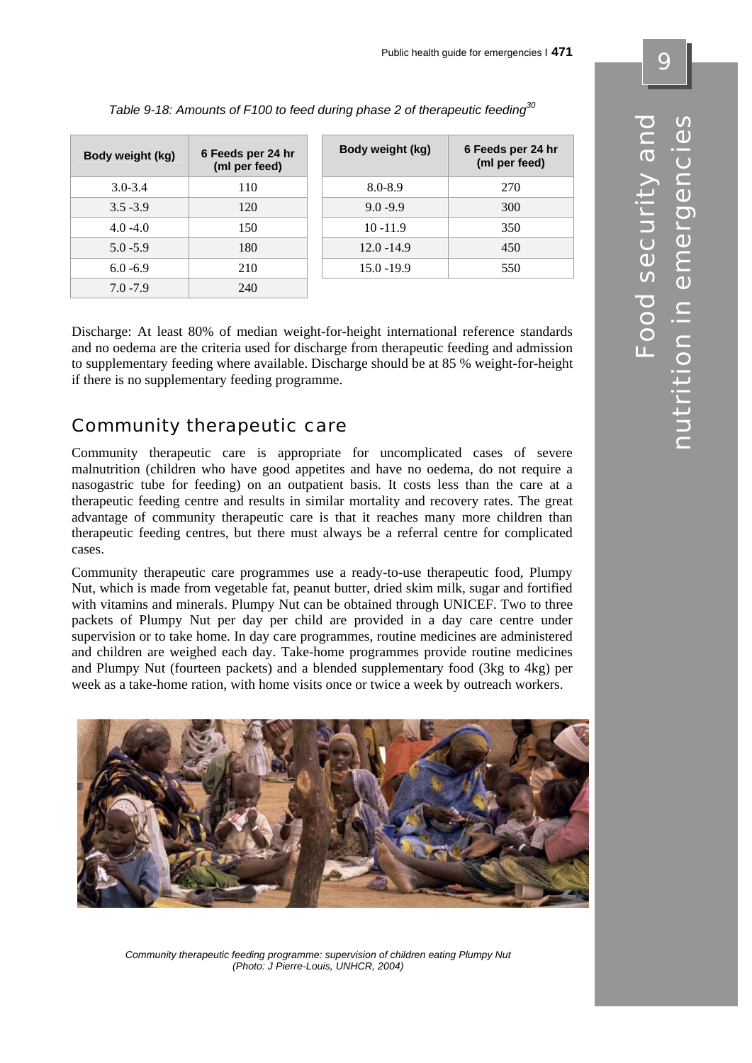*Table 9-18: Amounts of F100 to feed during phase 2 of therapeutic feeding*[30]

| Body weight (kg) | 6 Feeds per 24 hr (ml per feed) | Body weight (kg) | 6 Feeds per 24 hr (ml per feed) |
|---|---|---|---|
| 3.0-3.4 | 110 | 8.0-8.9 | 270 |
| 3.5 -3.9 | 120 | 9.0 -9.9 | 300 |
| 4.0 -4.0 | 150 | 10 -11.9 | 350 |
| 5.0 -5.9 | 180 | 12.0 -14.9 | 450 |
| 6.0 -6.9 | 210 | 15.0 -19.9 | 550 |
| 7.0 -7.9 | 240 | | |

Discharge: At least 80% of median weight-for-height international reference standards and no oedema are the criteria used for discharge from therapeutic feeding and admission to supplementary feeding where available. Discharge should be at 85 % weight-for-height if there is no supplementary feeding programme.

## Community therapeutic care

Community therapeutic care is appropriate for uncomplicated cases of severe malnutrition (children who have good appetites and have no oedema, do not require a nasogastric tube for feeding) on an outpatient basis. It costs less than the care at a therapeutic feeding centre and results in similar mortality and recovery rates. The great advantage of community therapeutic care is that it reaches many more children than therapeutic feeding centres, but there must always be a referral centre for complicated cases.

Community therapeutic care programmes use a ready-to-use therapeutic food, Plumpy Nut, which is made from vegetable fat, peanut butter, dried skim milk, sugar and fortified with vitamins and minerals. Plumpy Nut can be obtained through UNICEF. Two to three packets of Plumpy Nut per day per child are provided in a day care centre under supervision or to take home. In day care programmes, routine medicines are administered and children are weighed each day. Take-home programmes provide routine medicines and Plumpy Nut (fourteen packets) and a blended supplementary food (3kg to 4kg) per week as a take-home ration, with home visits once or twice a week by outreach workers.

*Community therapeutic feeding programme: supervision of children eating Plumpy Nut (Photo: J Pierre-Louis, UNHCR, 2004)*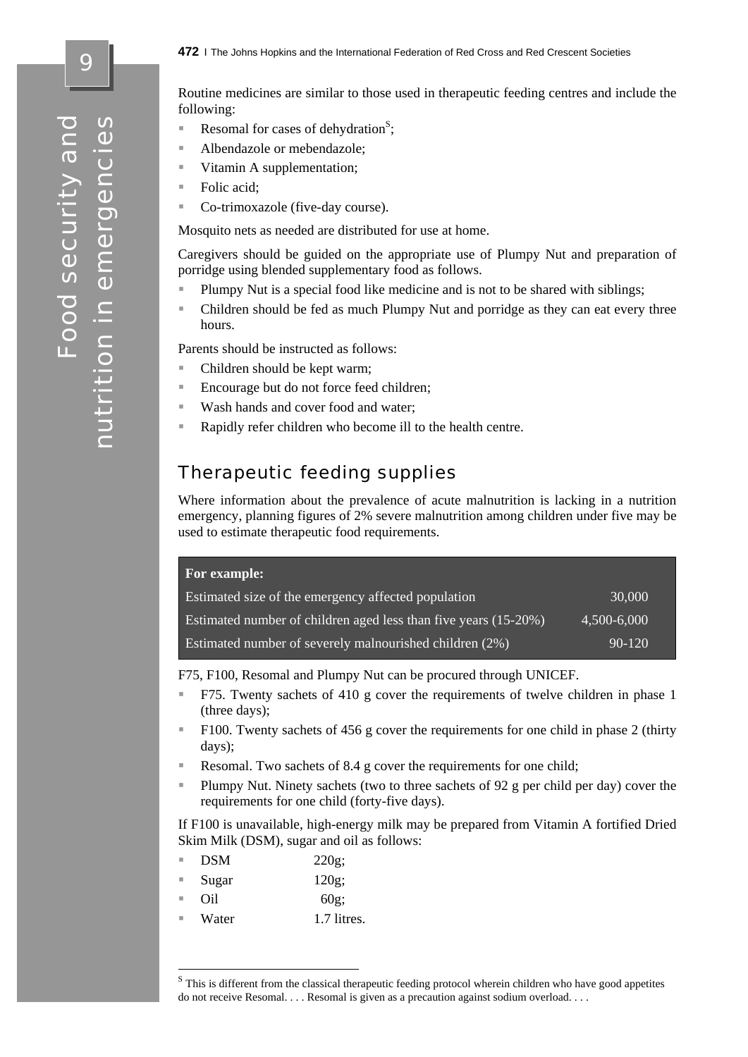Routine medicines are similar to those used in therapeutic feeding centres and include the following:

- Resomal for cases of dehydration[S];
- Albendazole or mebendazole;
- Vitamin A supplementation;
- Folic acid;
- Co-trimoxazole (five-day course).

Mosquito nets as needed are distributed for use at home.

Caregivers should be guided on the appropriate use of Plumpy Nut and preparation of porridge using blended supplementary food as follows.

- Plumpy Nut is a special food like medicine and is not to be shared with siblings;
- Children should be fed as much Plumpy Nut and porridge as they can eat every three hours.

Parents should be instructed as follows:

- Children should be kept warm;
- Encourage but do not force feed children;
- Wash hands and cover food and water;
- Rapidly refer children who become ill to the health centre.

## Therapeutic feeding supplies

Where information about the prevalence of acute malnutrition is lacking in a nutrition emergency, planning figures of 2% severe malnutrition among children under five may be used to estimate therapeutic food requirements.

| **For example:** | |
|---|---|
| Estimated size of the emergency affected population | 30,000 |
| Estimated number of children aged less than five years (15-20%) | 4,500-6,000 |
| Estimated number of severely malnourished children (2%) | 90-120 |

F75, F100, Resomal and Plumpy Nut can be procured through UNICEF.

- F75. Twenty sachets of 410 g cover the requirements of twelve children in phase 1 (three days);
- F100. Twenty sachets of 456 g cover the requirements for one child in phase 2 (thirty days);
- Resomal. Two sachets of 8.4 g cover the requirements for one child;
- Plumpy Nut. Ninety sachets (two to three sachets of 92 g per child per day) cover the requirements for one child (forty-five days).

If F100 is unavailable, high-energy milk may be prepared from Vitamin A fortified Dried Skim Milk (DSM), sugar and oil as follows:

- DSM 220g;
- Sugar 120g;
- Oil 60g;
- Water 1.7 litres.

---

[S] This is different from the classical therapeutic feeding protocol wherein children who have good appetites do not receive Resomal. . . . Resomal is given as a precaution against sodium overload. . . .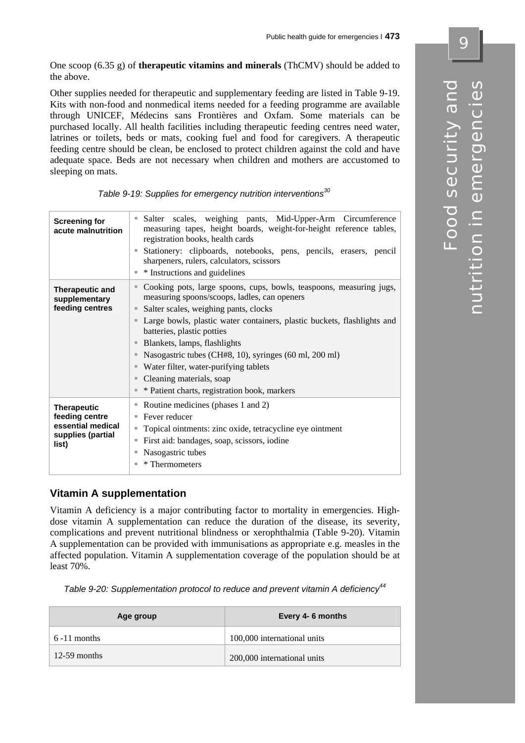One scoop (6.35 g) of **therapeutic vitamins and minerals** (ThCMV) should be added to the above.

Other supplies needed for therapeutic and supplementary feeding are listed in Table 9-19. Kits with non-food and nonmedical items needed for a feeding programme are available through UNICEF, Médecins sans Frontières and Oxfam. Some materials can be purchased locally. All health facilities including therapeutic feeding centres need water, latrines or toilets, beds or mats, cooking fuel and food for caregivers. A therapeutic feeding centre should be clean, be enclosed to protect children against the cold and have adequate space. Beds are not necessary when children and mothers are accustomed to sleeping on mats.

*Table 9-19: Supplies for emergency nutrition interventions*[30]

| | |
|---|---|
| **Screening for acute malnutrition** | ▪ Salter scales, weighing pants, Mid-Upper-Arm Circumference measuring tapes, height boards, weight-for-height reference tables, registration books, health cards<br>▪ Stationery: clipboards, notebooks, pens, pencils, erasers, pencil sharpeners, rulers, calculators, scissors<br>▪ * Instructions and guidelines |
| **Therapeutic and supplementary feeding centres** | ▪ Cooking pots, large spoons, cups, bowls, teaspoons, measuring jugs, measuring spoons/scoops, ladles, can openers<br>▪ Salter scales, weighing pants, clocks<br>▪ Large bowls, plastic water containers, plastic buckets, flashlights and batteries, plastic potties<br>▪ Blankets, lamps, flashlights<br>▪ Nasogastric tubes (CH#8, 10), syringes (60 ml, 200 ml)<br>▪ Water filter, water-purifying tablets<br>▪ Cleaning materials, soap<br>▪ * Patient charts, registration book, markers |
| **Therapeutic feeding centre essential medical supplies (partial list)** | ▪ Routine medicines (phases 1 and 2)<br>▪ Fever reducer<br>▪ Topical ointments: zinc oxide, tetracycline eye ointment<br>▪ First aid: bandages, soap, scissors, iodine<br>▪ Nasogastric tubes<br>▪ * Thermometers |

## Vitamin A supplementation

Vitamin A deficiency is a major contributing factor to mortality in emergencies. High-dose vitamin A supplementation can reduce the duration of the disease, its severity, complications and prevent nutritional blindness or xerophthalmia (Table 9-20). Vitamin A supplementation can be provided with immunisations as appropriate e.g. measles in the affected population. Vitamin A supplementation coverage of the population should be at least 70%.

*Table 9-20: Supplementation protocol to reduce and prevent vitamin A deficiency*[44]

| Age group | Every 4- 6 months |
|---|---|
| 6 -11 months | 100,000 international units |
| 12-59 months | 200,000 international units |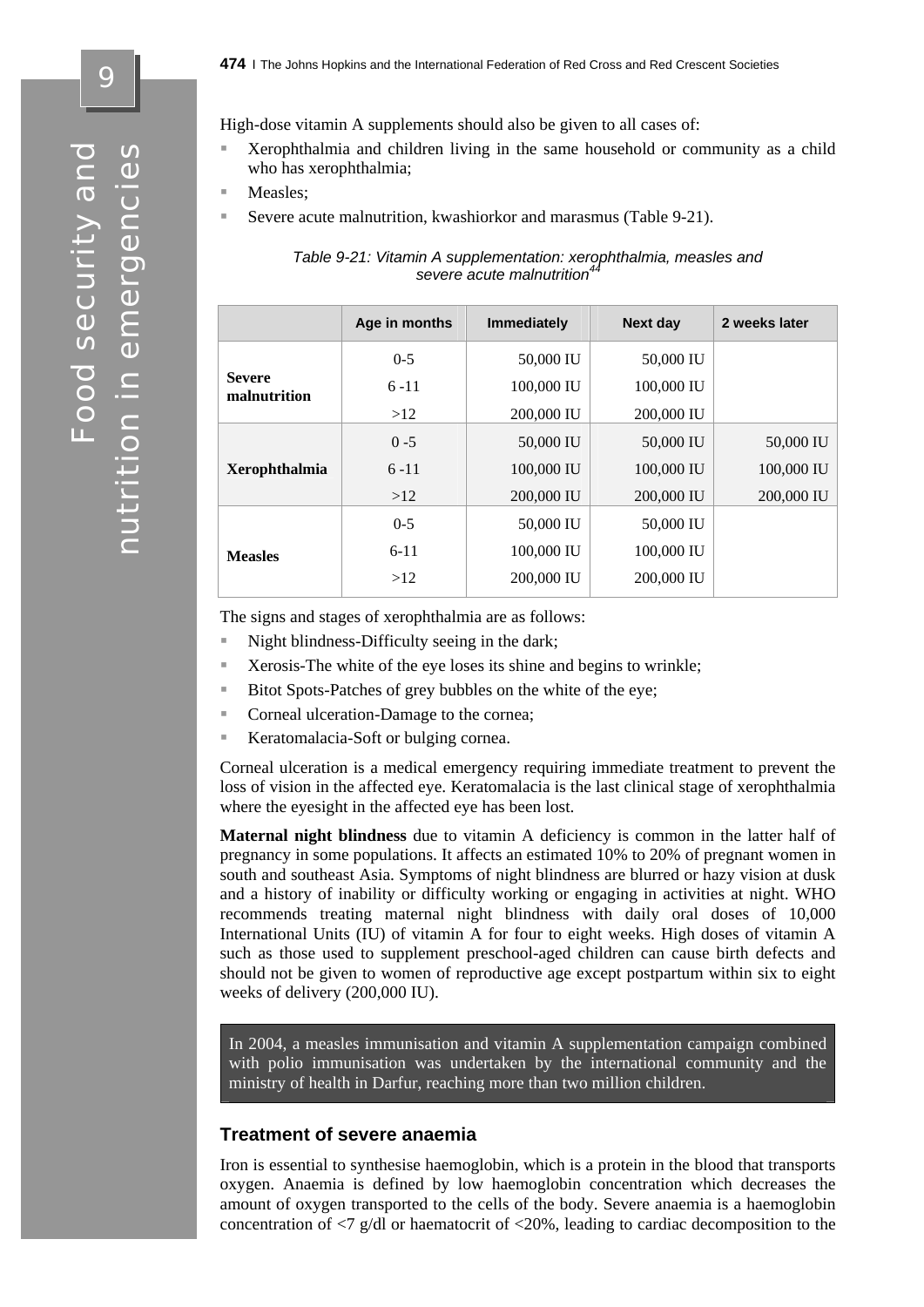High-dose vitamin A supplements should also be given to all cases of:

- Xerophthalmia and children living in the same household or community as a child who has xerophthalmia;
- Measles;
- Severe acute malnutrition, kwashiorkor and marasmus (Table 9-21).

*Table 9-21: Vitamin A supplementation: xerophthalmia, measles and severe acute malnutrition*[44]

| | Age in months | Immediately | Next day | 2 weeks later |
|---|---|---|---|---|
| **Severe malnutrition** | 0-5 | 50,000 IU | 50,000 IU | |
| | 6 -11 | 100,000 IU | 100,000 IU | |
| | >12 | 200,000 IU | 200,000 IU | |
| **Xerophthalmia** | 0 -5 | 50,000 IU | 50,000 IU | 50,000 IU |
| | 6 -11 | 100,000 IU | 100,000 IU | 100,000 IU |
| | >12 | 200,000 IU | 200,000 IU | 200,000 IU |
| **Measles** | 0-5 | 50,000 IU | 50,000 IU | |
| | 6-11 | 100,000 IU | 100,000 IU | |
| | >12 | 200,000 IU | 200,000 IU | |

The signs and stages of xerophthalmia are as follows:

- Night blindness-Difficulty seeing in the dark;
- Xerosis-The white of the eye loses its shine and begins to wrinkle;
- Bitot Spots-Patches of grey bubbles on the white of the eye;
- Corneal ulceration-Damage to the cornea;
- Keratomalacia-Soft or bulging cornea.

Corneal ulceration is a medical emergency requiring immediate treatment to prevent the loss of vision in the affected eye. Keratomalacia is the last clinical stage of xerophthalmia where the eyesight in the affected eye has been lost.

**Maternal night blindness** due to vitamin A deficiency is common in the latter half of pregnancy in some populations. It affects an estimated 10% to 20% of pregnant women in south and southeast Asia. Symptoms of night blindness are blurred or hazy vision at dusk and a history of inability or difficulty working or engaging in activities at night. WHO recommends treating maternal night blindness with daily oral doses of 10,000 International Units (IU) of vitamin A for four to eight weeks. High doses of vitamin A such as those used to supplement preschool-aged children can cause birth defects and should not be given to women of reproductive age except postpartum within six to eight weeks of delivery (200,000 IU).

In 2004, a measles immunisation and vitamin A supplementation campaign combined with polio immunisation was undertaken by the international community and the ministry of health in Darfur, reaching more than two million children.

## Treatment of severe anaemia

Iron is essential to synthesise haemoglobin, which is a protein in the blood that transports oxygen. Anaemia is defined by low haemoglobin concentration which decreases the amount of oxygen transported to the cells of the body. Severe anaemia is a haemoglobin concentration of <7 g/dl or haematocrit of <20%, leading to cardiac decomposition to the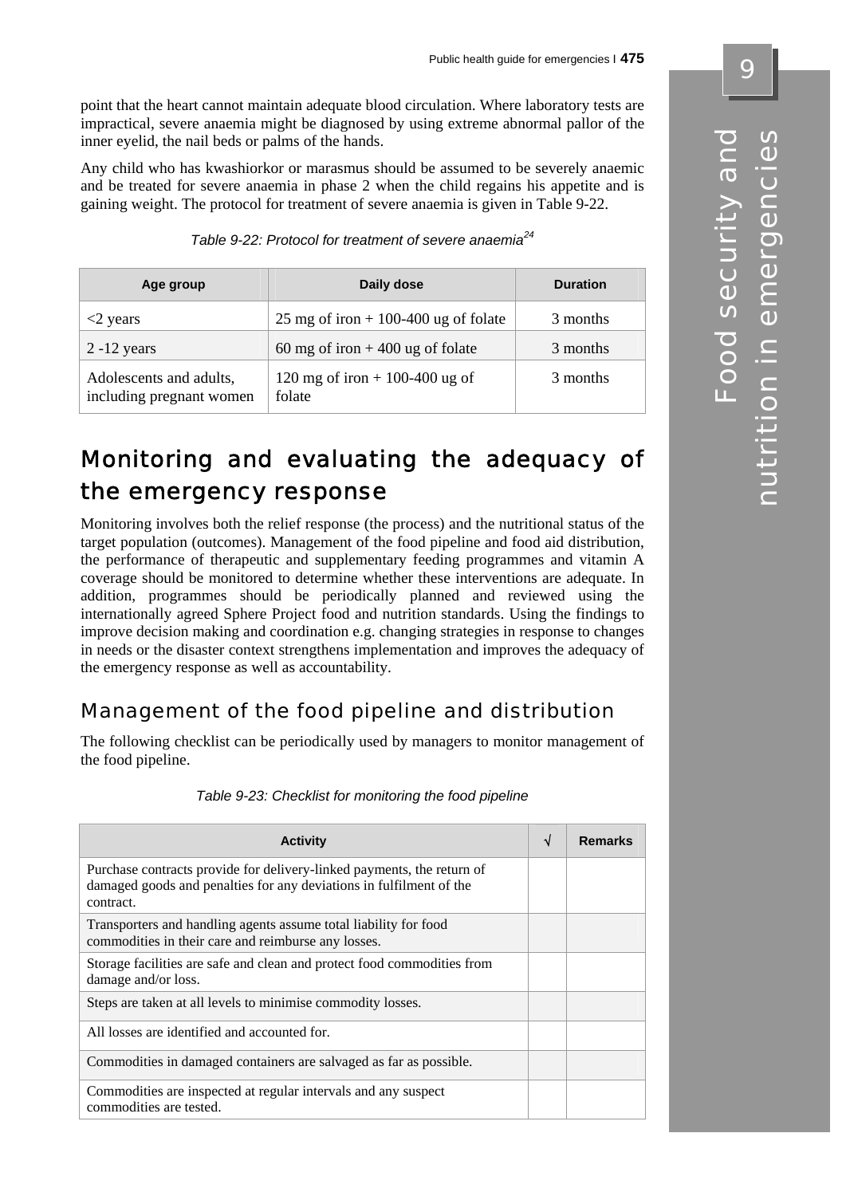point that the heart cannot maintain adequate blood circulation. Where laboratory tests are impractical, severe anaemia might be diagnosed by using extreme abnormal pallor of the inner eyelid, the nail beds or palms of the hands.

Any child who has kwashiorkor or marasmus should be assumed to be severely anaemic and be treated for severe anaemia in phase 2 when the child regains his appetite and is gaining weight. The protocol for treatment of severe anaemia is given in Table 9-22.

*Table 9-22: Protocol for treatment of severe anaemia*[24]

| Age group | Daily dose | Duration |
|---|---|---|
| <2 years | 25 mg of iron + 100-400 ug of folate | 3 months |
| 2 -12 years | 60 mg of iron + 400 ug of folate | 3 months |
| Adolescents and adults, including pregnant women | 120 mg of iron + 100-400 ug of folate | 3 months |

# Monitoring and evaluating the adequacy of the emergency response

Monitoring involves both the relief response (the process) and the nutritional status of the target population (outcomes). Management of the food pipeline and food aid distribution, the performance of therapeutic and supplementary feeding programmes and vitamin A coverage should be monitored to determine whether these interventions are adequate. In addition, programmes should be periodically planned and reviewed using the internationally agreed Sphere Project food and nutrition standards. Using the findings to improve decision making and coordination e.g. changing strategies in response to changes in needs or the disaster context strengthens implementation and improves the adequacy of the emergency response as well as accountability.

## Management of the food pipeline and distribution

The following checklist can be periodically used by managers to monitor management of the food pipeline.

*Table 9-23: Checklist for monitoring the food pipeline*

| Activity | √ | Remarks |
|---|---|---|
| Purchase contracts provide for delivery-linked payments, the return of damaged goods and penalties for any deviations in fulfilment of the contract. | | |
| Transporters and handling agents assume total liability for food commodities in their care and reimburse any losses. | | |
| Storage facilities are safe and clean and protect food commodities from damage and/or loss. | | |
| Steps are taken at all levels to minimise commodity losses. | | |
| All losses are identified and accounted for. | | |
| Commodities in damaged containers are salvaged as far as possible. | | |
| Commodities are inspected at regular intervals and any suspect commodities are tested. | | |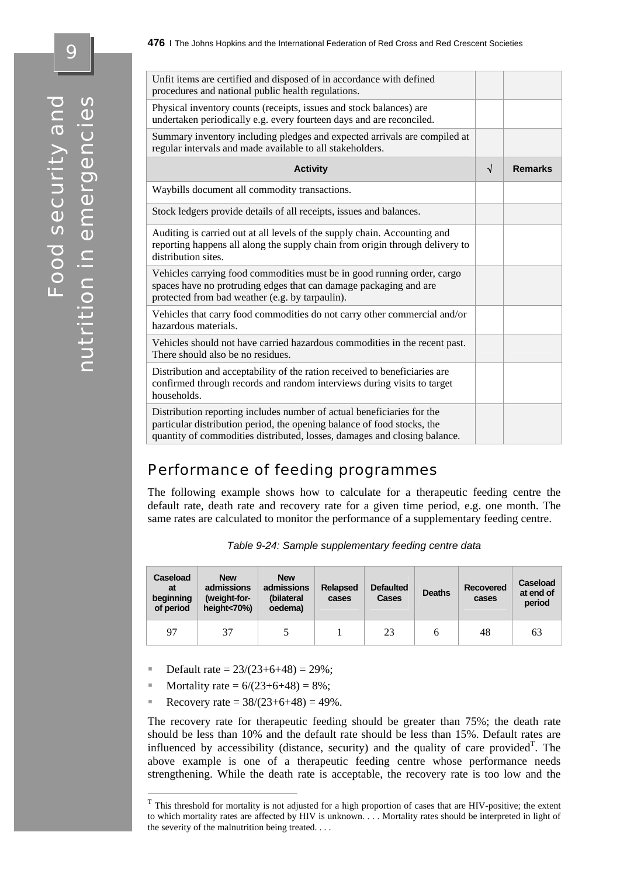| | | |
|---|---|---|
| Unfit items are certified and disposed of in accordance with defined procedures and national public health regulations. | | |
| Physical inventory counts (receipts, issues and stock balances) are undertaken periodically e.g. every fourteen days and are reconciled. | | |
| Summary inventory including pledges and expected arrivals are compiled at regular intervals and made available to all stakeholders. | | |

| Activity | √ | Remarks |
|---|---|---|
| Waybills document all commodity transactions. | | |
| Stock ledgers provide details of all receipts, issues and balances. | | |
| Auditing is carried out at all levels of the supply chain. Accounting and reporting happens all along the supply chain from origin through delivery to distribution sites. | | |
| Vehicles carrying food commodities must be in good running order, cargo spaces have no protruding edges that can damage packaging and are protected from bad weather (e.g. by tarpaulin). | | |
| Vehicles that carry food commodities do not carry other commercial and/or hazardous materials. | | |
| Vehicles should not have carried hazardous commodities in the recent past. There should also be no residues. | | |
| Distribution and acceptability of the ration received to beneficiaries are confirmed through records and random interviews during visits to target households. | | |
| Distribution reporting includes number of actual beneficiaries for the particular distribution period, the opening balance of food stocks, the quantity of commodities distributed, losses, damages and closing balance. | | |

## Performance of feeding programmes

The following example shows how to calculate for a therapeutic feeding centre the default rate, death rate and recovery rate for a given time period, e.g. one month. The same rates are calculated to monitor the performance of a supplementary feeding centre.

*Table 9-24: Sample supplementary feeding centre data*

| Caseload at beginning of period | New admissions (weight-for-height<70%) | New admissions (bilateral oedema) | Relapsed cases | Defaulted Cases | Deaths | Recovered cases | Caseload at end of period |
|---|---|---|---|---|---|---|---|
| 97 | 37 | 5 | 1 | 23 | 6 | 48 | 63 |

- Default rate = 23/(23+6+48) = 29%;
- Mortality rate = 6/(23+6+48) = 8%;
- Recovery rate = 38/(23+6+48) = 49%.

The recovery rate for therapeutic feeding should be greater than 75%; the death rate should be less than 10% and the default rate should be less than 15%. Default rates are influenced by accessibility (distance, security) and the quality of care provided[T]. The above example is one of a therapeutic feeding centre whose performance needs strengthening. While the death rate is acceptable, the recovery rate is too low and the

[T] This threshold for mortality is not adjusted for a high proportion of cases that are HIV-positive; the extent to which mortality rates are affected by HIV is unknown. . . . Mortality rates should be interpreted in light of the severity of the malnutrition being treated. . . .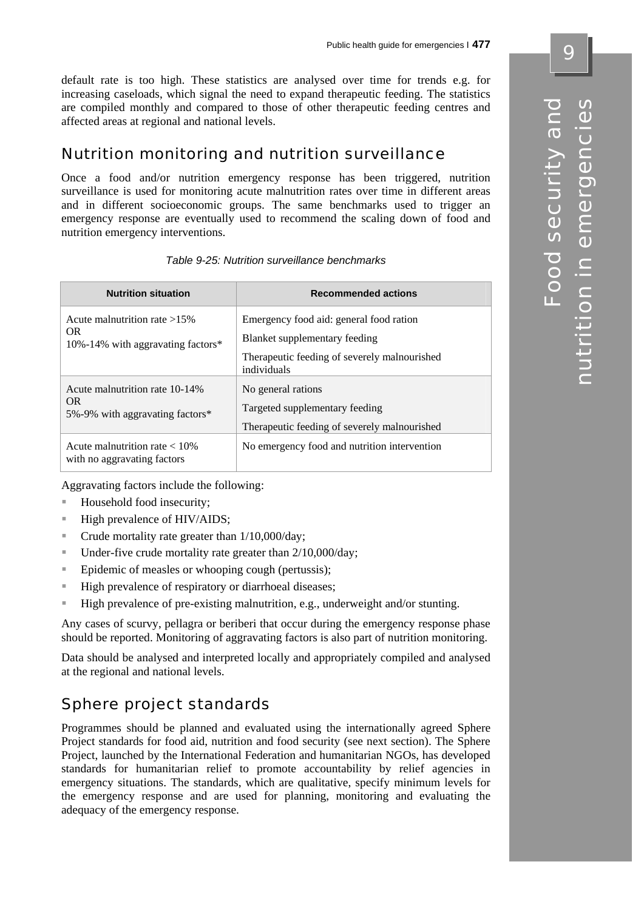default rate is too high. These statistics are analysed over time for trends e.g. for increasing caseloads, which signal the need to expand therapeutic feeding. The statistics are compiled monthly and compared to those of other therapeutic feeding centres and affected areas at regional and national levels.

## Nutrition monitoring and nutrition surveillance

Once a food and/or nutrition emergency response has been triggered, nutrition surveillance is used for monitoring acute malnutrition rates over time in different areas and in different socioeconomic groups. The same benchmarks used to trigger an emergency response are eventually used to recommend the scaling down of food and nutrition emergency interventions.

*Table 9-25: Nutrition surveillance benchmarks*

| Nutrition situation | Recommended actions |
|---|---|
| Acute malnutrition rate >15%<br>OR<br>10%-14% with aggravating factors* | Emergency food aid: general food ration<br>Blanket supplementary feeding<br>Therapeutic feeding of severely malnourished individuals |
| Acute malnutrition rate 10-14%<br>OR<br>5%-9% with aggravating factors* | No general rations<br>Targeted supplementary feeding<br>Therapeutic feeding of severely malnourished |
| Acute malnutrition rate < 10% with no aggravating factors | No emergency food and nutrition intervention |

Aggravating factors include the following:

- Household food insecurity;
- High prevalence of HIV/AIDS;
- Crude mortality rate greater than 1/10,000/day;
- Under-five crude mortality rate greater than 2/10,000/day;
- Epidemic of measles or whooping cough (pertussis);
- High prevalence of respiratory or diarrhoeal diseases;
- High prevalence of pre-existing malnutrition, e.g., underweight and/or stunting.

Any cases of scurvy, pellagra or beriberi that occur during the emergency response phase should be reported. Monitoring of aggravating factors is also part of nutrition monitoring.

Data should be analysed and interpreted locally and appropriately compiled and analysed at the regional and national levels.

## Sphere project standards

Programmes should be planned and evaluated using the internationally agreed Sphere Project standards for food aid, nutrition and food security (see next section). The Sphere Project, launched by the International Federation and humanitarian NGOs, has developed standards for humanitarian relief to promote accountability by relief agencies in emergency situations. The standards, which are qualitative, specify minimum levels for the emergency response and are used for planning, monitoring and evaluating the adequacy of the emergency response.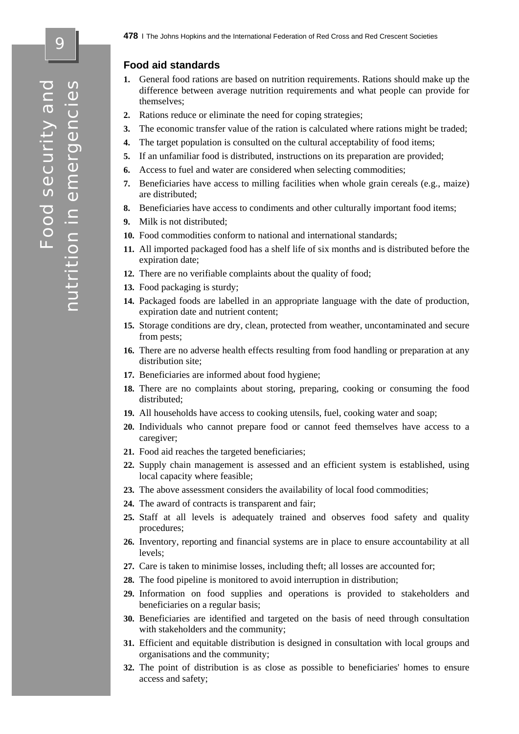## Food aid standards

1. General food rations are based on nutrition requirements. Rations should make up the difference between average nutrition requirements and what people can provide for themselves;
2. Rations reduce or eliminate the need for coping strategies;
3. The economic transfer value of the ration is calculated where rations might be traded;
4. The target population is consulted on the cultural acceptability of food items;
5. If an unfamiliar food is distributed, instructions on its preparation are provided;
6. Access to fuel and water are considered when selecting commodities;
7. Beneficiaries have access to milling facilities when whole grain cereals (e.g., maize) are distributed;
8. Beneficiaries have access to condiments and other culturally important food items;
9. Milk is not distributed;
10. Food commodities conform to national and international standards;
11. All imported packaged food has a shelf life of six months and is distributed before the expiration date;
12. There are no verifiable complaints about the quality of food;
13. Food packaging is sturdy;
14. Packaged foods are labelled in an appropriate language with the date of production, expiration date and nutrient content;
15. Storage conditions are dry, clean, protected from weather, uncontaminated and secure from pests;
16. There are no adverse health effects resulting from food handling or preparation at any distribution site;
17. Beneficiaries are informed about food hygiene;
18. There are no complaints about storing, preparing, cooking or consuming the food distributed;
19. All households have access to cooking utensils, fuel, cooking water and soap;
20. Individuals who cannot prepare food or cannot feed themselves have access to a caregiver;
21. Food aid reaches the targeted beneficiaries;
22. Supply chain management is assessed and an efficient system is established, using local capacity where feasible;
23. The above assessment considers the availability of local food commodities;
24. The award of contracts is transparent and fair;
25. Staff at all levels is adequately trained and observes food safety and quality procedures;
26. Inventory, reporting and financial systems are in place to ensure accountability at all levels;
27. Care is taken to minimise losses, including theft; all losses are accounted for;
28. The food pipeline is monitored to avoid interruption in distribution;
29. Information on food supplies and operations is provided to stakeholders and beneficiaries on a regular basis;
30. Beneficiaries are identified and targeted on the basis of need through consultation with stakeholders and the community;
31. Efficient and equitable distribution is designed in consultation with local groups and organisations and the community;
32. The point of distribution is as close as possible to beneficiaries' homes to ensure access and safety;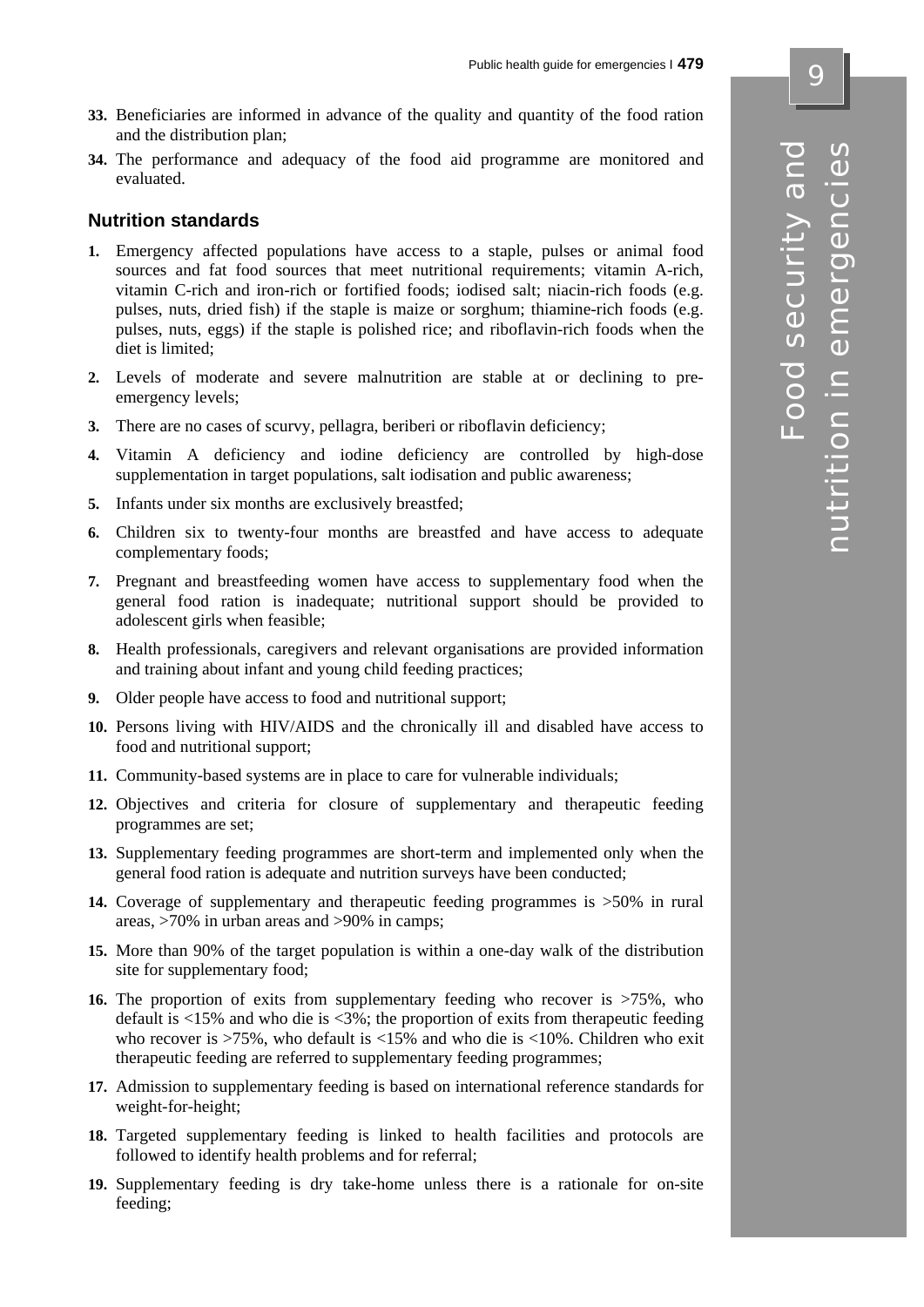33. Beneficiaries are informed in advance of the quality and quantity of the food ration and the distribution plan;

34. The performance and adequacy of the food aid programme are monitored and evaluated.

### Nutrition standards

1. Emergency affected populations have access to a staple, pulses or animal food sources and fat food sources that meet nutritional requirements; vitamin A-rich, vitamin C-rich and iron-rich or fortified foods; iodised salt; niacin-rich foods (e.g. pulses, nuts, dried fish) if the staple is maize or sorghum; thiamine-rich foods (e.g. pulses, nuts, eggs) if the staple is polished rice; and riboflavin-rich foods when the diet is limited;

2. Levels of moderate and severe malnutrition are stable at or declining to pre-emergency levels;

3. There are no cases of scurvy, pellagra, beriberi or riboflavin deficiency;

4. Vitamin A deficiency and iodine deficiency are controlled by high-dose supplementation in target populations, salt iodisation and public awareness;

5. Infants under six months are exclusively breastfed;

6. Children six to twenty-four months are breastfed and have access to adequate complementary foods;

7. Pregnant and breastfeeding women have access to supplementary food when the general food ration is inadequate; nutritional support should be provided to adolescent girls when feasible;

8. Health professionals, caregivers and relevant organisations are provided information and training about infant and young child feeding practices;

9. Older people have access to food and nutritional support;

10. Persons living with HIV/AIDS and the chronically ill and disabled have access to food and nutritional support;

11. Community-based systems are in place to care for vulnerable individuals;

12. Objectives and criteria for closure of supplementary and therapeutic feeding programmes are set;

13. Supplementary feeding programmes are short-term and implemented only when the general food ration is adequate and nutrition surveys have been conducted;

14. Coverage of supplementary and therapeutic feeding programmes is >50% in rural areas, >70% in urban areas and >90% in camps;

15. More than 90% of the target population is within a one-day walk of the distribution site for supplementary food;

16. The proportion of exits from supplementary feeding who recover is >75%, who default is <15% and who die is <3%; the proportion of exits from therapeutic feeding who recover is >75%, who default is <15% and who die is <10%. Children who exit therapeutic feeding are referred to supplementary feeding programmes;

17. Admission to supplementary feeding is based on international reference standards for weight-for-height;

18. Targeted supplementary feeding is linked to health facilities and protocols are followed to identify health problems and for referral;

19. Supplementary feeding is dry take-home unless there is a rationale for on-site feeding;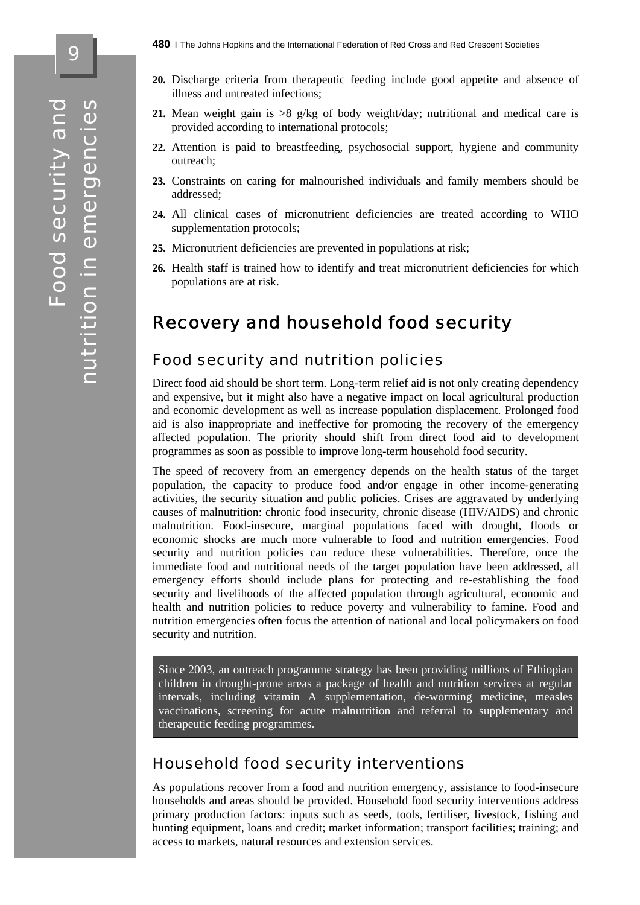20. Discharge criteria from therapeutic feeding include good appetite and absence of illness and untreated infections;

21. Mean weight gain is >8 g/kg of body weight/day; nutritional and medical care is provided according to international protocols;

22. Attention is paid to breastfeeding, psychosocial support, hygiene and community outreach;

23. Constraints on caring for malnourished individuals and family members should be addressed;

24. All clinical cases of micronutrient deficiencies are treated according to WHO supplementation protocols;

25. Micronutrient deficiencies are prevented in populations at risk;

26. Health staff is trained how to identify and treat micronutrient deficiencies for which populations are at risk.

# Recovery and household food security

## Food security and nutrition policies

Direct food aid should be short term. Long-term relief aid is not only creating dependency and expensive, but it might also have a negative impact on local agricultural production and economic development as well as increase population displacement. Prolonged food aid is also inappropriate and ineffective for promoting the recovery of the emergency affected population. The priority should shift from direct food aid to development programmes as soon as possible to improve long-term household food security.

The speed of recovery from an emergency depends on the health status of the target population, the capacity to produce food and/or engage in other income-generating activities, the security situation and public policies. Crises are aggravated by underlying causes of malnutrition: chronic food insecurity, chronic disease (HIV/AIDS) and chronic malnutrition. Food-insecure, marginal populations faced with drought, floods or economic shocks are much more vulnerable to food and nutrition emergencies. Food security and nutrition policies can reduce these vulnerabilities. Therefore, once the immediate food and nutritional needs of the target population have been addressed, all emergency efforts should include plans for protecting and re-establishing the food security and livelihoods of the affected population through agricultural, economic and health and nutrition policies to reduce poverty and vulnerability to famine. Food and nutrition emergencies often focus the attention of national and local policymakers on food security and nutrition.

> Since 2003, an outreach programme strategy has been providing millions of Ethiopian children in drought-prone areas a package of health and nutrition services at regular intervals, including vitamin A supplementation, de-worming medicine, measles vaccinations, screening for acute malnutrition and referral to supplementary and therapeutic feeding programmes.

## Household food security interventions

As populations recover from a food and nutrition emergency, assistance to food-insecure households and areas should be provided. Household food security interventions address primary production factors: inputs such as seeds, tools, fertiliser, livestock, fishing and hunting equipment, loans and credit; market information; transport facilities; training; and access to markets, natural resources and extension services.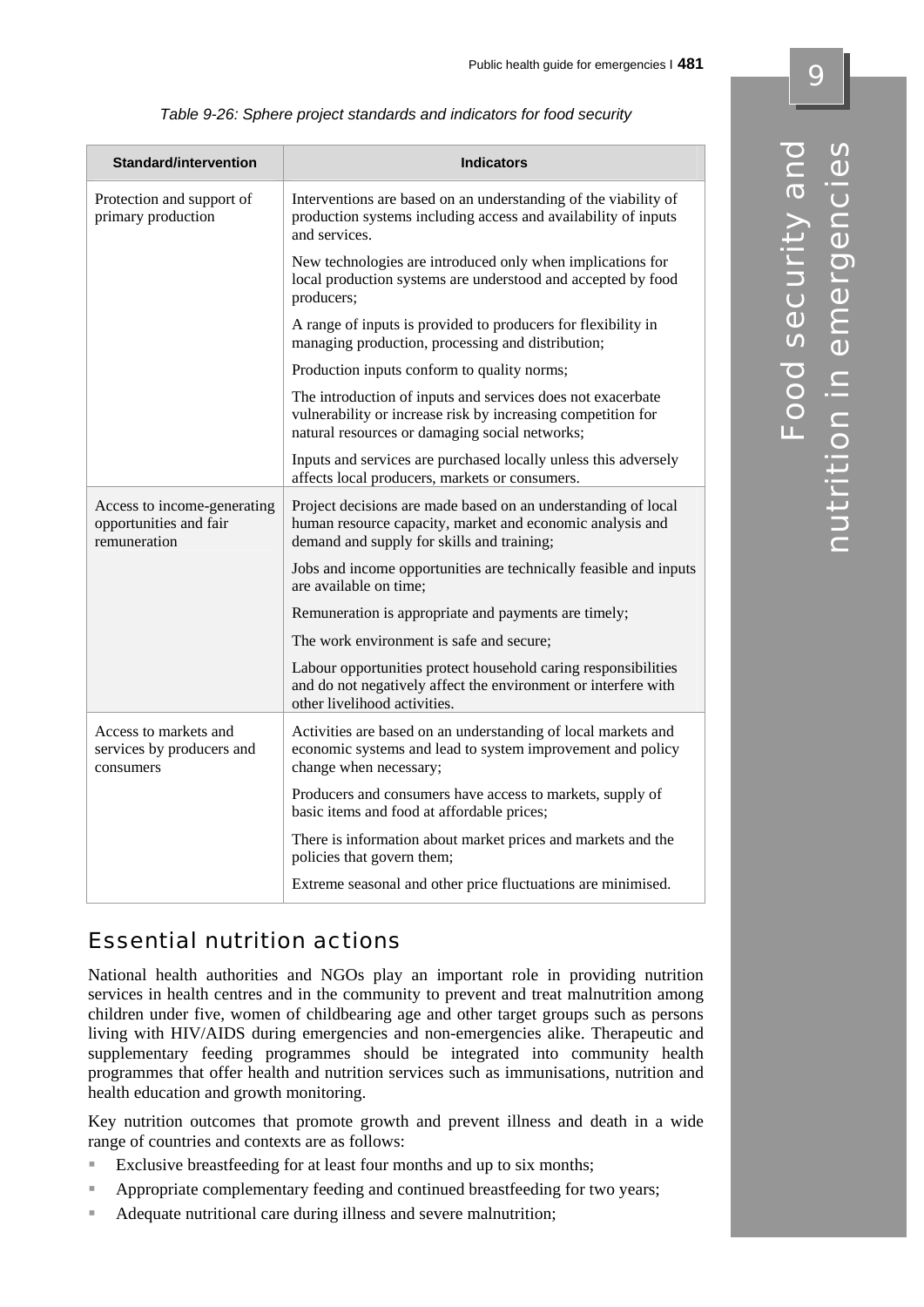*Table 9-26: Sphere project standards and indicators for food security*

| Standard/intervention | Indicators |
|---|---|
| Protection and support of primary production | Interventions are based on an understanding of the viability of production systems including access and availability of inputs and services. |
| | New technologies are introduced only when implications for local production systems are understood and accepted by food producers; |
| | A range of inputs is provided to producers for flexibility in managing production, processing and distribution; |
| | Production inputs conform to quality norms; |
| | The introduction of inputs and services does not exacerbate vulnerability or increase risk by increasing competition for natural resources or damaging social networks; |
| | Inputs and services are purchased locally unless this adversely affects local producers, markets or consumers. |
| Access to income-generating opportunities and fair remuneration | Project decisions are made based on an understanding of local human resource capacity, market and economic analysis and demand and supply for skills and training; |
| | Jobs and income opportunities are technically feasible and inputs are available on time; |
| | Remuneration is appropriate and payments are timely; |
| | The work environment is safe and secure; |
| | Labour opportunities protect household caring responsibilities and do not negatively affect the environment or interfere with other livelihood activities. |
| Access to markets and services by producers and consumers | Activities are based on an understanding of local markets and economic systems and lead to system improvement and policy change when necessary; |
| | Producers and consumers have access to markets, supply of basic items and food at affordable prices; |
| | There is information about market prices and markets and the policies that govern them; |
| | Extreme seasonal and other price fluctuations are minimised. |

## Essential nutrition actions

National health authorities and NGOs play an important role in providing nutrition services in health centres and in the community to prevent and treat malnutrition among children under five, women of childbearing age and other target groups such as persons living with HIV/AIDS during emergencies and non-emergencies alike. Therapeutic and supplementary feeding programmes should be integrated into community health programmes that offer health and nutrition services such as immunisations, nutrition and health education and growth monitoring.

Key nutrition outcomes that promote growth and prevent illness and death in a wide range of countries and contexts are as follows:

- Exclusive breastfeeding for at least four months and up to six months;
- Appropriate complementary feeding and continued breastfeeding for two years;
- Adequate nutritional care during illness and severe malnutrition;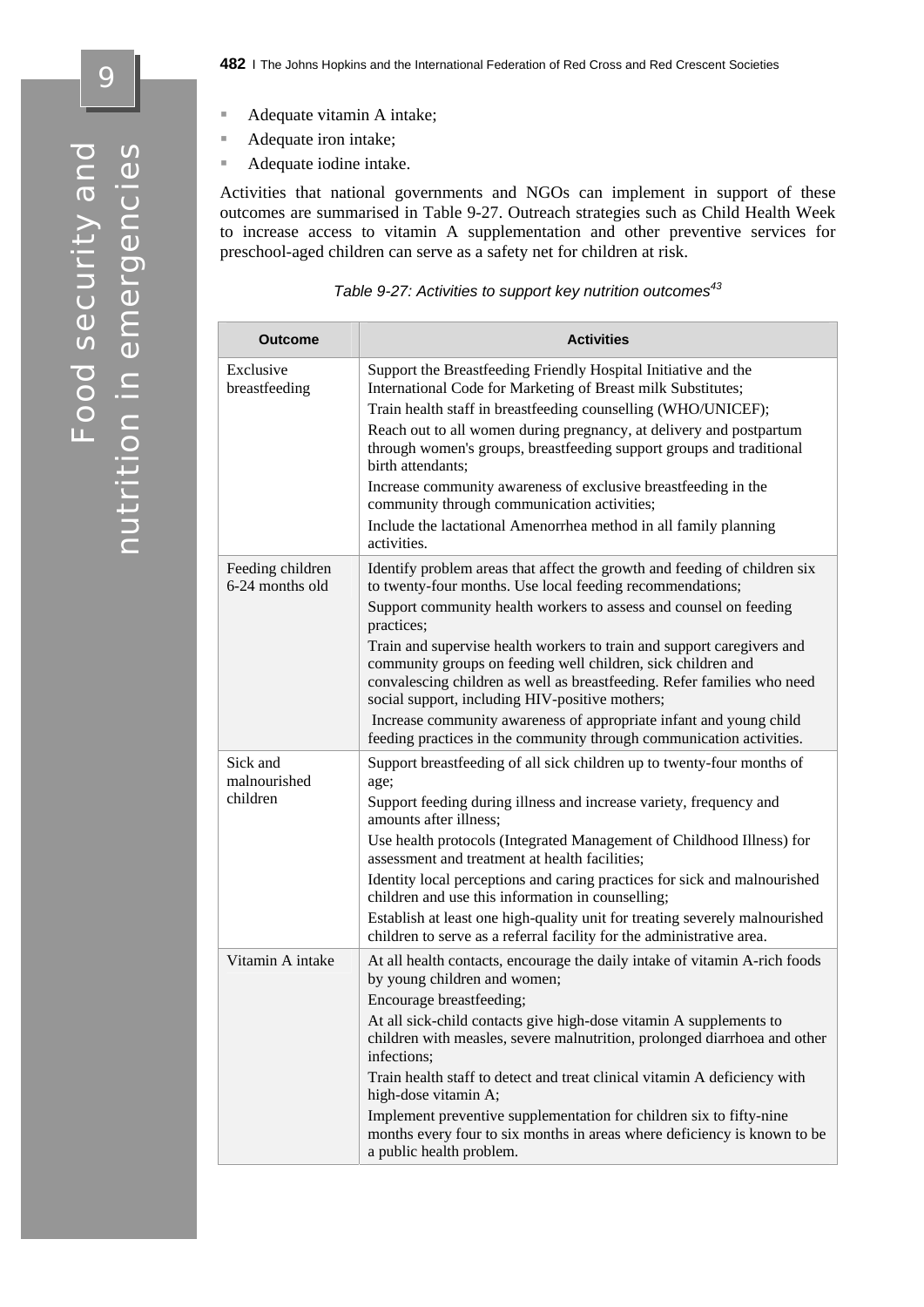- Adequate vitamin A intake;
- Adequate iron intake;
- Adequate iodine intake.

Activities that national governments and NGOs can implement in support of these outcomes are summarised in Table 9-27. Outreach strategies such as Child Health Week to increase access to vitamin A supplementation and other preventive services for preschool-aged children can serve as a safety net for children at risk.

*Table 9-27: Activities to support key nutrition outcomes*[43]

| Outcome | Activities |
|---|---|
| Exclusive breastfeeding | Support the Breastfeeding Friendly Hospital Initiative and the International Code for Marketing of Breast milk Substitutes;<br>Train health staff in breastfeeding counselling (WHO/UNICEF);<br>Reach out to all women during pregnancy, at delivery and postpartum through women's groups, breastfeeding support groups and traditional birth attendants;<br>Increase community awareness of exclusive breastfeeding in the community through communication activities;<br>Include the lactational Amenorrhea method in all family planning activities. |
| Feeding children 6-24 months old | Identify problem areas that affect the growth and feeding of children six to twenty-four months. Use local feeding recommendations;<br>Support community health workers to assess and counsel on feeding practices;<br>Train and supervise health workers to train and support caregivers and community groups on feeding well children, sick children and convalescing children as well as breastfeeding. Refer families who need social support, including HIV-positive mothers;<br>Increase community awareness of appropriate infant and young child feeding practices in the community through communication activities. |
| Sick and malnourished children | Support breastfeeding of all sick children up to twenty-four months of age;<br>Support feeding during illness and increase variety, frequency and amounts after illness;<br>Use health protocols (Integrated Management of Childhood Illness) for assessment and treatment at health facilities;<br>Identity local perceptions and caring practices for sick and malnourished children and use this information in counselling;<br>Establish at least one high-quality unit for treating severely malnourished children to serve as a referral facility for the administrative area. |
| Vitamin A intake | At all health contacts, encourage the daily intake of vitamin A-rich foods by young children and women;<br>Encourage breastfeeding;<br>At all sick-child contacts give high-dose vitamin A supplements to children with measles, severe malnutrition, prolonged diarrhoea and other infections;<br>Train health staff to detect and treat clinical vitamin A deficiency with high-dose vitamin A;<br>Implement preventive supplementation for children six to fifty-nine months every four to six months in areas where deficiency is known to be a public health problem. |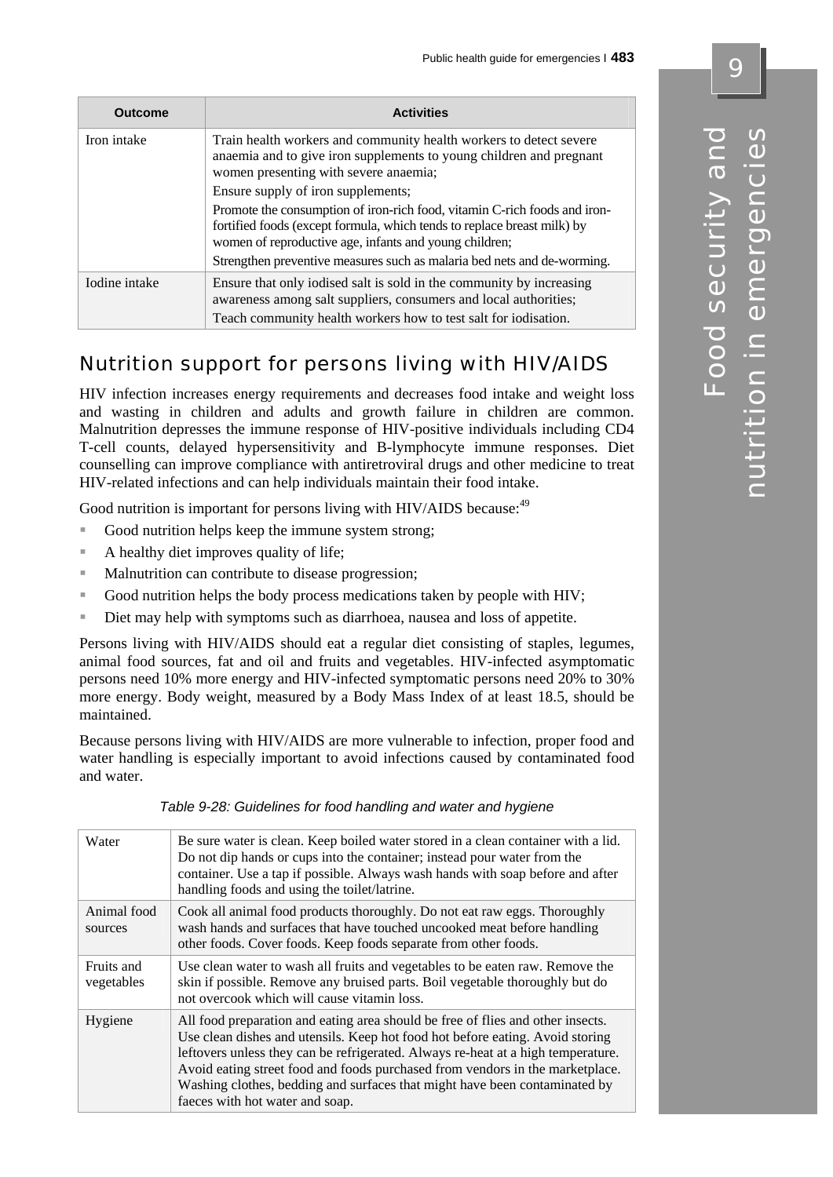| Outcome | Activities |
|---|---|
| Iron intake | Train health workers and community health workers to detect severe anaemia and to give iron supplements to young children and pregnant women presenting with severe anaemia;<br>Ensure supply of iron supplements;<br>Promote the consumption of iron-rich food, vitamin C-rich foods and iron-fortified foods (except formula, which tends to replace breast milk) by women of reproductive age, infants and young children;<br>Strengthen preventive measures such as malaria bed nets and de-worming. |
| Iodine intake | Ensure that only iodised salt is sold in the community by increasing awareness among salt suppliers, consumers and local authorities;<br>Teach community health workers how to test salt for iodisation. |

## Nutrition support for persons living with HIV/AIDS

HIV infection increases energy requirements and decreases food intake and weight loss and wasting in children and adults and growth failure in children are common. Malnutrition depresses the immune response of HIV-positive individuals including CD4 T-cell counts, delayed hypersensitivity and B-lymphocyte immune responses. Diet counselling can improve compliance with antiretroviral drugs and other medicine to treat HIV-related infections and can help individuals maintain their food intake.

Good nutrition is important for persons living with HIV/AIDS because:[49]

- Good nutrition helps keep the immune system strong;
- A healthy diet improves quality of life;
- Malnutrition can contribute to disease progression;
- Good nutrition helps the body process medications taken by people with HIV;
- Diet may help with symptoms such as diarrhoea, nausea and loss of appetite.

Persons living with HIV/AIDS should eat a regular diet consisting of staples, legumes, animal food sources, fat and oil and fruits and vegetables. HIV-infected asymptomatic persons need 10% more energy and HIV-infected symptomatic persons need 20% to 30% more energy. Body weight, measured by a Body Mass Index of at least 18.5, should be maintained.

Because persons living with HIV/AIDS are more vulnerable to infection, proper food and water handling is especially important to avoid infections caused by contaminated food and water.

*Table 9-28: Guidelines for food handling and water and hygiene*

| | |
|---|---|
| Water | Be sure water is clean. Keep boiled water stored in a clean container with a lid. Do not dip hands or cups into the container; instead pour water from the container. Use a tap if possible. Always wash hands with soap before and after handling foods and using the toilet/latrine. |
| Animal food sources | Cook all animal food products thoroughly. Do not eat raw eggs. Thoroughly wash hands and surfaces that have touched uncooked meat before handling other foods. Cover foods. Keep foods separate from other foods. |
| Fruits and vegetables | Use clean water to wash all fruits and vegetables to be eaten raw. Remove the skin if possible. Remove any bruised parts. Boil vegetable thoroughly but do not overcook which will cause vitamin loss. |
| Hygiene | All food preparation and eating area should be free of flies and other insects. Use clean dishes and utensils. Keep hot food hot before eating. Avoid storing leftovers unless they can be refrigerated. Always re-heat at a high temperature. Avoid eating street food and foods purchased from vendors in the marketplace. Washing clothes, bedding and surfaces that might have been contaminated by faeces with hot water and soap. |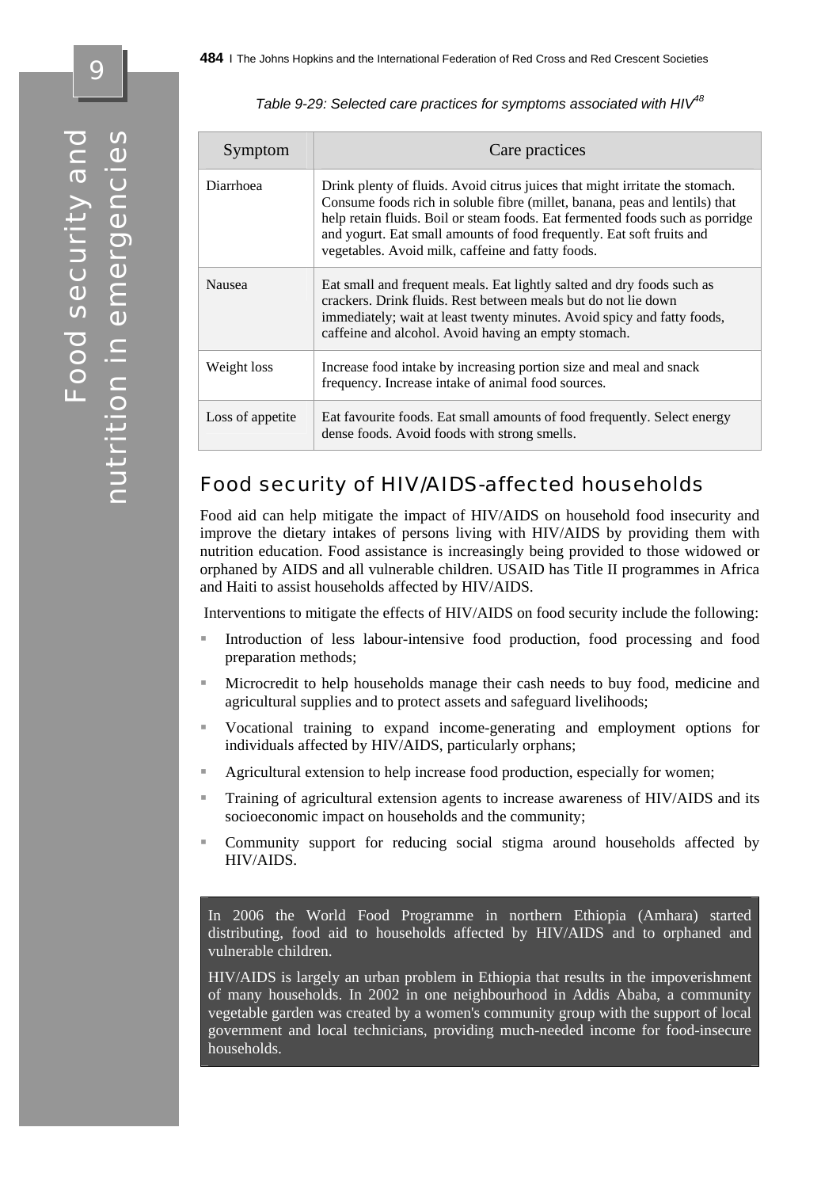*Table 9-29: Selected care practices for symptoms associated with HIV[48]*

| Symptom | Care practices |
|---|---|
| Diarrhoea | Drink plenty of fluids. Avoid citrus juices that might irritate the stomach. Consume foods rich in soluble fibre (millet, banana, peas and lentils) that help retain fluids. Boil or steam foods. Eat fermented foods such as porridge and yogurt. Eat small amounts of food frequently. Eat soft fruits and vegetables. Avoid milk, caffeine and fatty foods. |
| Nausea | Eat small and frequent meals. Eat lightly salted and dry foods such as crackers. Drink fluids. Rest between meals but do not lie down immediately; wait at least twenty minutes. Avoid spicy and fatty foods, caffeine and alcohol. Avoid having an empty stomach. |
| Weight loss | Increase food intake by increasing portion size and meal and snack frequency. Increase intake of animal food sources. |
| Loss of appetite | Eat favourite foods. Eat small amounts of food frequently. Select energy dense foods. Avoid foods with strong smells. |

## Food security of HIV/AIDS-affected households

Food aid can help mitigate the impact of HIV/AIDS on household food insecurity and improve the dietary intakes of persons living with HIV/AIDS by providing them with nutrition education. Food assistance is increasingly being provided to those widowed or orphaned by AIDS and all vulnerable children. USAID has Title II programmes in Africa and Haiti to assist households affected by HIV/AIDS.

Interventions to mitigate the effects of HIV/AIDS on food security include the following:

- Introduction of less labour-intensive food production, food processing and food preparation methods;
- Microcredit to help households manage their cash needs to buy food, medicine and agricultural supplies and to protect assets and safeguard livelihoods;
- Vocational training to expand income-generating and employment options for individuals affected by HIV/AIDS, particularly orphans;
- Agricultural extension to help increase food production, especially for women;
- Training of agricultural extension agents to increase awareness of HIV/AIDS and its socioeconomic impact on households and the community;
- Community support for reducing social stigma around households affected by HIV/AIDS.

In 2006 the World Food Programme in northern Ethiopia (Amhara) started distributing, food aid to households affected by HIV/AIDS and to orphaned and vulnerable children.

HIV/AIDS is largely an urban problem in Ethiopia that results in the impoverishment of many households. In 2002 in one neighbourhood in Addis Ababa, a community vegetable garden was created by a women's community group with the support of local government and local technicians, providing much-needed income for food-insecure households.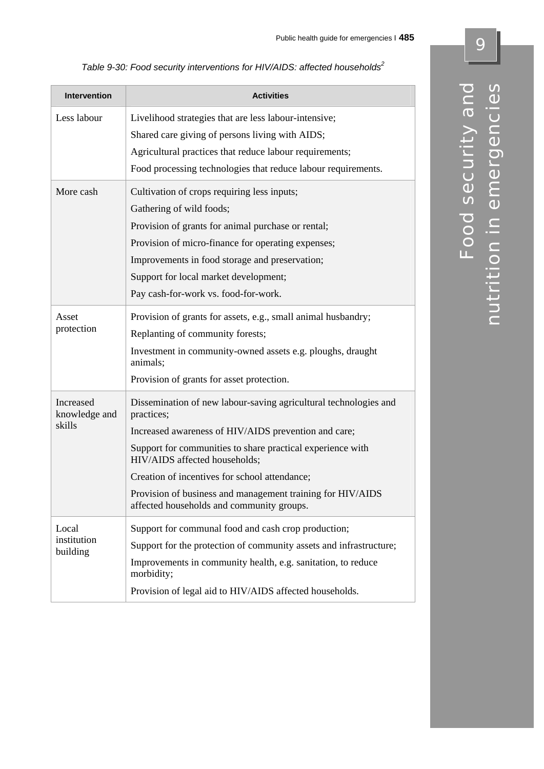*Table 9-30: Food security interventions for HIV/AIDS: affected households[2]*

| Intervention | Activities |
|---|---|
| Less labour | Livelihood strategies that are less labour-intensive;<br>Shared care giving of persons living with AIDS;<br>Agricultural practices that reduce labour requirements;<br>Food processing technologies that reduce labour requirements. |
| More cash | Cultivation of crops requiring less inputs;<br>Gathering of wild foods;<br>Provision of grants for animal purchase or rental;<br>Provision of micro-finance for operating expenses;<br>Improvements in food storage and preservation;<br>Support for local market development;<br>Pay cash-for-work vs. food-for-work. |
| Asset protection | Provision of grants for assets, e.g., small animal husbandry;<br>Replanting of community forests;<br>Investment in community-owned assets e.g. ploughs, draught animals;<br>Provision of grants for asset protection. |
| Increased knowledge and skills | Dissemination of new labour-saving agricultural technologies and practices;<br>Increased awareness of HIV/AIDS prevention and care;<br>Support for communities to share practical experience with HIV/AIDS affected households;<br>Creation of incentives for school attendance;<br>Provision of business and management training for HIV/AIDS affected households and community groups. |
| Local institution building | Support for communal food and cash crop production;<br>Support for the protection of community assets and infrastructure;<br>Improvements in community health, e.g. sanitation, to reduce morbidity;<br>Provision of legal aid to HIV/AIDS affected households. |